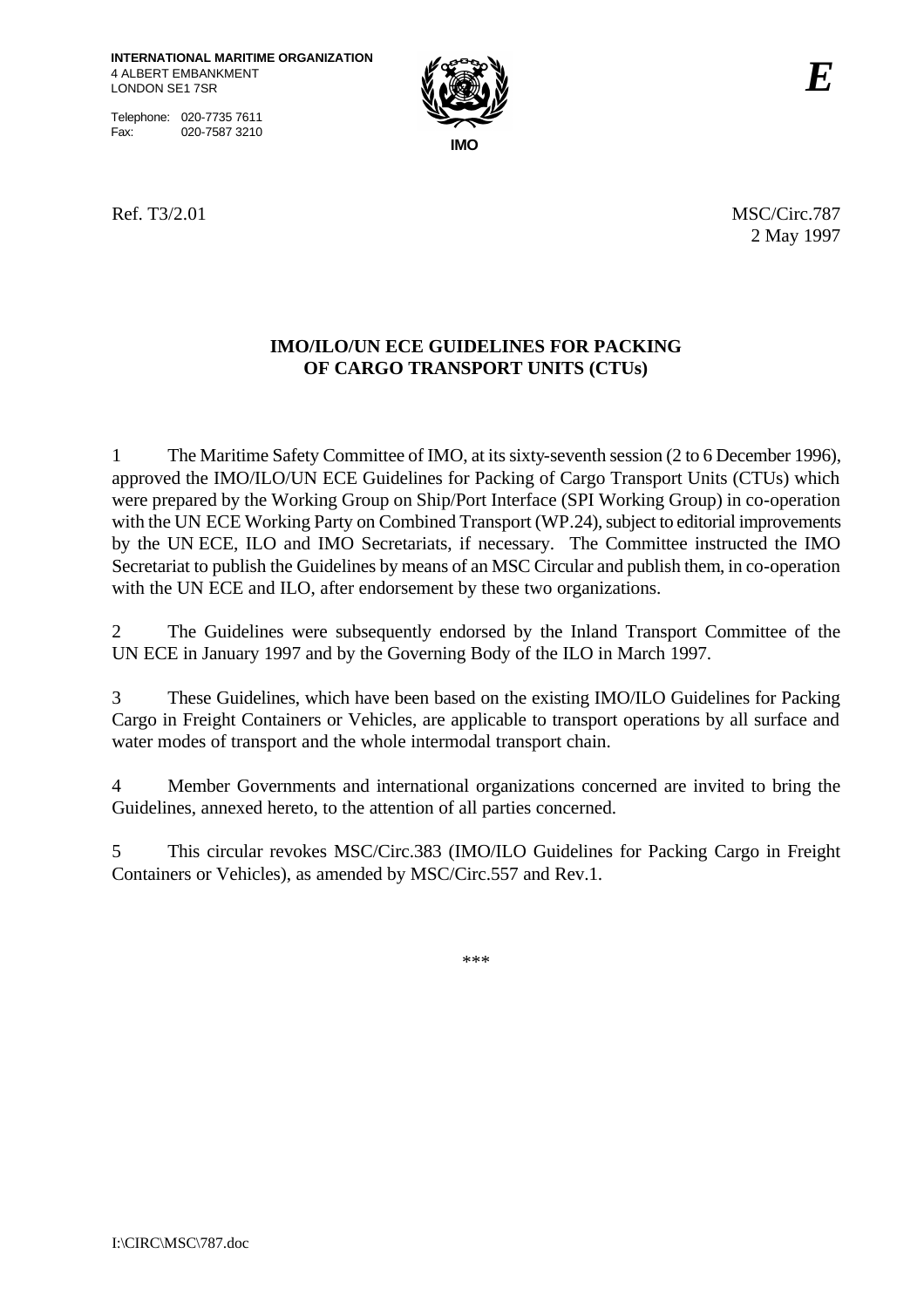**INTERNATIONAL MARITIME ORGANIZATION**
4 ALBERT EMBANKMENT
LONDON SE1 7SR

Telephone: 020-7735 7611
Fax: 020-7587 3210

IMO

*E*

Ref. T3/2.01

MSC/Circ.787
2 May 1997

## IMO/ILO/UN ECE GUIDELINES FOR PACKING OF CARGO TRANSPORT UNITS (CTUs)

1 The Maritime Safety Committee of IMO, at its sixty-seventh session (2 to 6 December 1996), approved the IMO/ILO/UN ECE Guidelines for Packing of Cargo Transport Units (CTUs) which were prepared by the Working Group on Ship/Port Interface (SPI Working Group) in co-operation with the UN ECE Working Party on Combined Transport (WP.24), subject to editorial improvements by the UN ECE, ILO and IMO Secretariats, if necessary. The Committee instructed the IMO Secretariat to publish the Guidelines by means of an MSC Circular and publish them, in co-operation with the UN ECE and ILO, after endorsement by these two organizations.

2 The Guidelines were subsequently endorsed by the Inland Transport Committee of the UN ECE in January 1997 and by the Governing Body of the ILO in March 1997.

3 These Guidelines, which have been based on the existing IMO/ILO Guidelines for Packing Cargo in Freight Containers or Vehicles, are applicable to transport operations by all surface and water modes of transport and the whole intermodal transport chain.

4 Member Governments and international organizations concerned are invited to bring the Guidelines, annexed hereto, to the attention of all parties concerned.

5 This circular revokes MSC/Circ.383 (IMO/ILO Guidelines for Packing Cargo in Freight Containers or Vehicles), as amended by MSC/Circ.557 and Rev.1.

***

I:\CIRC\MSC\787.doc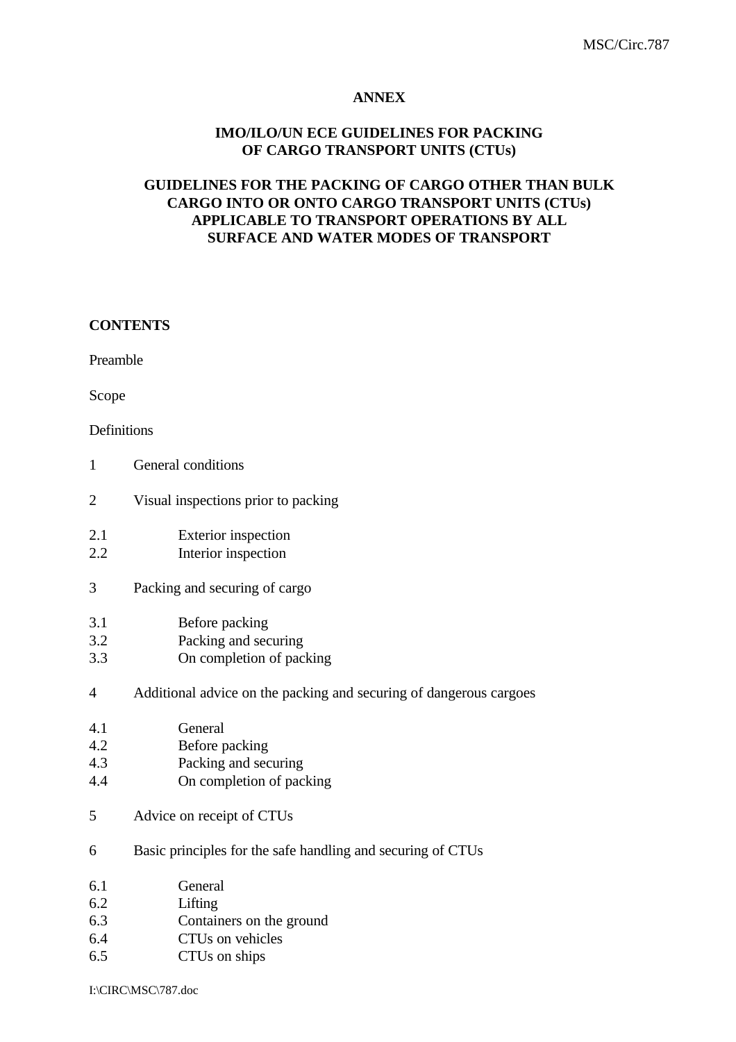**ANNEX**

**IMO/ILO/UN ECE GUIDELINES FOR PACKING OF CARGO TRANSPORT UNITS (CTUs)**

**GUIDELINES FOR THE PACKING OF CARGO OTHER THAN BULK CARGO INTO OR ONTO CARGO TRANSPORT UNITS (CTUs) APPLICABLE TO TRANSPORT OPERATIONS BY ALL SURFACE AND WATER MODES OF TRANSPORT**

**CONTENTS**

Preamble

Scope

Definitions

1 General conditions

2 Visual inspections prior to packing

2.1 Exterior inspection
2.2 Interior inspection

3 Packing and securing of cargo

3.1 Before packing
3.2 Packing and securing
3.3 On completion of packing

4 Additional advice on the packing and securing of dangerous cargoes

4.1 General
4.2 Before packing
4.3 Packing and securing
4.4 On completion of packing

5 Advice on receipt of CTUs

6 Basic principles for the safe handling and securing of CTUs

6.1 General
6.2 Lifting
6.3 Containers on the ground
6.4 CTUs on vehicles
6.5 CTUs on ships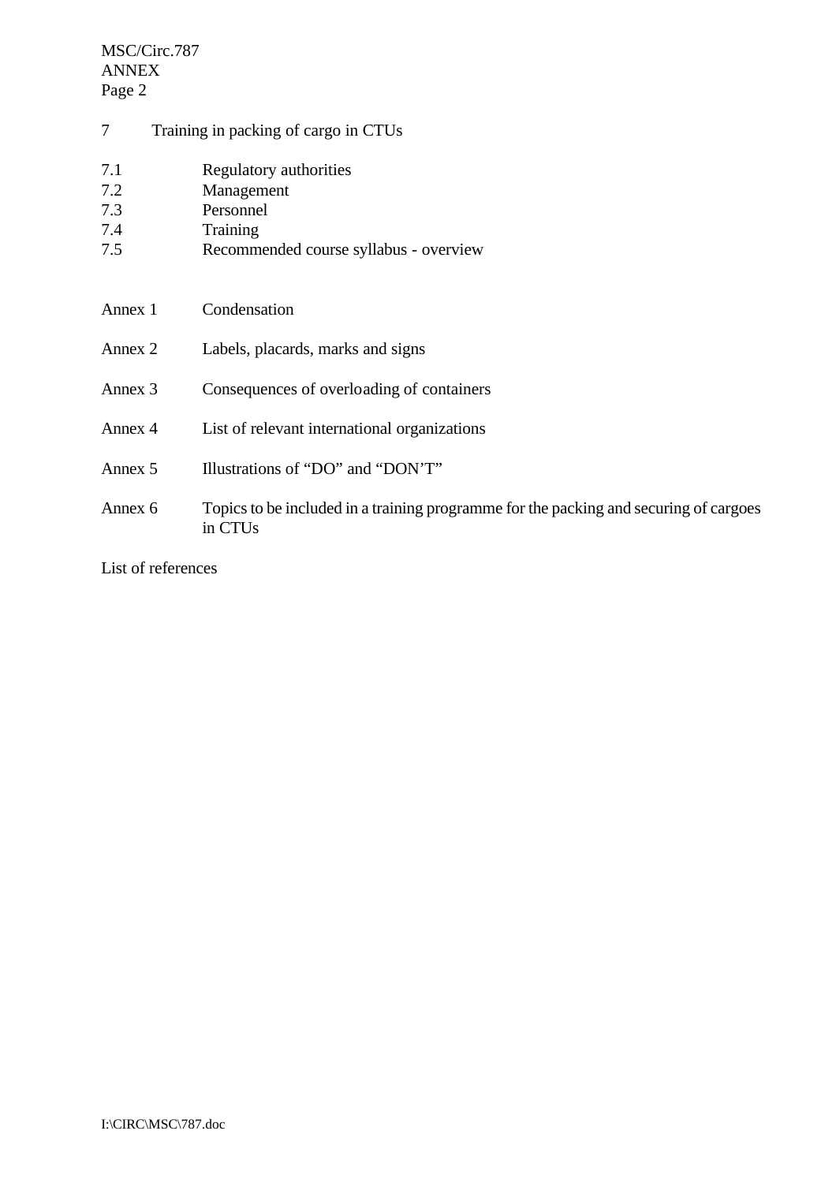7 Training in packing of cargo in CTUs

7.1 Regulatory authorities
7.2 Management
7.3 Personnel
7.4 Training
7.5 Recommended course syllabus - overview

Annex 1 Condensation

Annex 2 Labels, placards, marks and signs

Annex 3 Consequences of overloading of containers

Annex 4 List of relevant international organizations

Annex 5 Illustrations of “DO” and “DON’T”

Annex 6 Topics to be included in a training programme for the packing and securing of cargoes in CTUs

List of references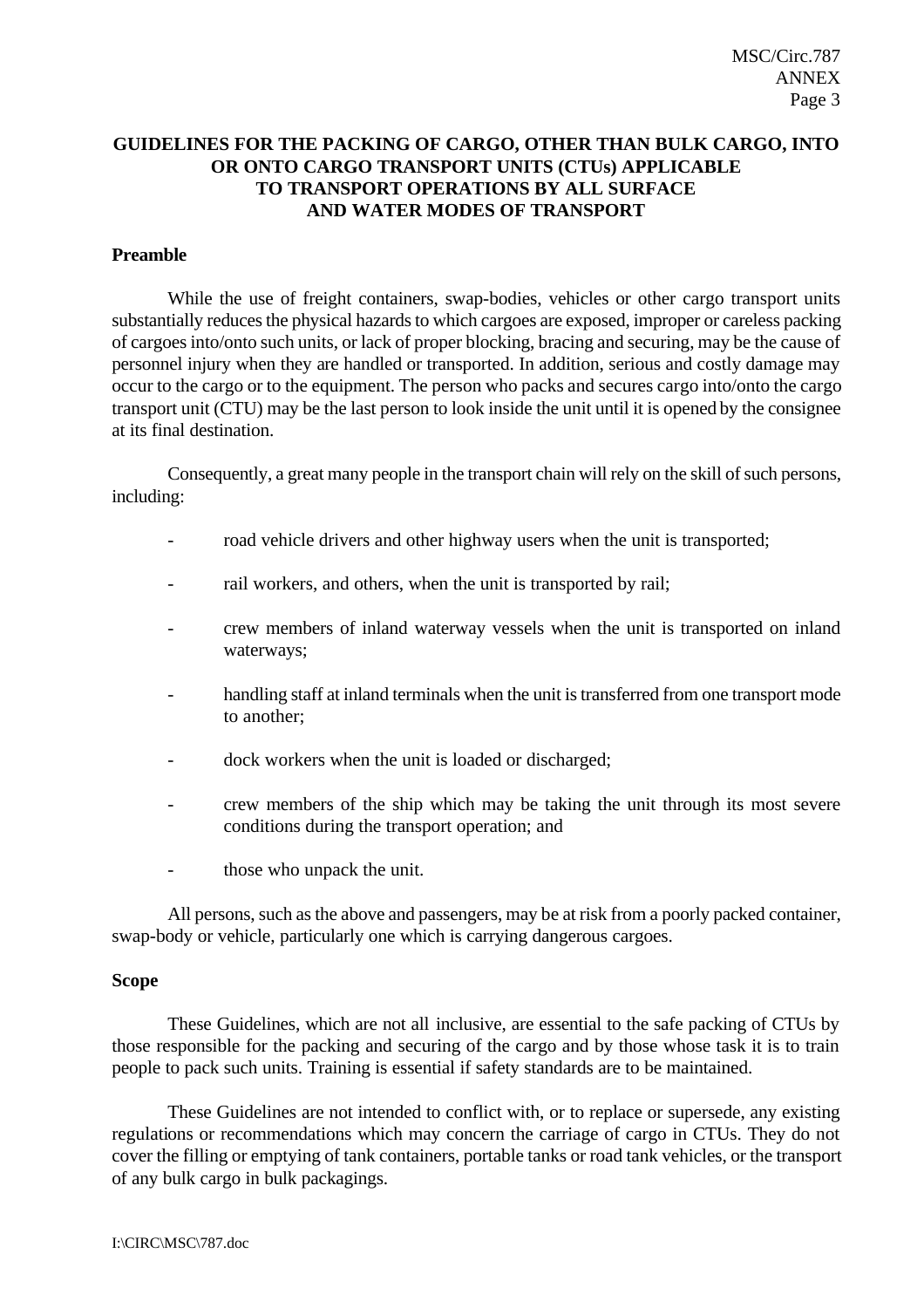## GUIDELINES FOR THE PACKING OF CARGO, OTHER THAN BULK CARGO, INTO OR ONTO CARGO TRANSPORT UNITS (CTUs) APPLICABLE TO TRANSPORT OPERATIONS BY ALL SURFACE AND WATER MODES OF TRANSPORT

### Preamble

While the use of freight containers, swap-bodies, vehicles or other cargo transport units substantially reduces the physical hazards to which cargoes are exposed, improper or careless packing of cargoes into/onto such units, or lack of proper blocking, bracing and securing, may be the cause of personnel injury when they are handled or transported. In addition, serious and costly damage may occur to the cargo or to the equipment. The person who packs and secures cargo into/onto the cargo transport unit (CTU) may be the last person to look inside the unit until it is opened by the consignee at its final destination.

Consequently, a great many people in the transport chain will rely on the skill of such persons, including:

- road vehicle drivers and other highway users when the unit is transported;
- rail workers, and others, when the unit is transported by rail;
- crew members of inland waterway vessels when the unit is transported on inland waterways;
- handling staff at inland terminals when the unit is transferred from one transport mode to another;
- dock workers when the unit is loaded or discharged;
- crew members of the ship which may be taking the unit through its most severe conditions during the transport operation; and
- those who unpack the unit.

All persons, such as the above and passengers, may be at risk from a poorly packed container, swap-body or vehicle, particularly one which is carrying dangerous cargoes.

### Scope

These Guidelines, which are not all inclusive, are essential to the safe packing of CTUs by those responsible for the packing and securing of the cargo and by those whose task it is to train people to pack such units. Training is essential if safety standards are to be maintained.

These Guidelines are not intended to conflict with, or to replace or supersede, any existing regulations or recommendations which may concern the carriage of cargo in CTUs. They do not cover the filling or emptying of tank containers, portable tanks or road tank vehicles, or the transport of any bulk cargo in bulk packagings.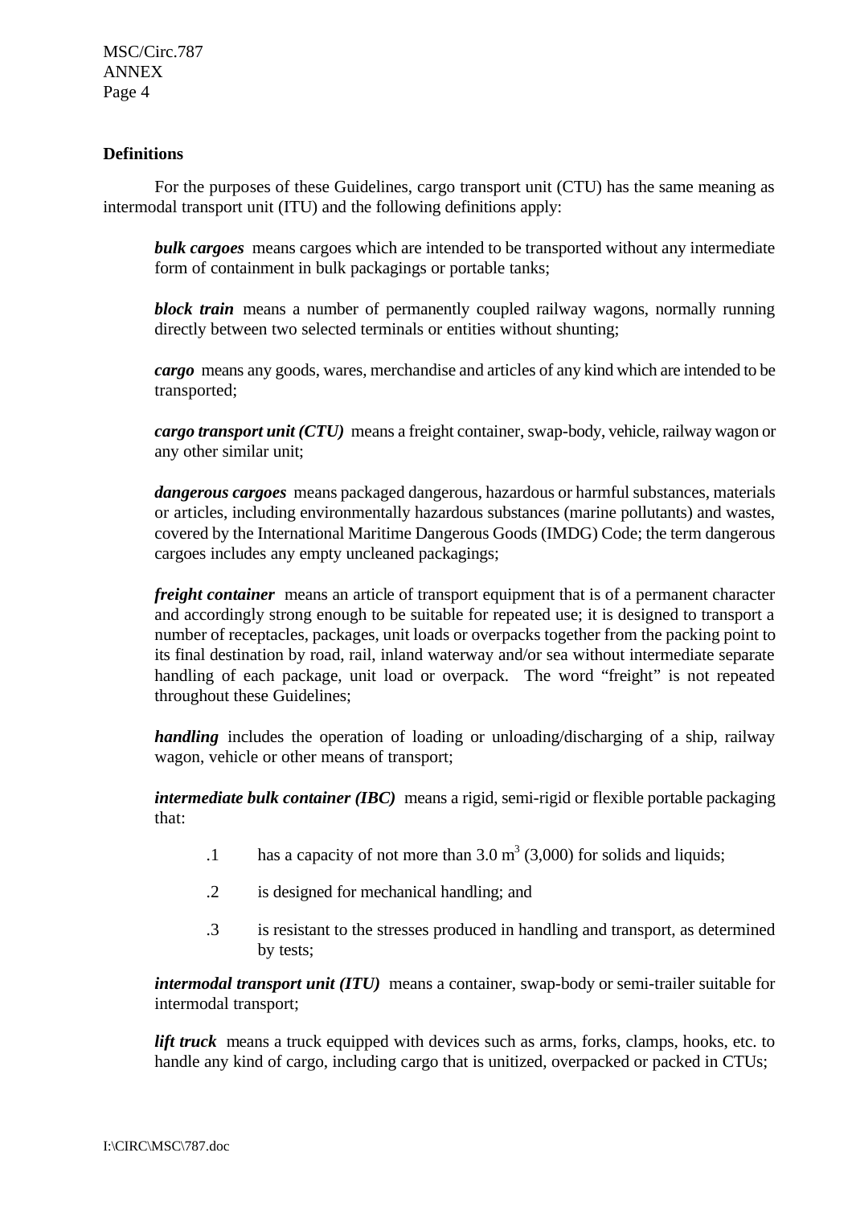**Definitions**

For the purposes of these Guidelines, cargo transport unit (CTU) has the same meaning as intermodal transport unit (ITU) and the following definitions apply:

> ***bulk cargoes*** means cargoes which are intended to be transported without any intermediate form of containment in bulk packagings or portable tanks;
>
> ***block train*** means a number of permanently coupled railway wagons, normally running directly between two selected terminals or entities without shunting;
>
> ***cargo*** means any goods, wares, merchandise and articles of any kind which are intended to be transported;
>
> ***cargo transport unit (CTU)*** means a freight container, swap-body, vehicle, railway wagon or any other similar unit;
>
> ***dangerous cargoes*** means packaged dangerous, hazardous or harmful substances, materials or articles, including environmentally hazardous substances (marine pollutants) and wastes, covered by the International Maritime Dangerous Goods (IMDG) Code; the term dangerous cargoes includes any empty uncleaned packagings;
>
> ***freight container*** means an article of transport equipment that is of a permanent character and accordingly strong enough to be suitable for repeated use; it is designed to transport a number of receptacles, packages, unit loads or overpacks together from the packing point to its final destination by road, rail, inland waterway and/or sea without intermediate separate handling of each package, unit load or overpack. The word "freight" is not repeated throughout these Guidelines;
>
> ***handling*** includes the operation of loading or unloading/discharging of a ship, railway wagon, vehicle or other means of transport;
>
> ***intermediate bulk container (IBC)*** means a rigid, semi-rigid or flexible portable packaging that:
>
> .1 has a capacity of not more than 3.0 $m^3$ (3,000) for solids and liquids;
>
> .2 is designed for mechanical handling; and
>
> .3 is resistant to the stresses produced in handling and transport, as determined by tests;
>
> ***intermodal transport unit (ITU)*** means a container, swap-body or semi-trailer suitable for intermodal transport;
>
> ***lift truck*** means a truck equipped with devices such as arms, forks, clamps, hooks, etc. to handle any kind of cargo, including cargo that is unitized, overpacked or packed in CTUs;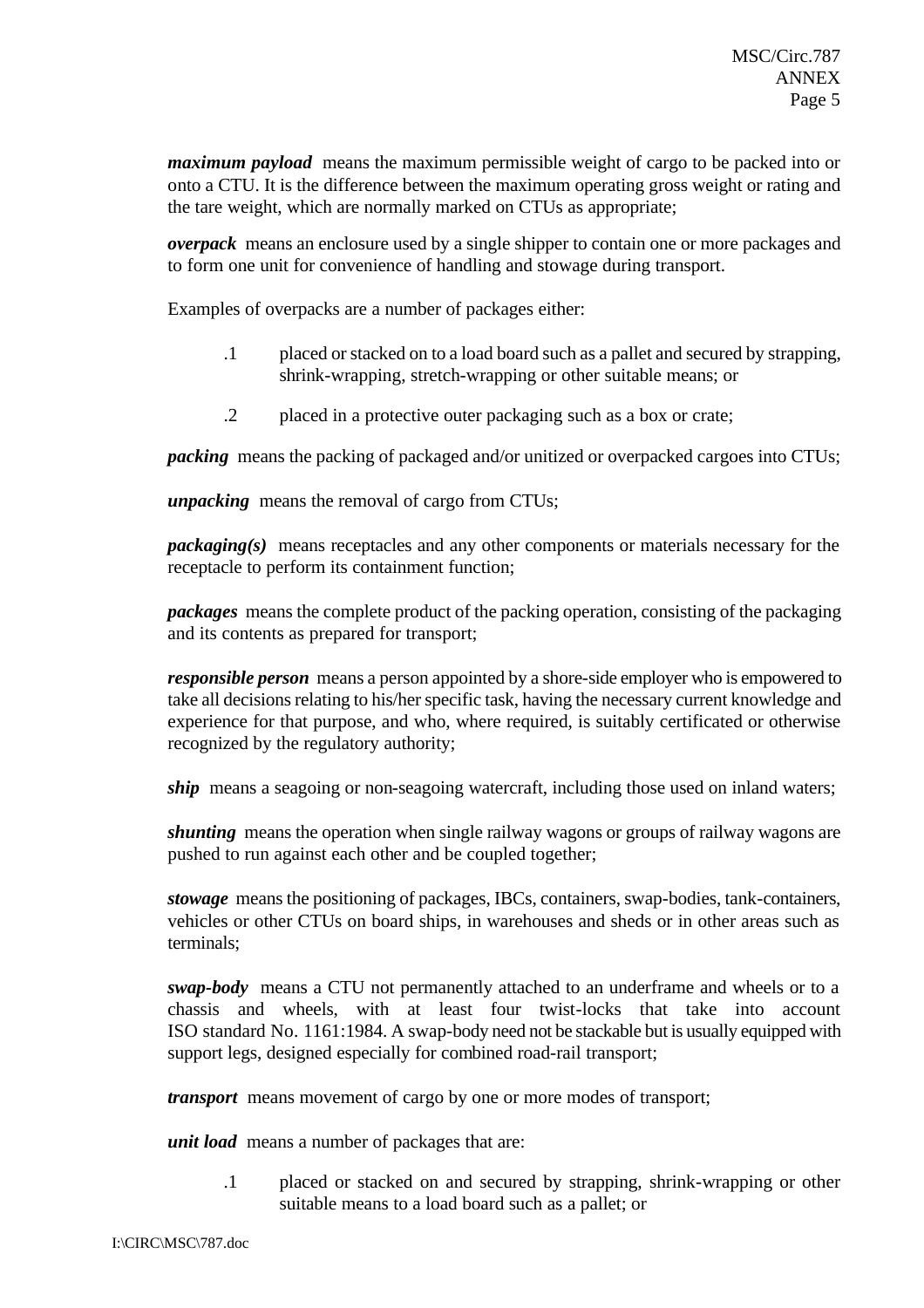***maximum payload*** means the maximum permissible weight of cargo to be packed into or onto a CTU. It is the difference between the maximum operating gross weight or rating and the tare weight, which are normally marked on CTUs as appropriate;

***overpack*** means an enclosure used by a single shipper to contain one or more packages and to form one unit for convenience of handling and stowage during transport.

Examples of overpacks are a number of packages either:

.1 placed or stacked on to a load board such as a pallet and secured by strapping, shrink-wrapping, stretch-wrapping or other suitable means; or

.2 placed in a protective outer packaging such as a box or crate;

***packing*** means the packing of packaged and/or unitized or overpacked cargoes into CTUs;

***unpacking*** means the removal of cargo from CTUs;

***packaging(s)*** means receptacles and any other components or materials necessary for the receptacle to perform its containment function;

***packages*** means the complete product of the packing operation, consisting of the packaging and its contents as prepared for transport;

***responsible person*** means a person appointed by a shore-side employer who is empowered to take all decisions relating to his/her specific task, having the necessary current knowledge and experience for that purpose, and who, where required, is suitably certificated or otherwise recognized by the regulatory authority;

***ship*** means a seagoing or non-seagoing watercraft, including those used on inland waters;

***shunting*** means the operation when single railway wagons or groups of railway wagons are pushed to run against each other and be coupled together;

***stowage*** means the positioning of packages, IBCs, containers, swap-bodies, tank-containers, vehicles or other CTUs on board ships, in warehouses and sheds or in other areas such as terminals;

***swap-body*** means a CTU not permanently attached to an underframe and wheels or to a chassis and wheels, with at least four twist-locks that take into account ISO standard No. 1161:1984. A swap-body need not be stackable but is usually equipped with support legs, designed especially for combined road-rail transport;

***transport*** means movement of cargo by one or more modes of transport;

***unit load*** means a number of packages that are:

.1 placed or stacked on and secured by strapping, shrink-wrapping or other suitable means to a load board such as a pallet; or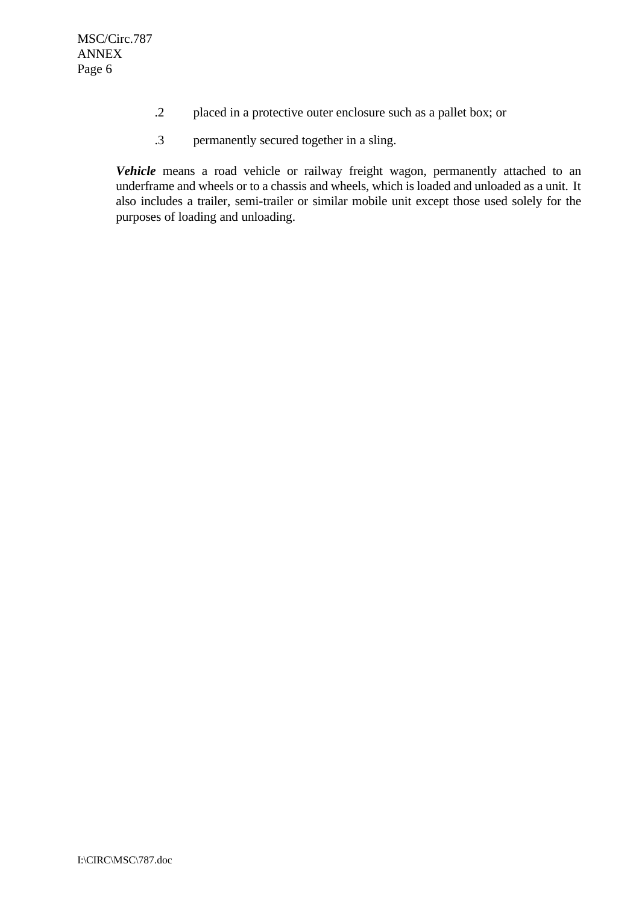.2 placed in a protective outer enclosure such as a pallet box; or

.3 permanently secured together in a sling.

***Vehicle*** means a road vehicle or railway freight wagon, permanently attached to an underframe and wheels or to a chassis and wheels, which is loaded and unloaded as a unit. It also includes a trailer, semi-trailer or similar mobile unit except those used solely for the purposes of loading and unloading.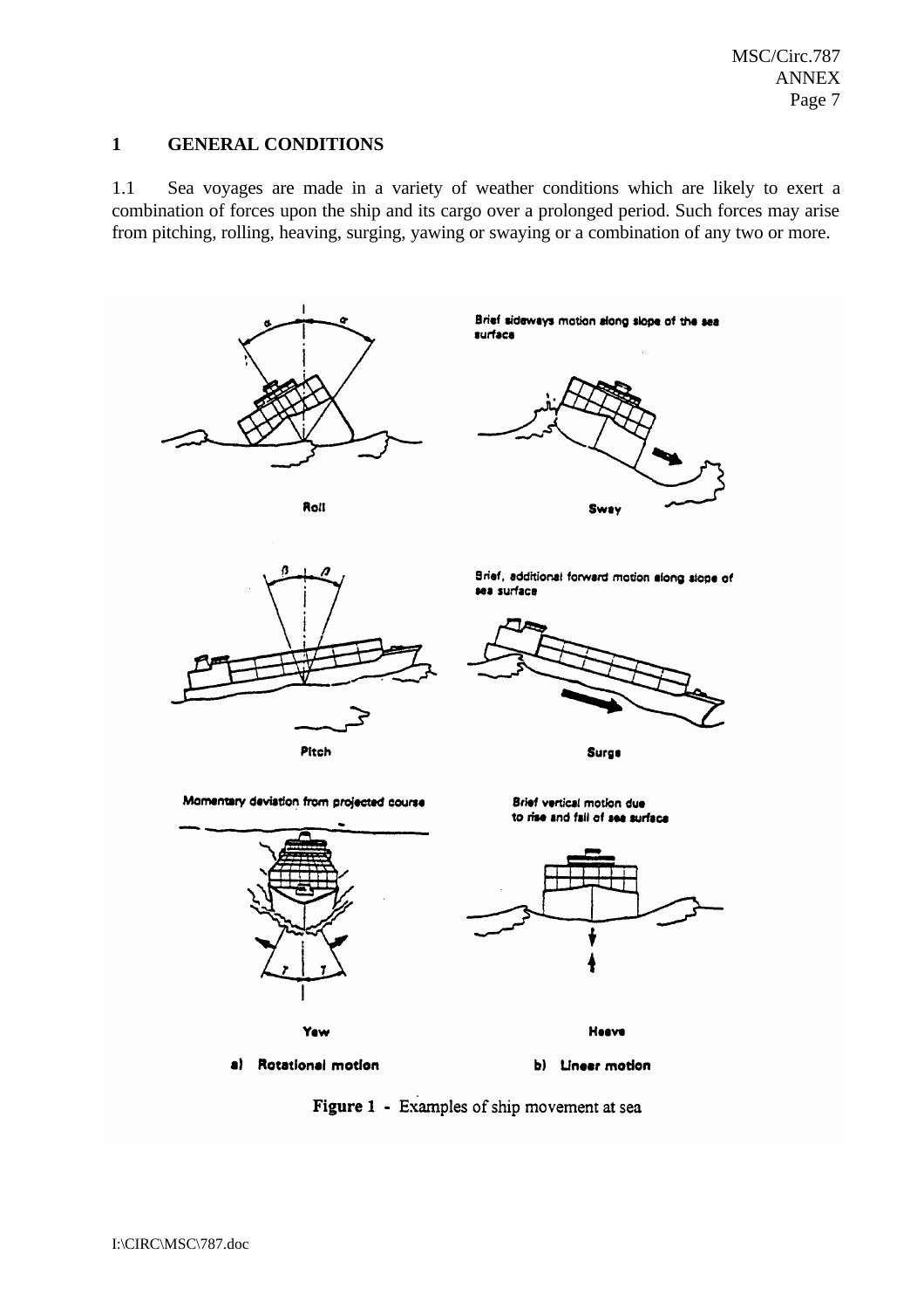## 1 GENERAL CONDITIONS

1.1 Sea voyages are made in a variety of weather conditions which are likely to exert a combination of forces upon the ship and its cargo over a prolonged period. Such forces may arise from pitching, rolling, heaving, surging, yawing or swaying or a combination of any two or more.

Roll

Brief sideways motion along slope of the sea surface

Sway

Pitch

Brief, additional forward motion along slope of sea surface

Surge

Momentary deviation from projected course

Yaw

Brief vertical motion due to rise and fall of sea surface

Heave

a) Rotational motion

b) Linear motion

**Figure 1** - Examples of ship movement at sea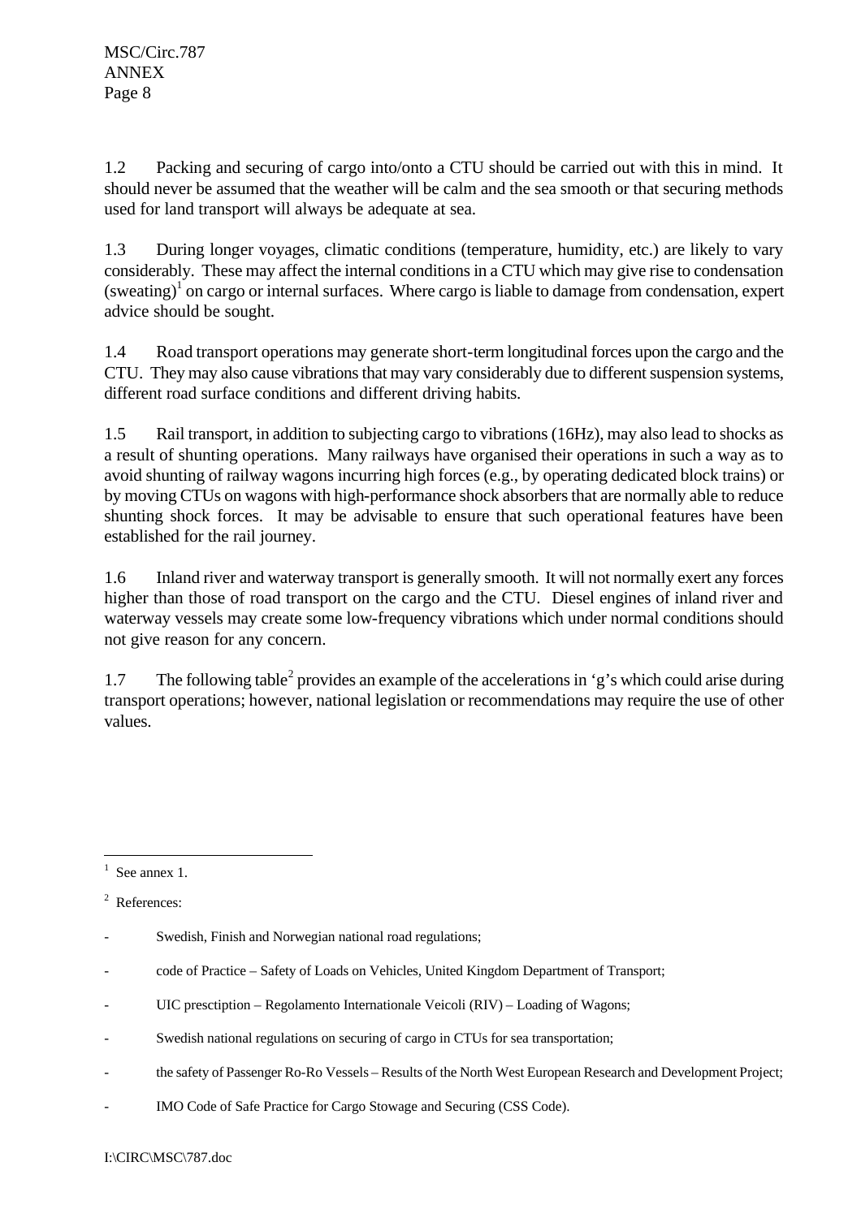1.2 Packing and securing of cargo into/onto a CTU should be carried out with this in mind. It should never be assumed that the weather will be calm and the sea smooth or that securing methods used for land transport will always be adequate at sea.

1.3 During longer voyages, climatic conditions (temperature, humidity, etc.) are likely to vary considerably. These may affect the internal conditions in a CTU which may give rise to condensation (sweating)[1] on cargo or internal surfaces. Where cargo is liable to damage from condensation, expert advice should be sought.

1.4 Road transport operations may generate short-term longitudinal forces upon the cargo and the CTU. They may also cause vibrations that may vary considerably due to different suspension systems, different road surface conditions and different driving habits.

1.5 Rail transport, in addition to subjecting cargo to vibrations (16Hz), may also lead to shocks as a result of shunting operations. Many railways have organised their operations in such a way as to avoid shunting of railway wagons incurring high forces (e.g., by operating dedicated block trains) or by moving CTUs on wagons with high-performance shock absorbers that are normally able to reduce shunting shock forces. It may be advisable to ensure that such operational features have been established for the rail journey.

1.6 Inland river and waterway transport is generally smooth. It will not normally exert any forces higher than those of road transport on the cargo and the CTU. Diesel engines of inland river and waterway vessels may create some low-frequency vibrations which under normal conditions should not give reason for any concern.

1.7 The following table[2] provides an example of the accelerations in 'g's which could arise during transport operations; however, national legislation or recommendations may require the use of other values.

---

[1] See annex 1.

[2] References:

- Swedish, Finish and Norwegian national road regulations;
- code of Practice – Safety of Loads on Vehicles, United Kingdom Department of Transport;
- UIC presctiption – Regolamento Internationale Veicoli (RIV) – Loading of Wagons;
- Swedish national regulations on securing of cargo in CTUs for sea transportation;
- the safety of Passenger Ro-Ro Vessels – Results of the North West European Research and Development Project;
- IMO Code of Safe Practice for Cargo Stowage and Securing (CSS Code).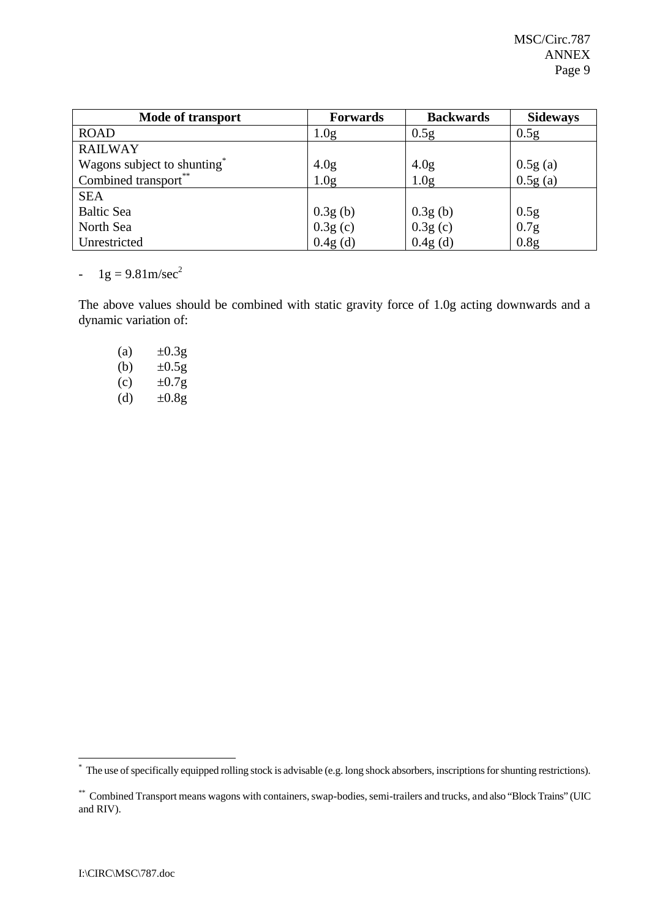| Mode of transport | Forwards | Backwards | Sideways |
|---|---|---|---|
| ROAD | 1.0g | 0.5g | 0.5g |
| RAILWAY | | | |
| Wagons subject to shunting* | 4.0g | 4.0g | 0.5g (a) |
| Combined transport** | 1.0g | 1.0g | 0.5g (a) |
| SEA | | | |
| Baltic Sea | 0.3g (b) | 0.3g (b) | 0.5g |
| North Sea | 0.3g (c) | 0.3g (c) | 0.7g |
| Unrestricted | 0.4g (d) | 0.4g (d) | 0.8g |

- $1g = 9.81 m/sec^2$

The above values should be combined with static gravity force of 1.0g acting downwards and a dynamic variation of:

(a) ±0.3g
(b) ±0.5g
(c) ±0.7g
(d) ±0.8g

---

* The use of specifically equipped rolling stock is advisable (e.g. long shock absorbers, inscriptions for shunting restrictions).

** Combined Transport means wagons with containers, swap-bodies, semi-trailers and trucks, and also "Block Trains" (UIC and RIV).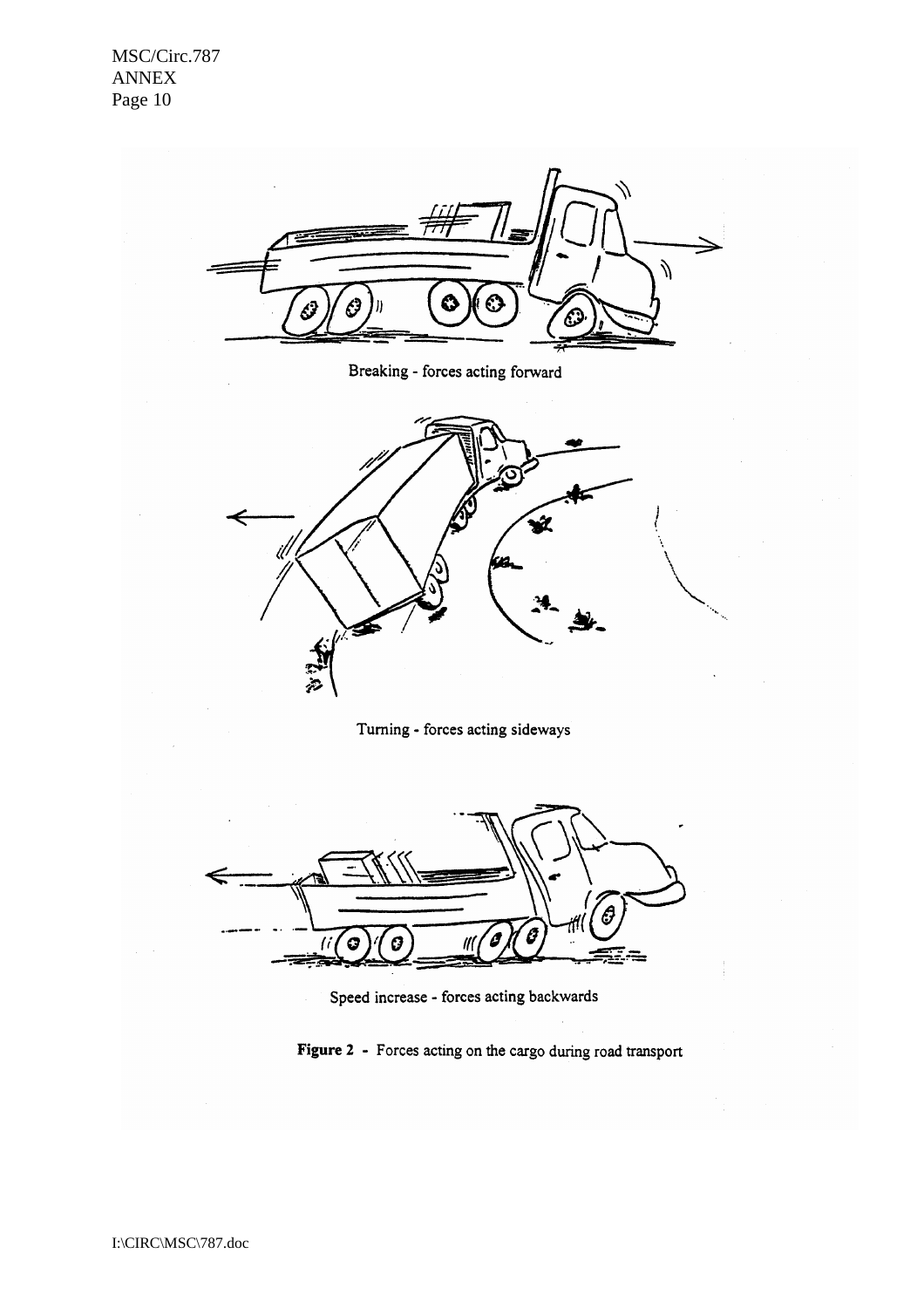Breaking - forces acting forward

Turning - forces acting sideways

Speed increase - forces acting backwards

**Figure 2** - Forces acting on the cargo during road transport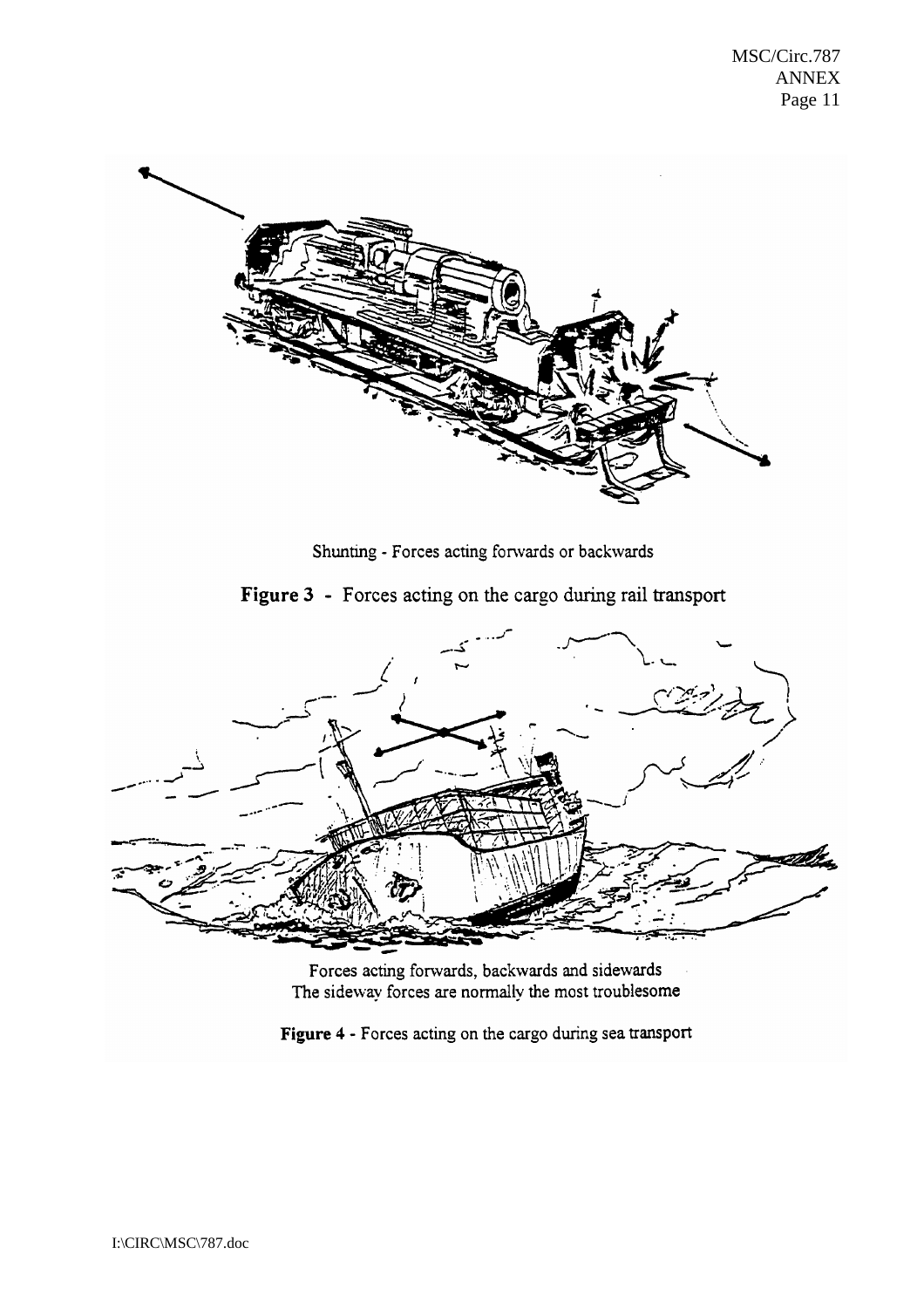Shunting - Forces acting forwards or backwards

**Figure 3** - Forces acting on the cargo during rail transport

Forces acting forwards, backwards and sidewards
The sideway forces are normally the most troublesome

**Figure 4** - Forces acting on the cargo during sea transport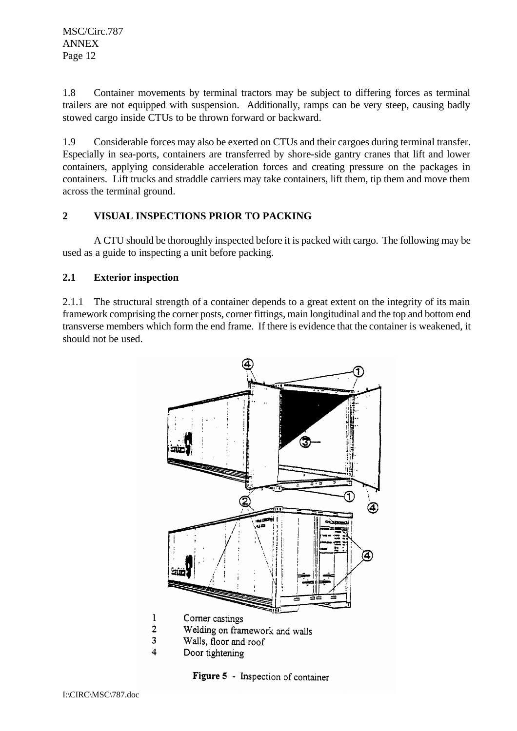1.8 Container movements by terminal tractors may be subject to differing forces as terminal trailers are not equipped with suspension. Additionally, ramps can be very steep, causing badly stowed cargo inside CTUs to be thrown forward or backward.

1.9 Considerable forces may also be exerted on CTUs and their cargoes during terminal transfer. Especially in sea-ports, containers are transferred by shore-side gantry cranes that lift and lower containers, applying considerable acceleration forces and creating pressure on the packages in containers. Lift trucks and straddle carriers may take containers, lift them, tip them and move them across the terminal ground.

## 2 VISUAL INSPECTIONS PRIOR TO PACKING

A CTU should be thoroughly inspected before it is packed with cargo. The following may be used as a guide to inspecting a unit before packing.

### 2.1 Exterior inspection

2.1.1 The structural strength of a container depends to a great extent on the integrity of its main framework comprising the corner posts, corner fittings, main longitudinal and the top and bottom end transverse members which form the end frame. If there is evidence that the container is weakened, it should not be used.

1. Corner castings
2. Welding on framework and walls
3. Walls, floor and roof
4. Door tightening

**Figure 5** - Inspection of container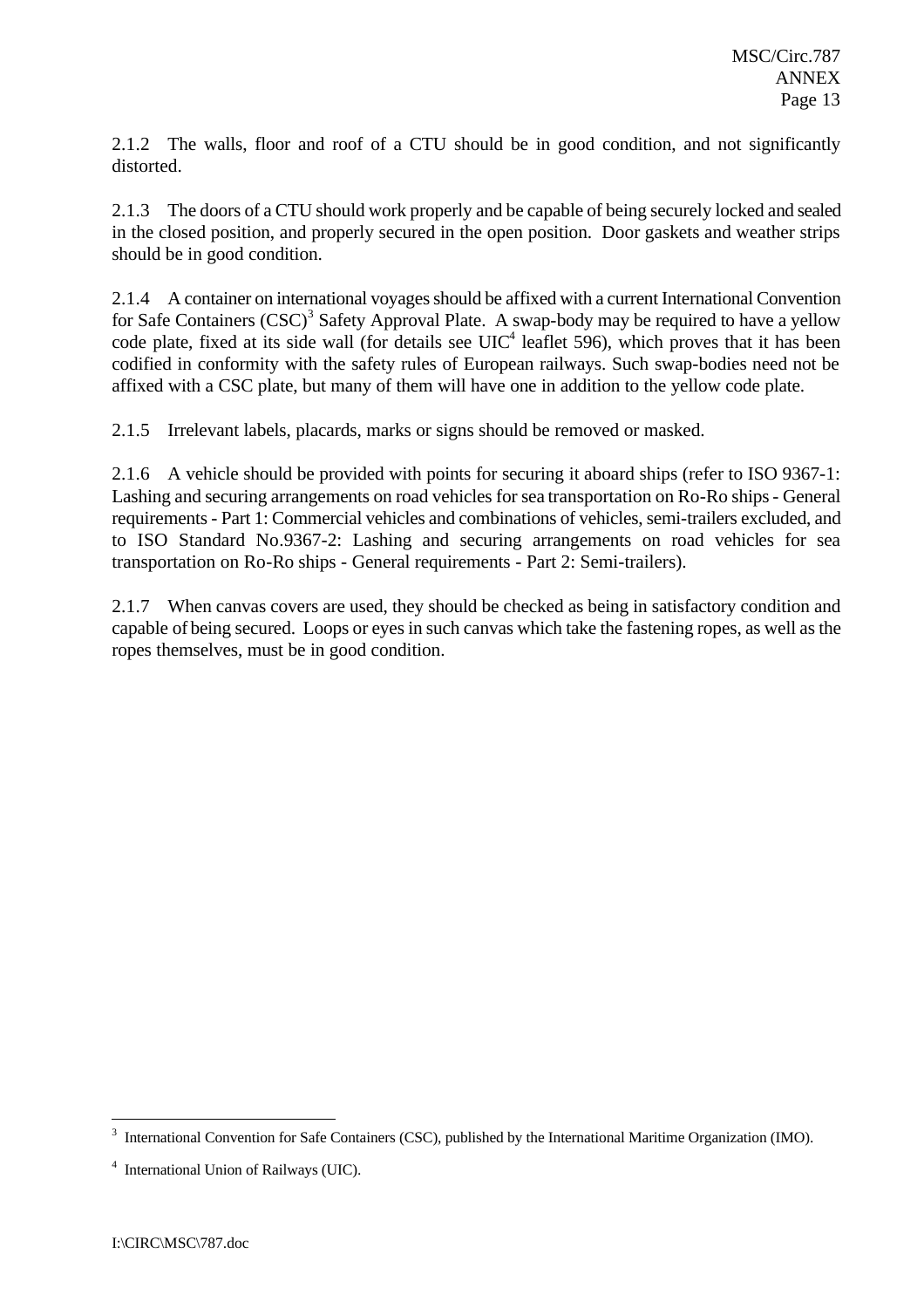2.1.2 The walls, floor and roof of a CTU should be in good condition, and not significantly distorted.

2.1.3 The doors of a CTU should work properly and be capable of being securely locked and sealed in the closed position, and properly secured in the open position. Door gaskets and weather strips should be in good condition.

2.1.4 A container on international voyages should be affixed with a current International Convention for Safe Containers (CSC)[3] Safety Approval Plate. A swap-body may be required to have a yellow code plate, fixed at its side wall (for details see UIC[4] leaflet 596), which proves that it has been codified in conformity with the safety rules of European railways. Such swap-bodies need not be affixed with a CSC plate, but many of them will have one in addition to the yellow code plate.

2.1.5 Irrelevant labels, placards, marks or signs should be removed or masked.

2.1.6 A vehicle should be provided with points for securing it aboard ships (refer to ISO 9367-1: Lashing and securing arrangements on road vehicles for sea transportation on Ro-Ro ships - General requirements - Part 1: Commercial vehicles and combinations of vehicles, semi-trailers excluded, and to ISO Standard No.9367-2: Lashing and securing arrangements on road vehicles for sea transportation on Ro-Ro ships - General requirements - Part 2: Semi-trailers).

2.1.7 When canvas covers are used, they should be checked as being in satisfactory condition and capable of being secured. Loops or eyes in such canvas which take the fastening ropes, as well as the ropes themselves, must be in good condition.

---

[3] International Convention for Safe Containers (CSC), published by the International Maritime Organization (IMO).

[4] International Union of Railways (UIC).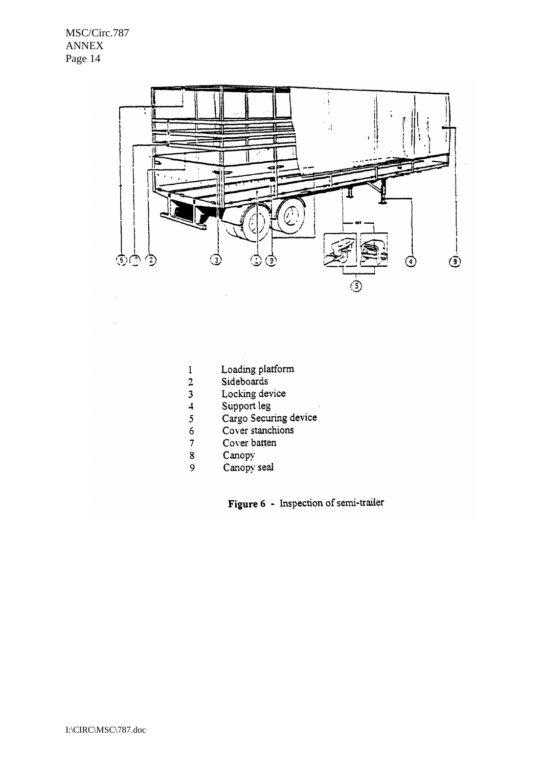1 Loading platform
2 Sideboards
3 Locking device
4 Support leg
5 Cargo Securing device
6 Cover stanchions
7 Cover batten
8 Canopy
9 Canopy seal

**Figure 6** - Inspection of semi-trailer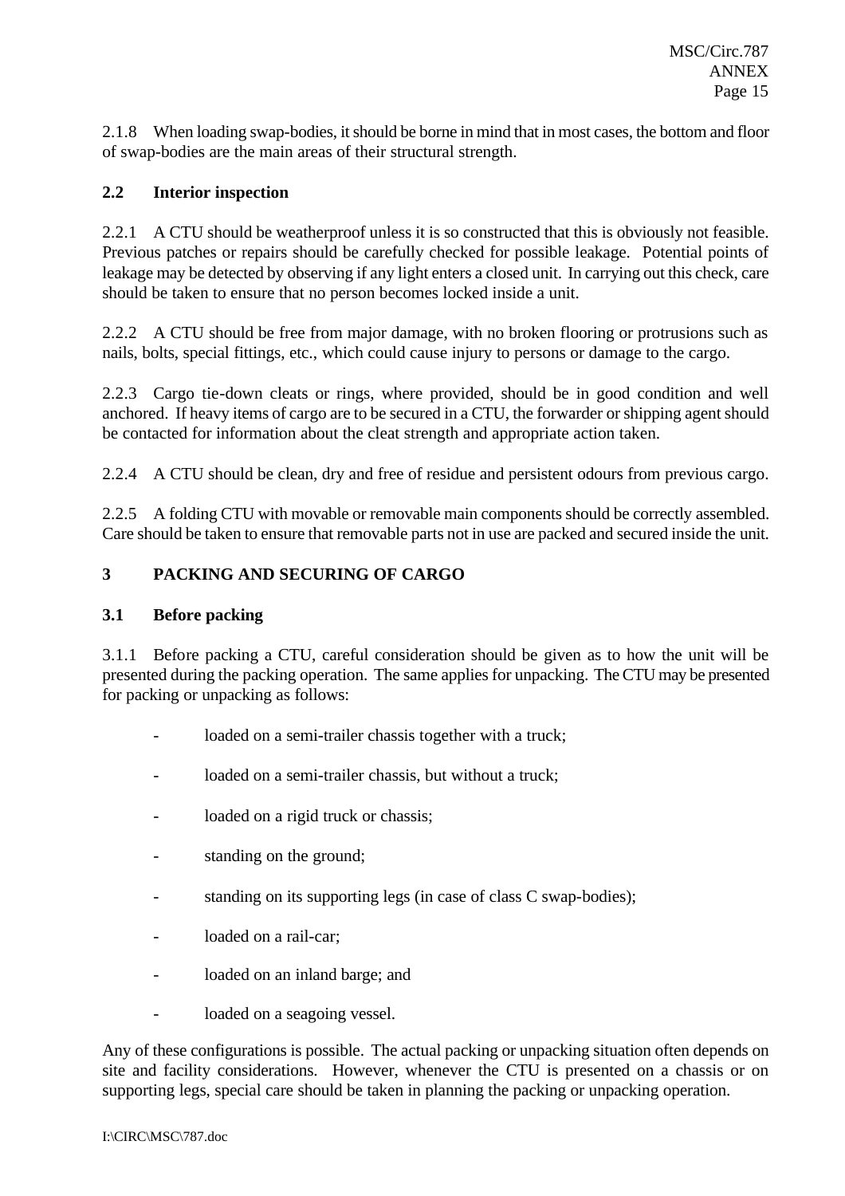2.1.8 When loading swap-bodies, it should be borne in mind that in most cases, the bottom and floor of swap-bodies are the main areas of their structural strength.

## 2.2 Interior inspection

2.2.1 A CTU should be weatherproof unless it is so constructed that this is obviously not feasible. Previous patches or repairs should be carefully checked for possible leakage. Potential points of leakage may be detected by observing if any light enters a closed unit. In carrying out this check, care should be taken to ensure that no person becomes locked inside a unit.

2.2.2 A CTU should be free from major damage, with no broken flooring or protrusions such as nails, bolts, special fittings, etc., which could cause injury to persons or damage to the cargo.

2.2.3 Cargo tie-down cleats or rings, where provided, should be in good condition and well anchored. If heavy items of cargo are to be secured in a CTU, the forwarder or shipping agent should be contacted for information about the cleat strength and appropriate action taken.

2.2.4 A CTU should be clean, dry and free of residue and persistent odours from previous cargo.

2.2.5 A folding CTU with movable or removable main components should be correctly assembled. Care should be taken to ensure that removable parts not in use are packed and secured inside the unit.

# 3 PACKING AND SECURING OF CARGO

## 3.1 Before packing

3.1.1 Before packing a CTU, careful consideration should be given as to how the unit will be presented during the packing operation. The same applies for unpacking. The CTU may be presented for packing or unpacking as follows:

- loaded on a semi-trailer chassis together with a truck;
- loaded on a semi-trailer chassis, but without a truck;
- loaded on a rigid truck or chassis;
- standing on the ground;
- standing on its supporting legs (in case of class C swap-bodies);
- loaded on a rail-car;
- loaded on an inland barge; and
- loaded on a seagoing vessel.

Any of these configurations is possible. The actual packing or unpacking situation often depends on site and facility considerations. However, whenever the CTU is presented on a chassis or on supporting legs, special care should be taken in planning the packing or unpacking operation.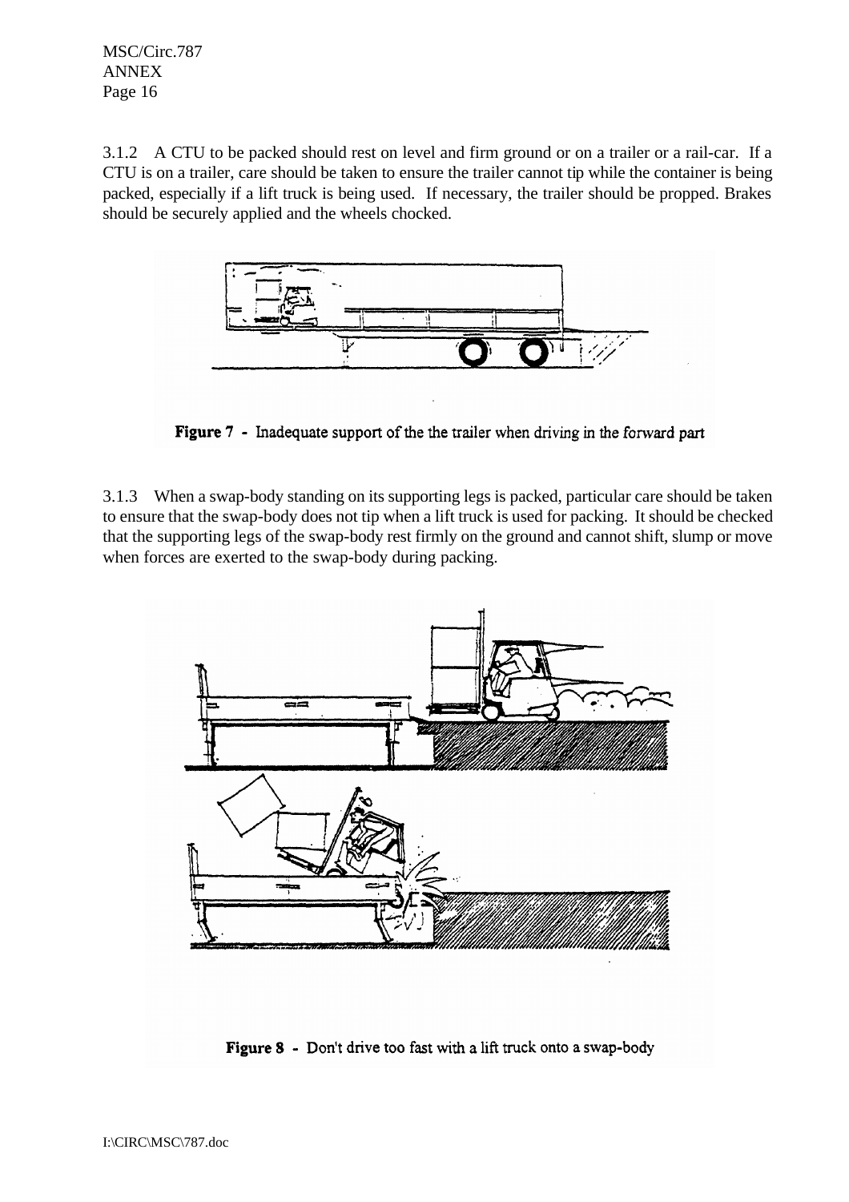3.1.2 A CTU to be packed should rest on level and firm ground or on a trailer or a rail-car. If a CTU is on a trailer, care should be taken to ensure the trailer cannot tip while the container is being packed, especially if a lift truck is being used. If necessary, the trailer should be propped. Brakes should be securely applied and the wheels chocked.

**Figure 7** - Inadequate support of the the trailer when driving in the forward part

3.1.3 When a swap-body standing on its supporting legs is packed, particular care should be taken to ensure that the swap-body does not tip when a lift truck is used for packing. It should be checked that the supporting legs of the swap-body rest firmly on the ground and cannot shift, slump or move when forces are exerted to the swap-body during packing.

**Figure 8** - Don't drive too fast with a lift truck onto a swap-body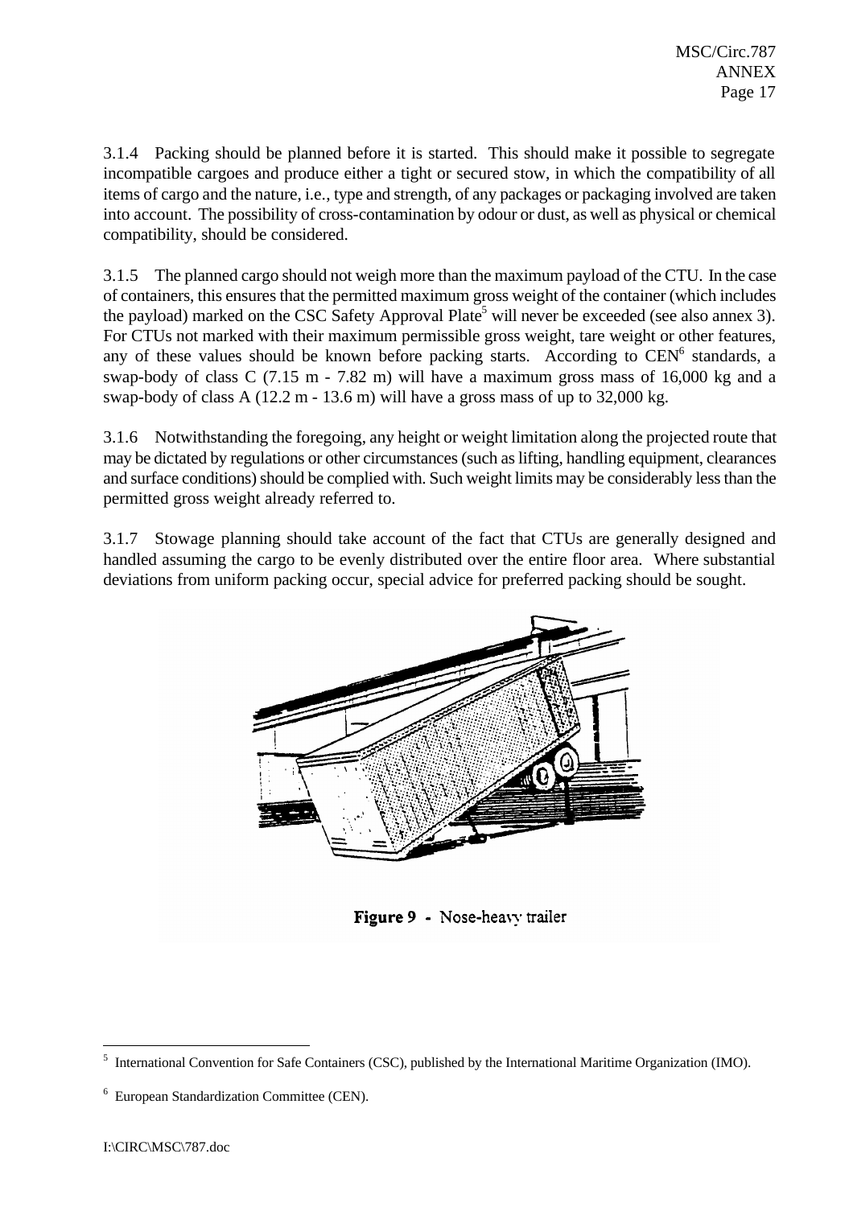3.1.4 Packing should be planned before it is started. This should make it possible to segregate incompatible cargoes and produce either a tight or secured stow, in which the compatibility of all items of cargo and the nature, i.e., type and strength, of any packages or packaging involved are taken into account. The possibility of cross-contamination by odour or dust, as well as physical or chemical compatibility, should be considered.

3.1.5 The planned cargo should not weigh more than the maximum payload of the CTU. In the case of containers, this ensures that the permitted maximum gross weight of the container (which includes the payload) marked on the CSC Safety Approval Plate[5] will never be exceeded (see also annex 3). For CTUs not marked with their maximum permissible gross weight, tare weight or other features, any of these values should be known before packing starts. According to CEN[6] standards, a swap-body of class C (7.15 m - 7.82 m) will have a maximum gross mass of 16,000 kg and a swap-body of class A (12.2 m - 13.6 m) will have a gross mass of up to 32,000 kg.

3.1.6 Notwithstanding the foregoing, any height or weight limitation along the projected route that may be dictated by regulations or other circumstances (such as lifting, handling equipment, clearances and surface conditions) should be complied with. Such weight limits may be considerably less than the permitted gross weight already referred to.

3.1.7 Stowage planning should take account of the fact that CTUs are generally designed and handled assuming the cargo to be evenly distributed over the entire floor area. Where substantial deviations from uniform packing occur, special advice for preferred packing should be sought.

**Figure 9** - Nose-heavy trailer

---

[5] International Convention for Safe Containers (CSC), published by the International Maritime Organization (IMO).

[6] European Standardization Committee (CEN).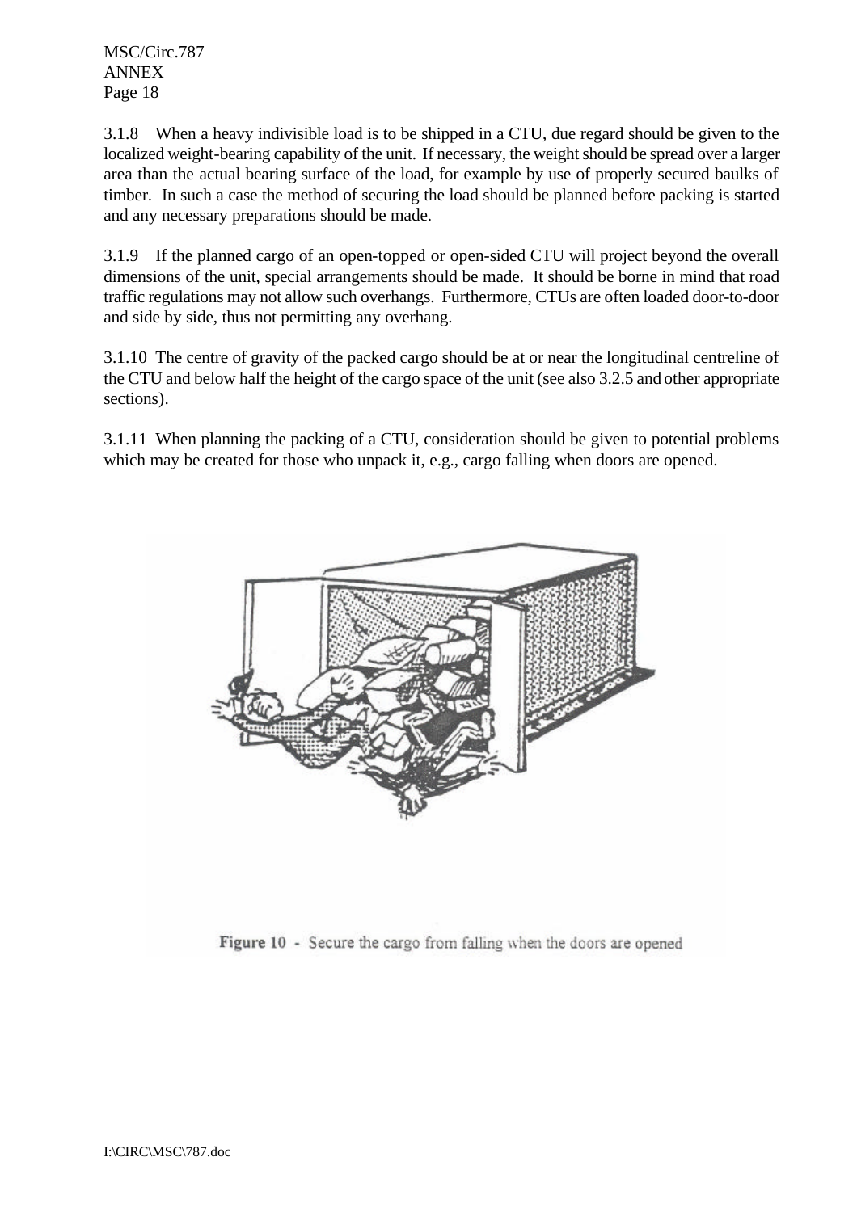3.1.8 When a heavy indivisible load is to be shipped in a CTU, due regard should be given to the localized weight-bearing capability of the unit. If necessary, the weight should be spread over a larger area than the actual bearing surface of the load, for example by use of properly secured baulks of timber. In such a case the method of securing the load should be planned before packing is started and any necessary preparations should be made.

3.1.9 If the planned cargo of an open-topped or open-sided CTU will project beyond the overall dimensions of the unit, special arrangements should be made. It should be borne in mind that road traffic regulations may not allow such overhangs. Furthermore, CTUs are often loaded door-to-door and side by side, thus not permitting any overhang.

3.1.10 The centre of gravity of the packed cargo should be at or near the longitudinal centreline of the CTU and below half the height of the cargo space of the unit (see also 3.2.5 and other appropriate sections).

3.1.11 When planning the packing of a CTU, consideration should be given to potential problems which may be created for those who unpack it, e.g., cargo falling when doors are opened.

**Figure 10** - Secure the cargo from falling when the doors are opened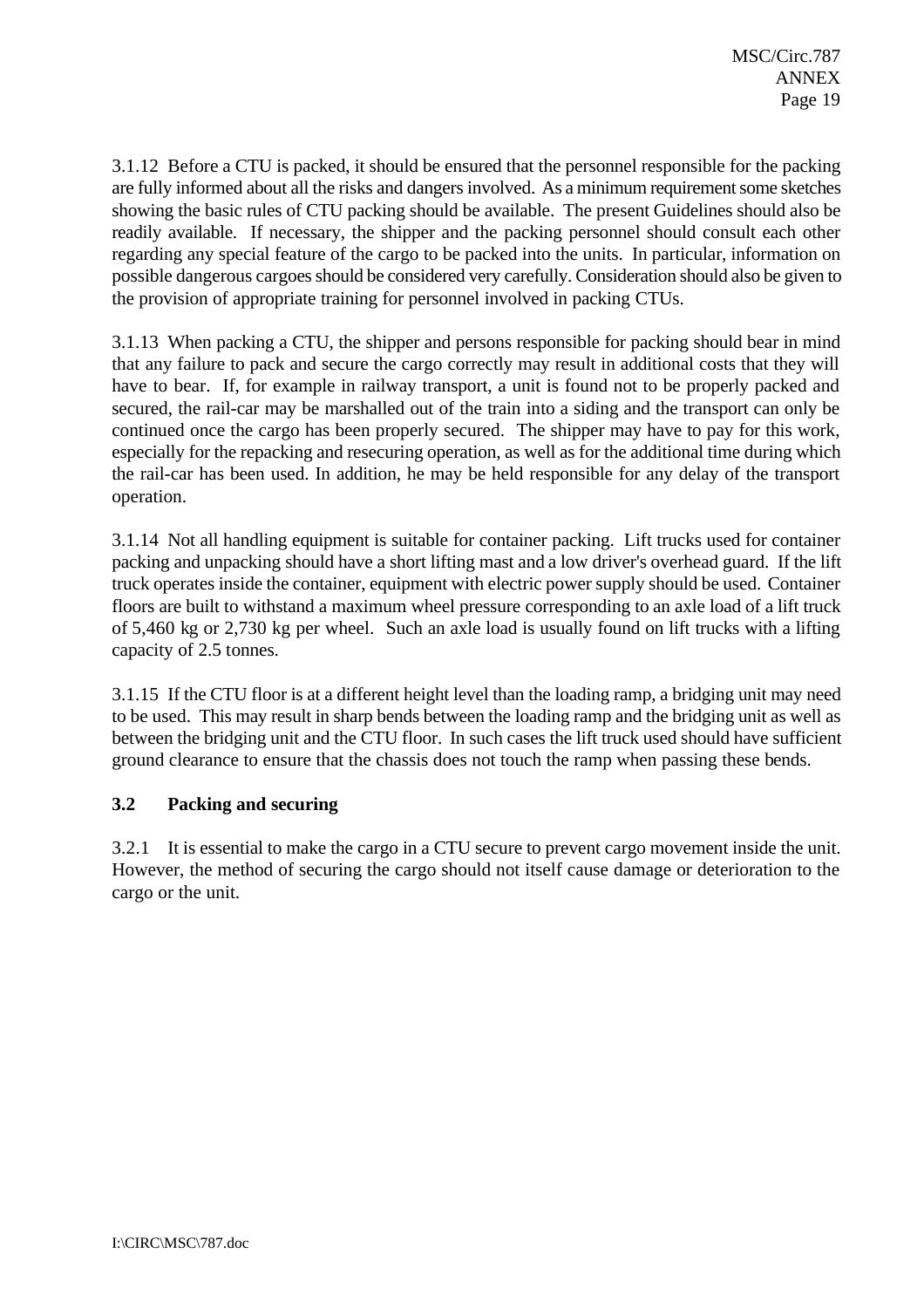3.1.12 Before a CTU is packed, it should be ensured that the personnel responsible for the packing are fully informed about all the risks and dangers involved. As a minimum requirement some sketches showing the basic rules of CTU packing should be available. The present Guidelines should also be readily available. If necessary, the shipper and the packing personnel should consult each other regarding any special feature of the cargo to be packed into the units. In particular, information on possible dangerous cargoes should be considered very carefully. Consideration should also be given to the provision of appropriate training for personnel involved in packing CTUs.

3.1.13 When packing a CTU, the shipper and persons responsible for packing should bear in mind that any failure to pack and secure the cargo correctly may result in additional costs that they will have to bear. If, for example in railway transport, a unit is found not to be properly packed and secured, the rail-car may be marshalled out of the train into a siding and the transport can only be continued once the cargo has been properly secured. The shipper may have to pay for this work, especially for the repacking and resecuring operation, as well as for the additional time during which the rail-car has been used. In addition, he may be held responsible for any delay of the transport operation.

3.1.14 Not all handling equipment is suitable for container packing. Lift trucks used for container packing and unpacking should have a short lifting mast and a low driver's overhead guard. If the lift truck operates inside the container, equipment with electric power supply should be used. Container floors are built to withstand a maximum wheel pressure corresponding to an axle load of a lift truck of 5,460 kg or 2,730 kg per wheel. Such an axle load is usually found on lift trucks with a lifting capacity of 2.5 tonnes.

3.1.15 If the CTU floor is at a different height level than the loading ramp, a bridging unit may need to be used. This may result in sharp bends between the loading ramp and the bridging unit as well as between the bridging unit and the CTU floor. In such cases the lift truck used should have sufficient ground clearance to ensure that the chassis does not touch the ramp when passing these bends.

### 3.2 Packing and securing

3.2.1 It is essential to make the cargo in a CTU secure to prevent cargo movement inside the unit. However, the method of securing the cargo should not itself cause damage or deterioration to the cargo or the unit.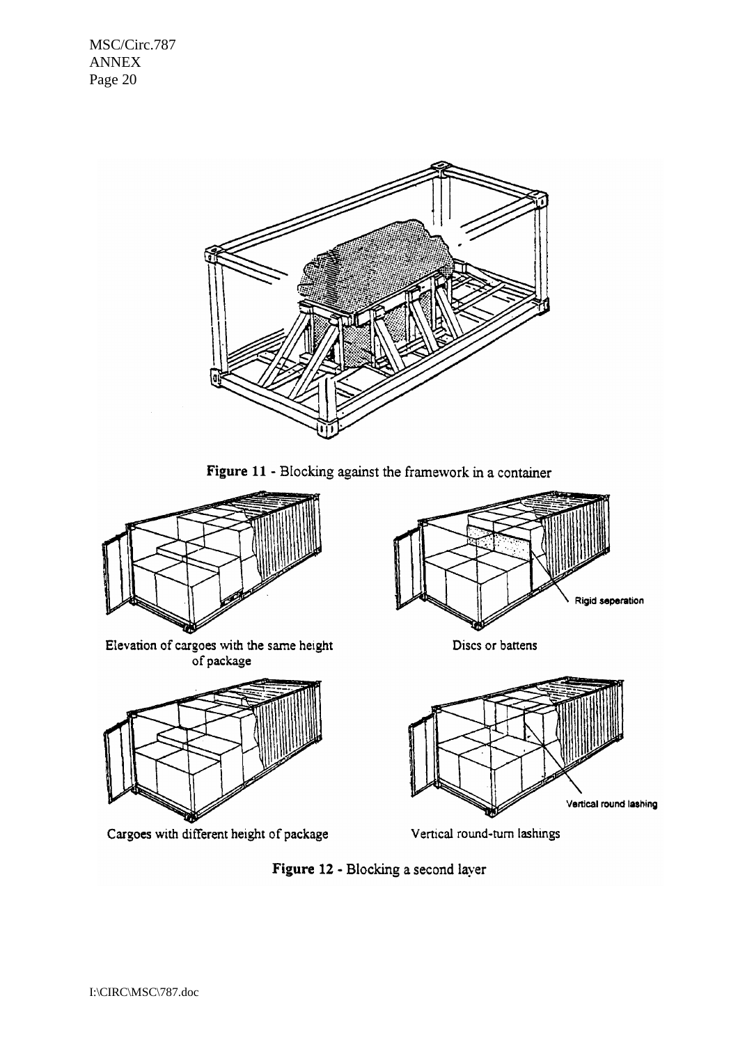**Figure 11** - Blocking against the framework in a container

Elevation of cargoes with the same height of package

Discs or battens

Rigid seperation

Cargoes with different height of package

Vertical round-turn lashings

Vertical round lashing

**Figure 12** - Blocking a second layer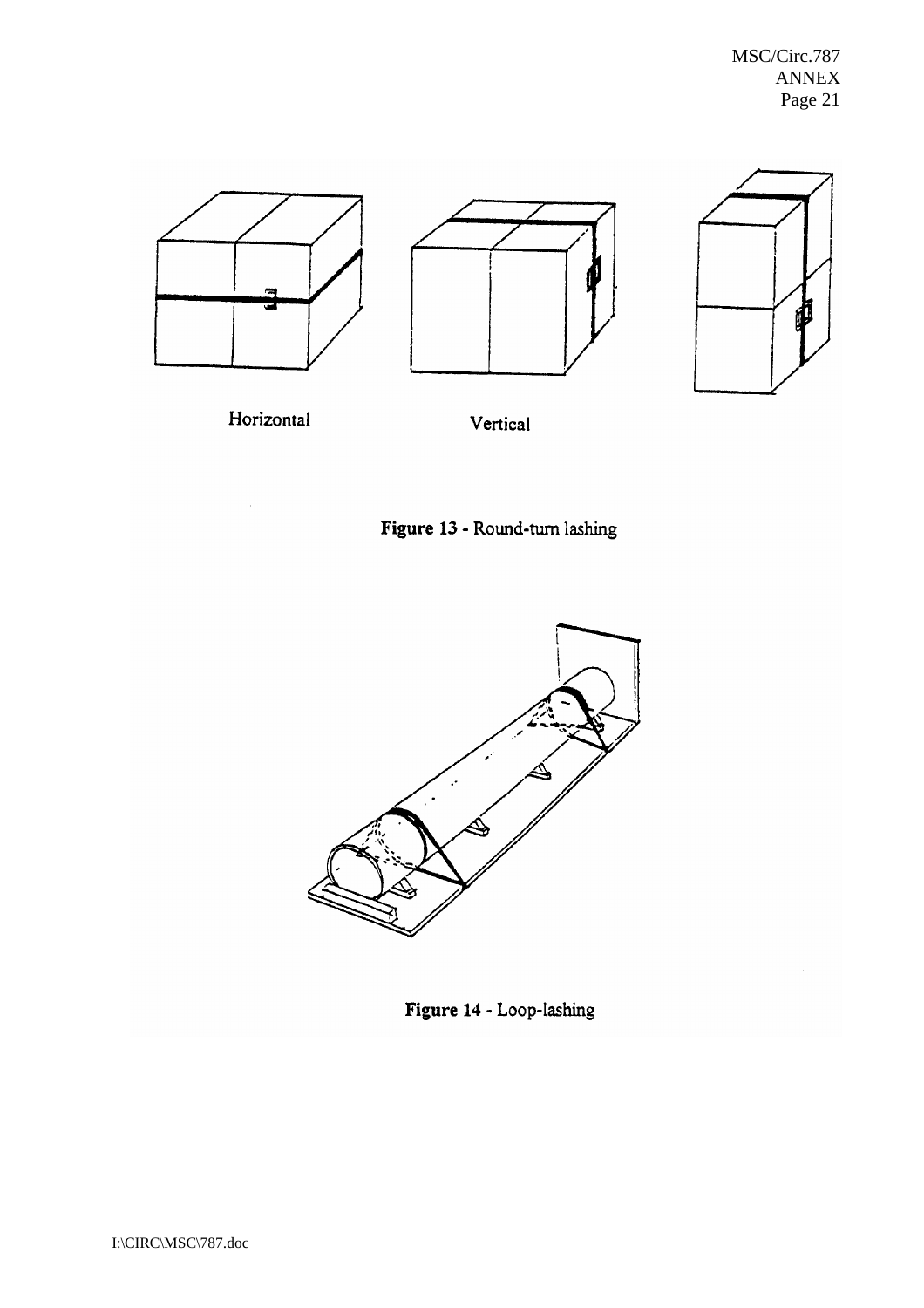Horizontal

Vertical

**Figure 13** - Round-turn lashing

**Figure 14** - Loop-lashing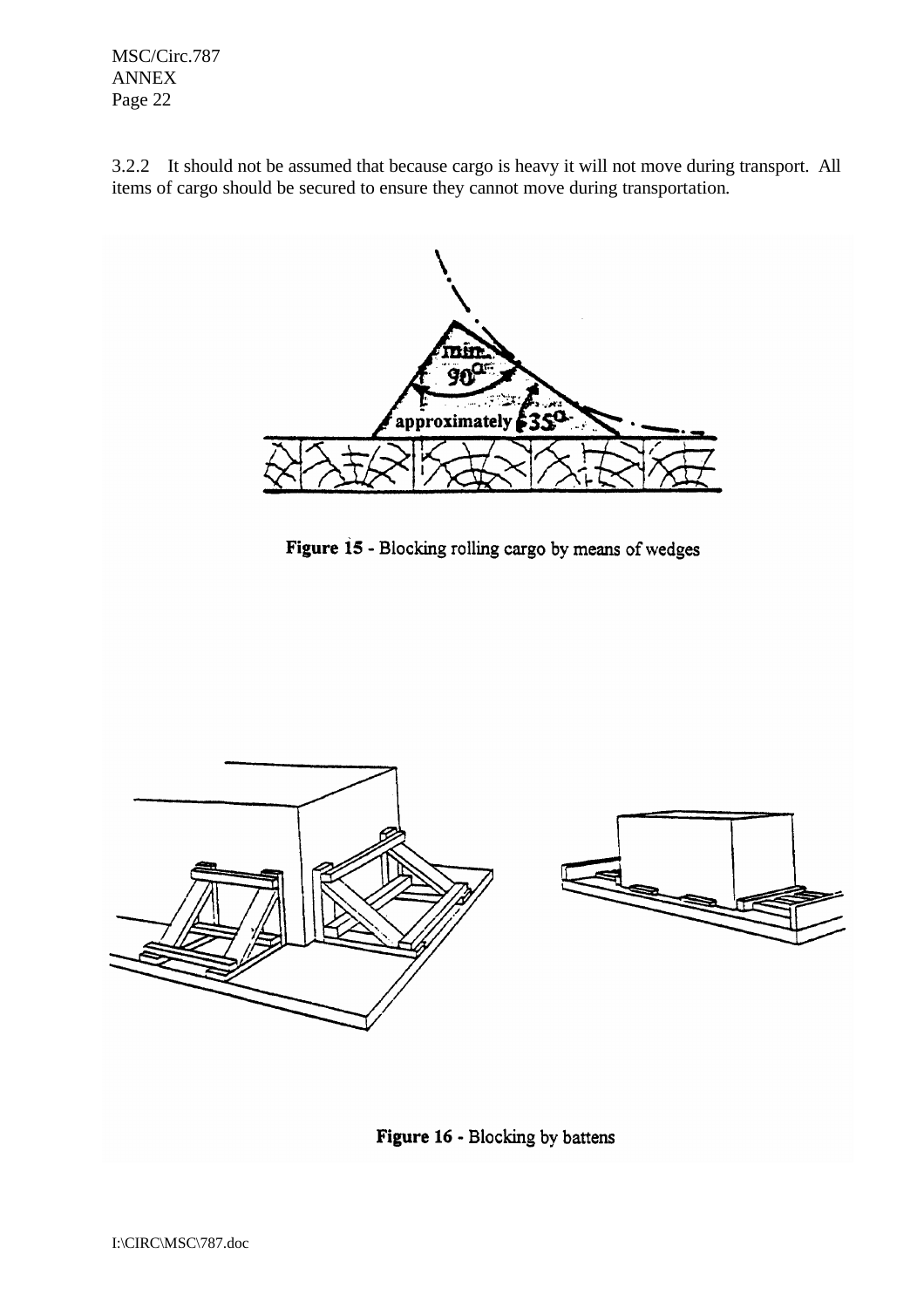3.2.2 It should not be assumed that because cargo is heavy it will not move during transport. All items of cargo should be secured to ensure they cannot move during transportation.

Figure 15 - Blocking rolling cargo by means of wedges

Figure 16 - Blocking by battens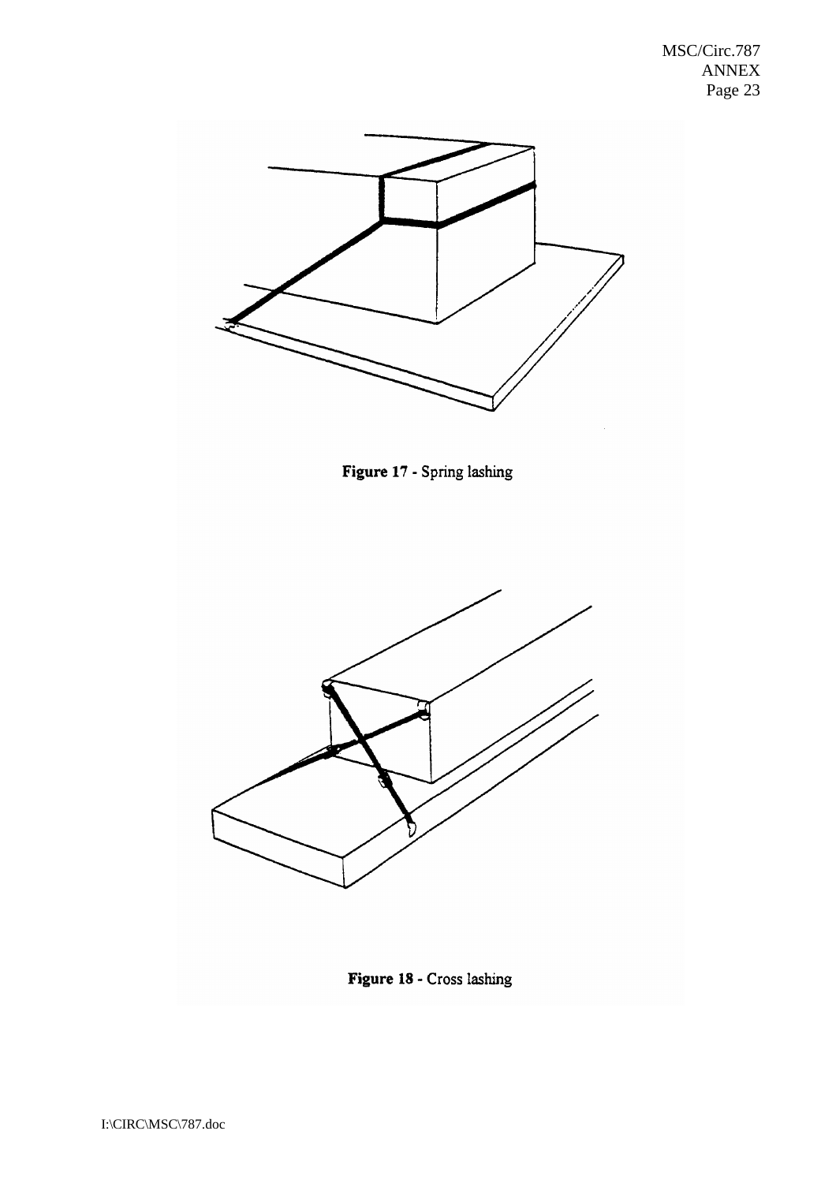**Figure 17** - Spring lashing

**Figure 18** - Cross lashing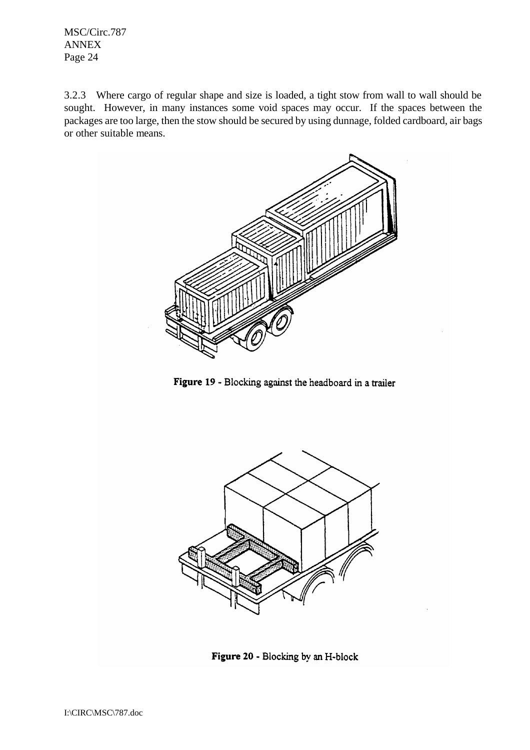3.2.3 Where cargo of regular shape and size is loaded, a tight stow from wall to wall should be sought. However, in many instances some void spaces may occur. If the spaces between the packages are too large, then the stow should be secured by using dunnage, folded cardboard, air bags or other suitable means.

**Figure 19** - Blocking against the headboard in a trailer

**Figure 20** - Blocking by an H-block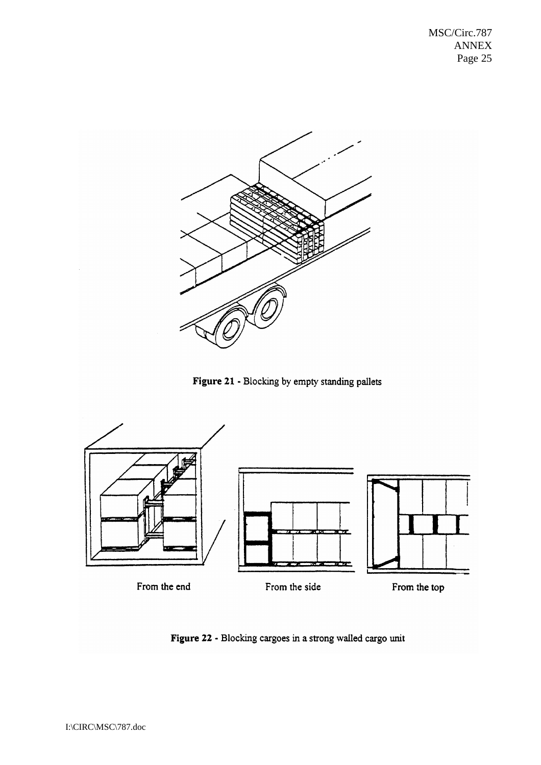**Figure 21** - Blocking by empty standing pallets

From the end

From the side

From the top

**Figure 22** - Blocking cargoes in a strong walled cargo unit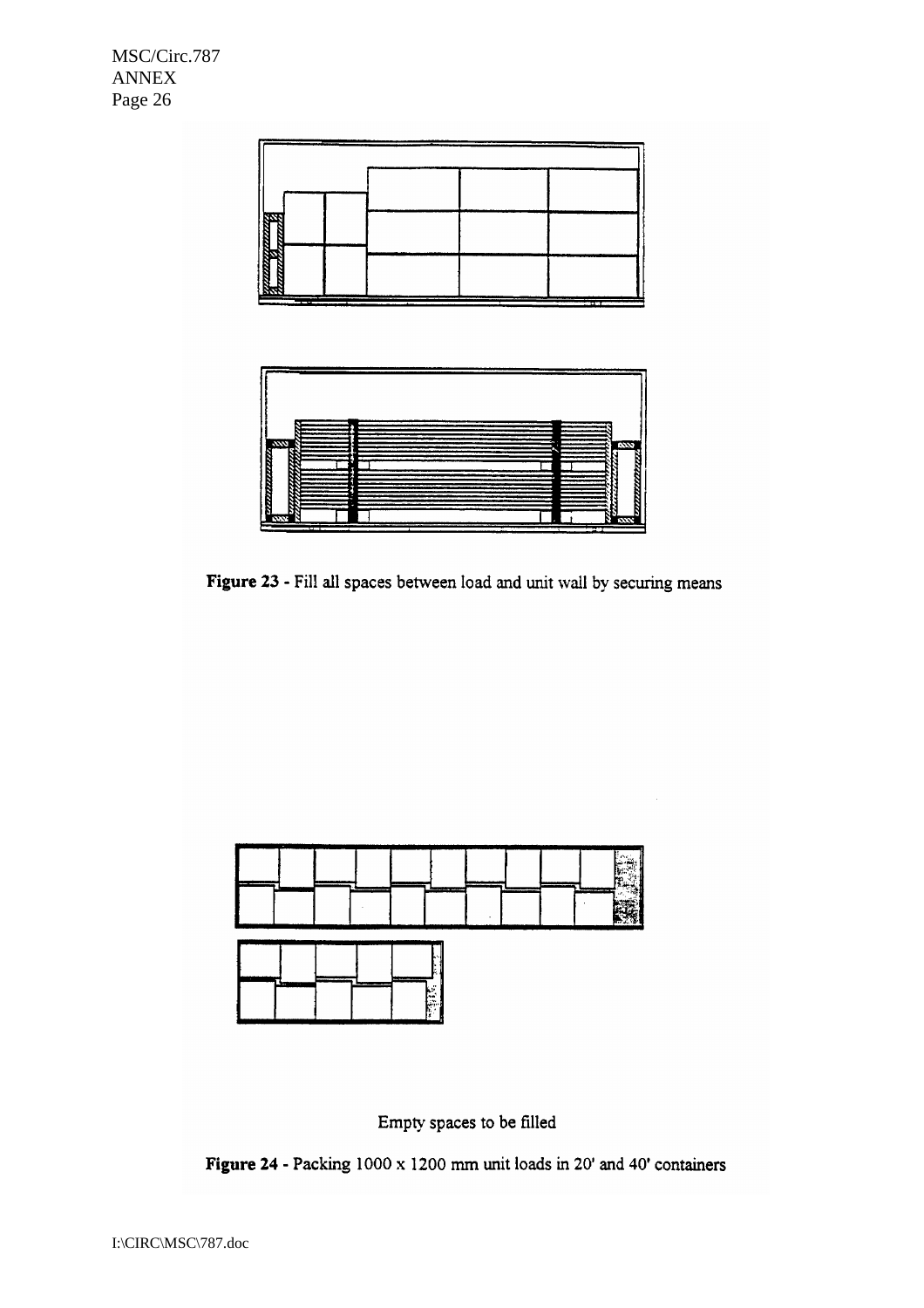**Figure 23** - Fill all spaces between load and unit wall by securing means

Empty spaces to be filled

**Figure 24** - Packing 1000 x 1200 mm unit loads in 20' and 40' containers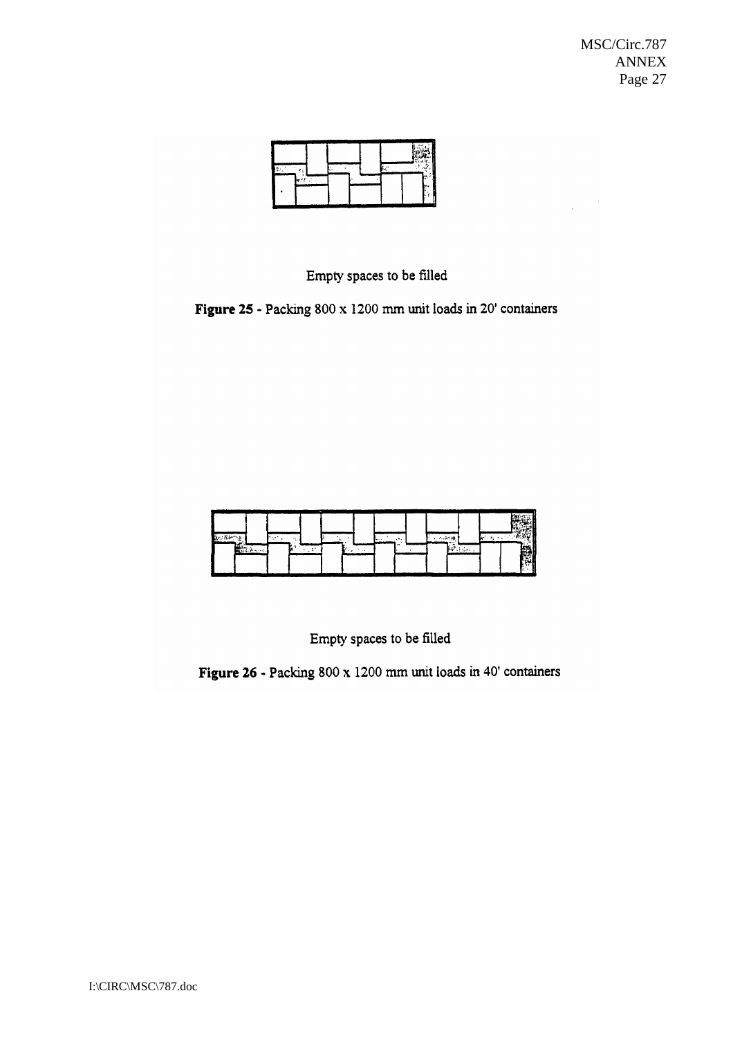Empty spaces to be filled

**Figure 25** - Packing 800 x 1200 mm unit loads in 20' containers

Empty spaces to be filled

**Figure 26** - Packing 800 x 1200 mm unit loads in 40' containers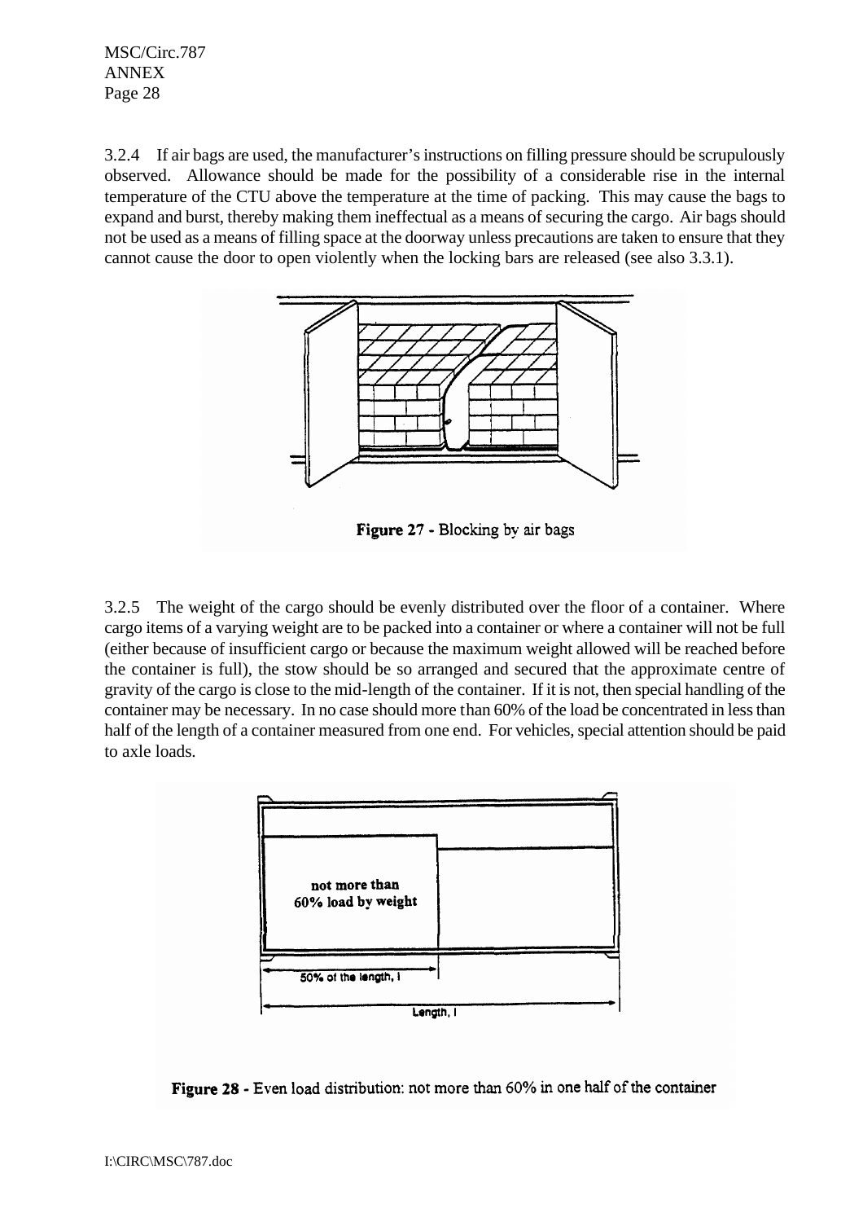3.2.4 If air bags are used, the manufacturer's instructions on filling pressure should be scrupulously observed. Allowance should be made for the possibility of a considerable rise in the internal temperature of the CTU above the temperature at the time of packing. This may cause the bags to expand and burst, thereby making them ineffectual as a means of securing the cargo. Air bags should not be used as a means of filling space at the doorway unless precautions are taken to ensure that they cannot cause the door to open violently when the locking bars are released (see also 3.3.1).

**Figure 27** - Blocking by air bags

3.2.5 The weight of the cargo should be evenly distributed over the floor of a container. Where cargo items of a varying weight are to be packed into a container or where a container will not be full (either because of insufficient cargo or because the maximum weight allowed will be reached before the container is full), the stow should be so arranged and secured that the approximate centre of gravity of the cargo is close to the mid-length of the container. If it is not, then special handling of the container may be necessary. In no case should more than 60% of the load be concentrated in less than half of the length of a container measured from one end. For vehicles, special attention should be paid to axle loads.

**Figure 28** - Even load distribution: not more than 60% in one half of the container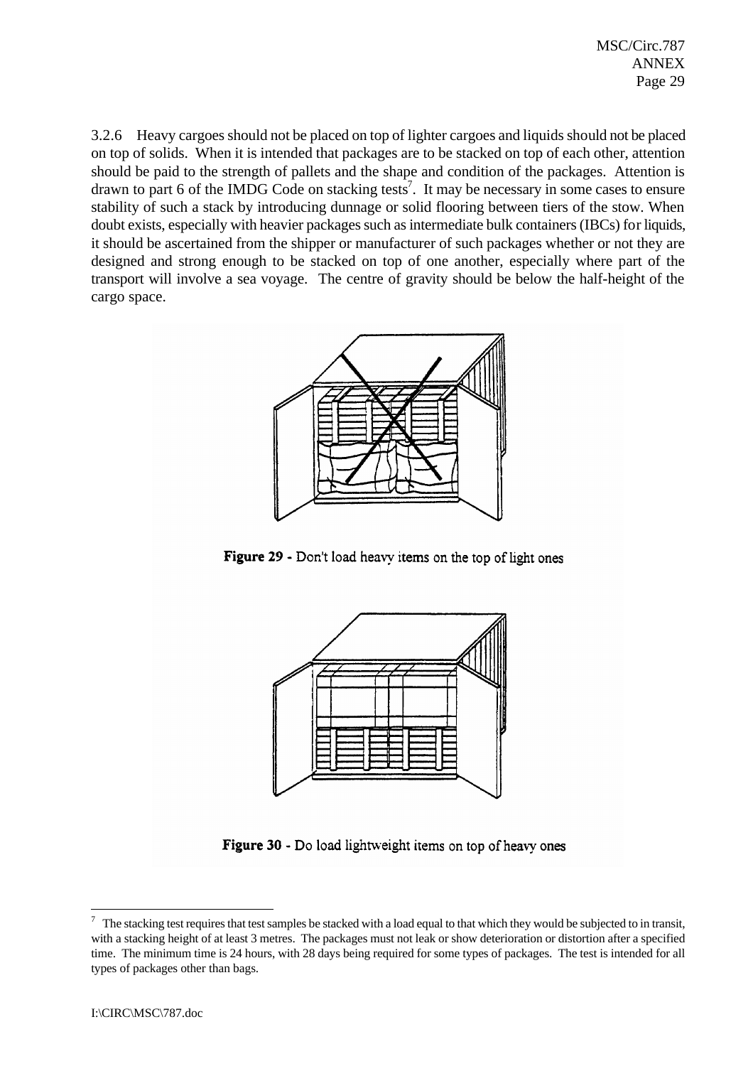3.2.6 Heavy cargoes should not be placed on top of lighter cargoes and liquids should not be placed on top of solids. When it is intended that packages are to be stacked on top of each other, attention should be paid to the strength of pallets and the shape and condition of the packages. Attention is drawn to part 6 of the IMDG Code on stacking tests[7]. It may be necessary in some cases to ensure stability of such a stack by introducing dunnage or solid flooring between tiers of the stow. When doubt exists, especially with heavier packages such as intermediate bulk containers (IBCs) for liquids, it should be ascertained from the shipper or manufacturer of such packages whether or not they are designed and strong enough to be stacked on top of one another, especially where part of the transport will involve a sea voyage. The centre of gravity should be below the half-height of the cargo space.

**Figure 29** - Don't load heavy items on the top of light ones

**Figure 30** - Do load lightweight items on top of heavy ones

---

[7] The stacking test requires that test samples be stacked with a load equal to that which they would be subjected to in transit, with a stacking height of at least 3 metres. The packages must not leak or show deterioration or distortion after a specified time. The minimum time is 24 hours, with 28 days being required for some types of packages. The test is intended for all types of packages other than bags.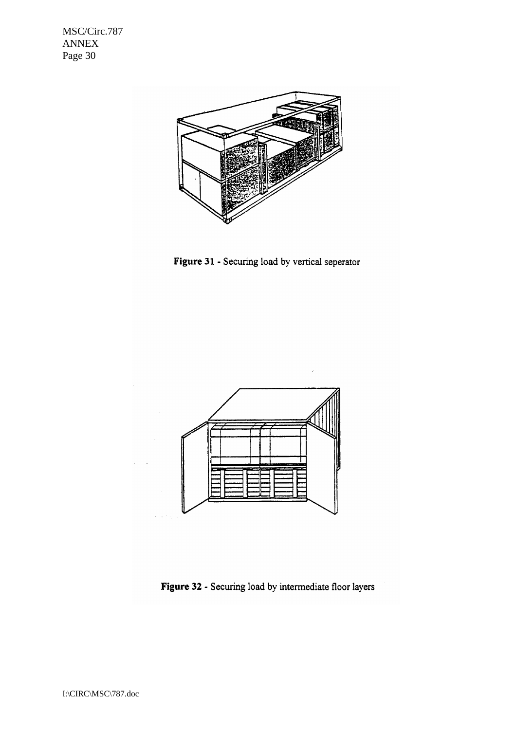**Figure 31** - Securing load by vertical seperator

**Figure 32** - Securing load by intermediate floor layers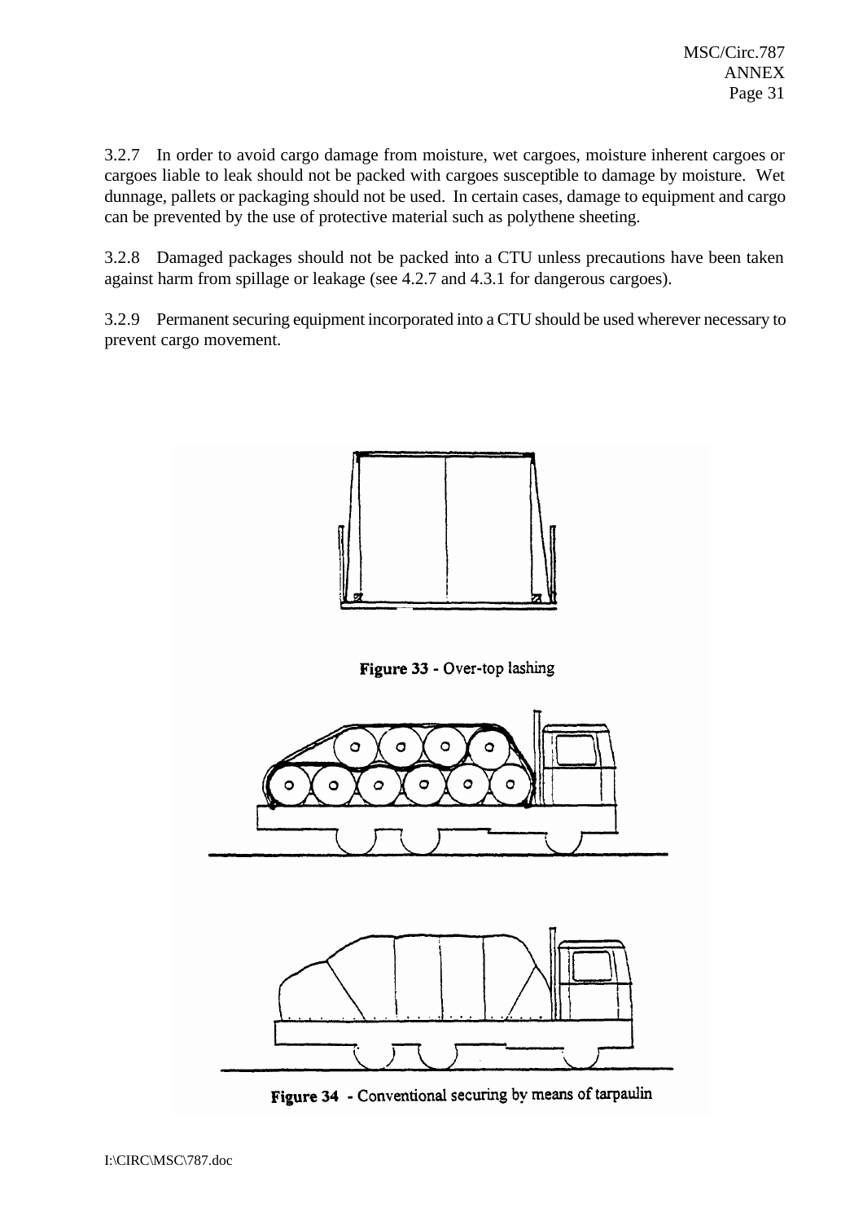3.2.7 In order to avoid cargo damage from moisture, wet cargoes, moisture inherent cargoes or cargoes liable to leak should not be packed with cargoes susceptible to damage by moisture. Wet dunnage, pallets or packaging should not be used. In certain cases, damage to equipment and cargo can be prevented by the use of protective material such as polythene sheeting.

3.2.8 Damaged packages should not be packed into a CTU unless precautions have been taken against harm from spillage or leakage (see 4.2.7 and 4.3.1 for dangerous cargoes).

3.2.9 Permanent securing equipment incorporated into a CTU should be used wherever necessary to prevent cargo movement.

**Figure 33** - Over-top lashing

**Figure 34** - Conventional securing by means of tarpaulin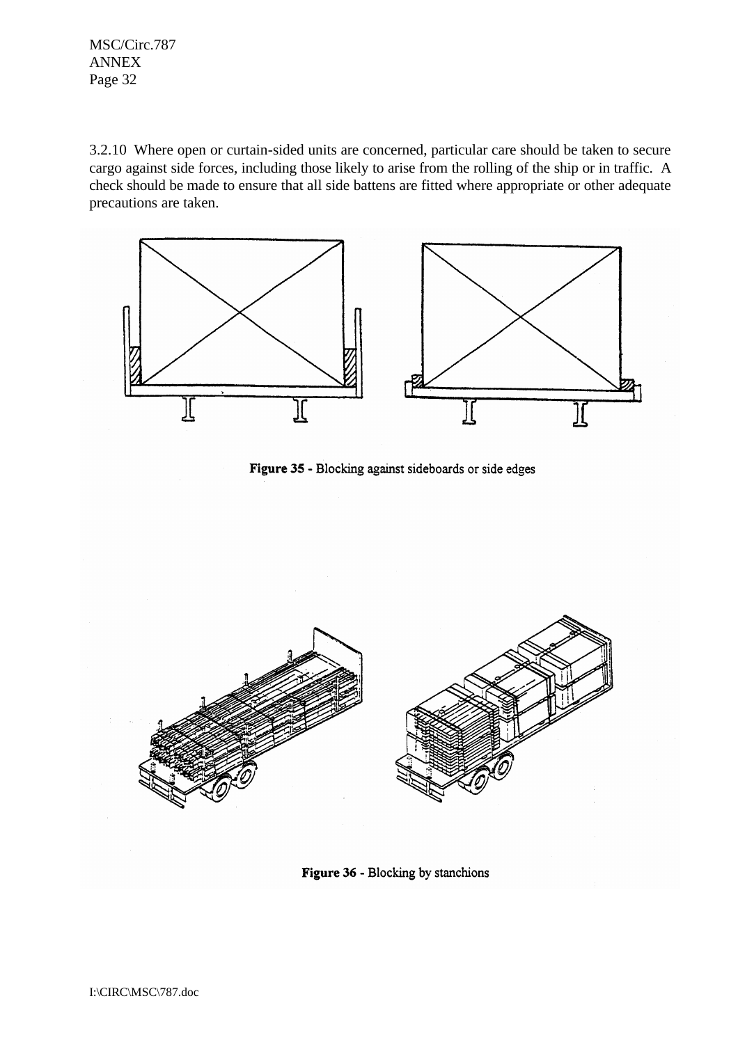3.2.10 Where open or curtain-sided units are concerned, particular care should be taken to secure cargo against side forces, including those likely to arise from the rolling of the ship or in traffic. A check should be made to ensure that all side battens are fitted where appropriate or other adequate precautions are taken.

**Figure 35** - Blocking against sideboards or side edges

**Figure 36** - Blocking by stanchions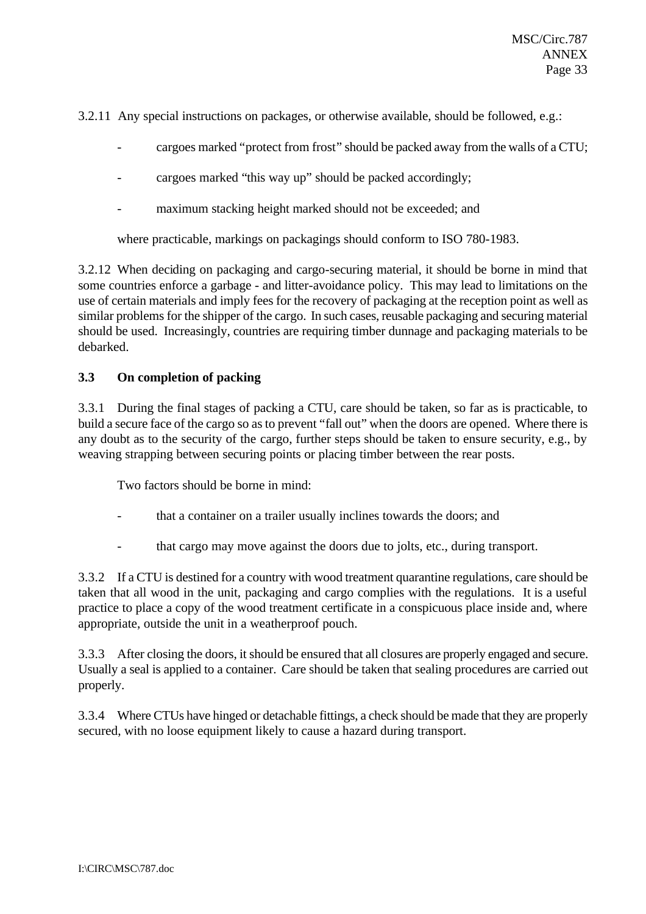3.2.11 Any special instructions on packages, or otherwise available, should be followed, e.g.:

- cargoes marked "protect from frost" should be packed away from the walls of a CTU;
- cargoes marked "this way up" should be packed accordingly;
- maximum stacking height marked should not be exceeded; and

where practicable, markings on packagings should conform to ISO 780-1983.

3.2.12 When deciding on packaging and cargo-securing material, it should be borne in mind that some countries enforce a garbage - and litter-avoidance policy. This may lead to limitations on the use of certain materials and imply fees for the recovery of packaging at the reception point as well as similar problems for the shipper of the cargo. In such cases, reusable packaging and securing material should be used. Increasingly, countries are requiring timber dunnage and packaging materials to be debarked.

**3.3 On completion of packing**

3.3.1 During the final stages of packing a CTU, care should be taken, so far as is practicable, to build a secure face of the cargo so as to prevent "fall out" when the doors are opened. Where there is any doubt as to the security of the cargo, further steps should be taken to ensure security, e.g., by weaving strapping between securing points or placing timber between the rear posts.

Two factors should be borne in mind:

- that a container on a trailer usually inclines towards the doors; and
- that cargo may move against the doors due to jolts, etc., during transport.

3.3.2 If a CTU is destined for a country with wood treatment quarantine regulations, care should be taken that all wood in the unit, packaging and cargo complies with the regulations. It is a useful practice to place a copy of the wood treatment certificate in a conspicuous place inside and, where appropriate, outside the unit in a weatherproof pouch.

3.3.3 After closing the doors, it should be ensured that all closures are properly engaged and secure. Usually a seal is applied to a container. Care should be taken that sealing procedures are carried out properly.

3.3.4 Where CTUs have hinged or detachable fittings, a check should be made that they are properly secured, with no loose equipment likely to cause a hazard during transport.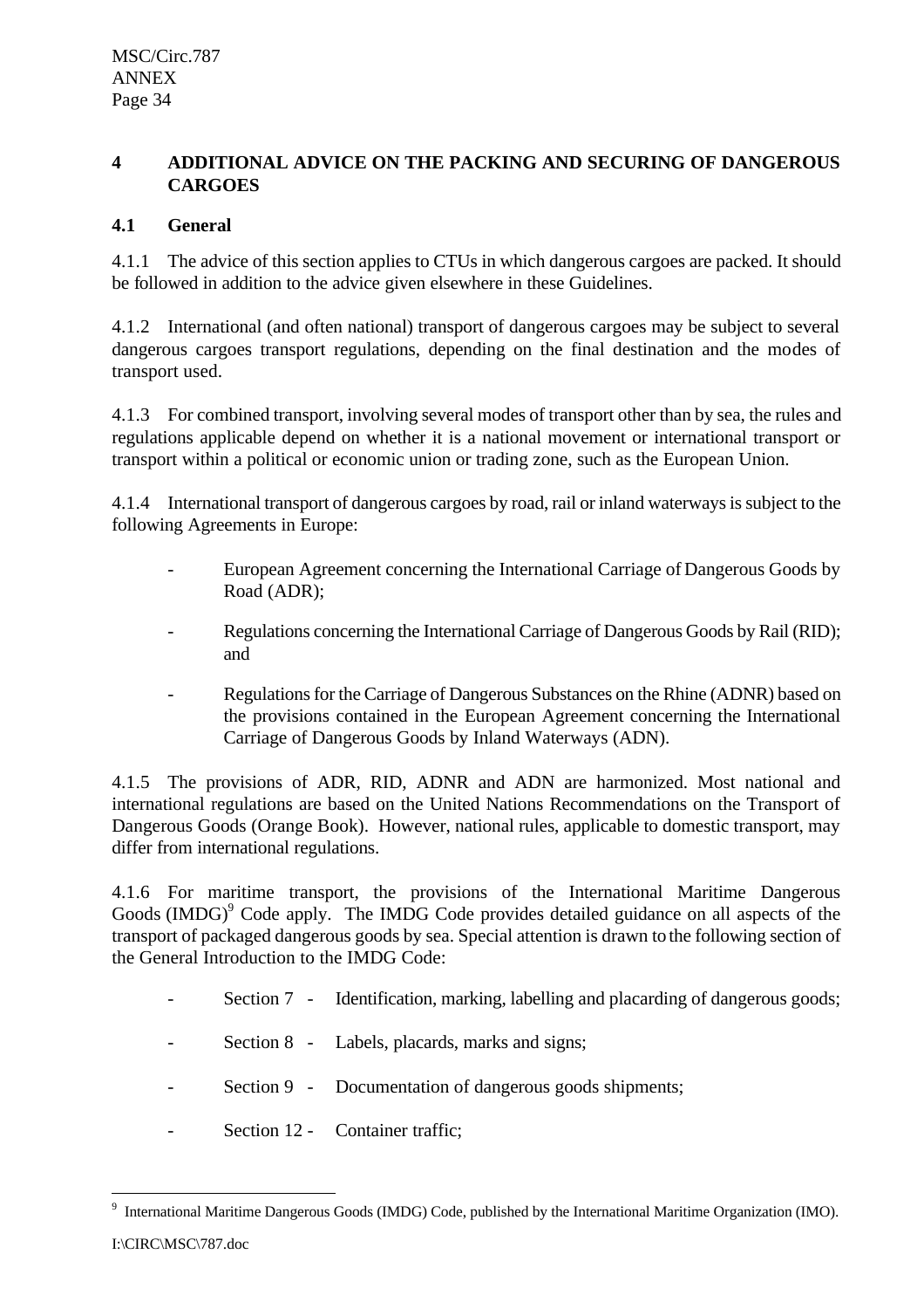## 4 ADDITIONAL ADVICE ON THE PACKING AND SECURING OF DANGEROUS CARGOES

### 4.1 General

4.1.1 The advice of this section applies to CTUs in which dangerous cargoes are packed. It should be followed in addition to the advice given elsewhere in these Guidelines.

4.1.2 International (and often national) transport of dangerous cargoes may be subject to several dangerous cargoes transport regulations, depending on the final destination and the modes of transport used.

4.1.3 For combined transport, involving several modes of transport other than by sea, the rules and regulations applicable depend on whether it is a national movement or international transport or transport within a political or economic union or trading zone, such as the European Union.

4.1.4 International transport of dangerous cargoes by road, rail or inland waterways is subject to the following Agreements in Europe:

- European Agreement concerning the International Carriage of Dangerous Goods by Road (ADR);
- Regulations concerning the International Carriage of Dangerous Goods by Rail (RID); and
- Regulations for the Carriage of Dangerous Substances on the Rhine (ADNR) based on the provisions contained in the European Agreement concerning the International Carriage of Dangerous Goods by Inland Waterways (ADN).

4.1.5 The provisions of ADR, RID, ADNR and ADN are harmonized. Most national and international regulations are based on the United Nations Recommendations on the Transport of Dangerous Goods (Orange Book). However, national rules, applicable to domestic transport, may differ from international regulations.

4.1.6 For maritime transport, the provisions of the International Maritime Dangerous Goods (IMDG)[9] Code apply. The IMDG Code provides detailed guidance on all aspects of the transport of packaged dangerous goods by sea. Special attention is drawn to the following section of the General Introduction to the IMDG Code:

- Section 7 - Identification, marking, labelling and placarding of dangerous goods;
- Section 8 - Labels, placards, marks and signs;
- Section 9 - Documentation of dangerous goods shipments;
- Section 12 - Container traffic;

---

[9] International Maritime Dangerous Goods (IMDG) Code, published by the International Maritime Organization (IMO).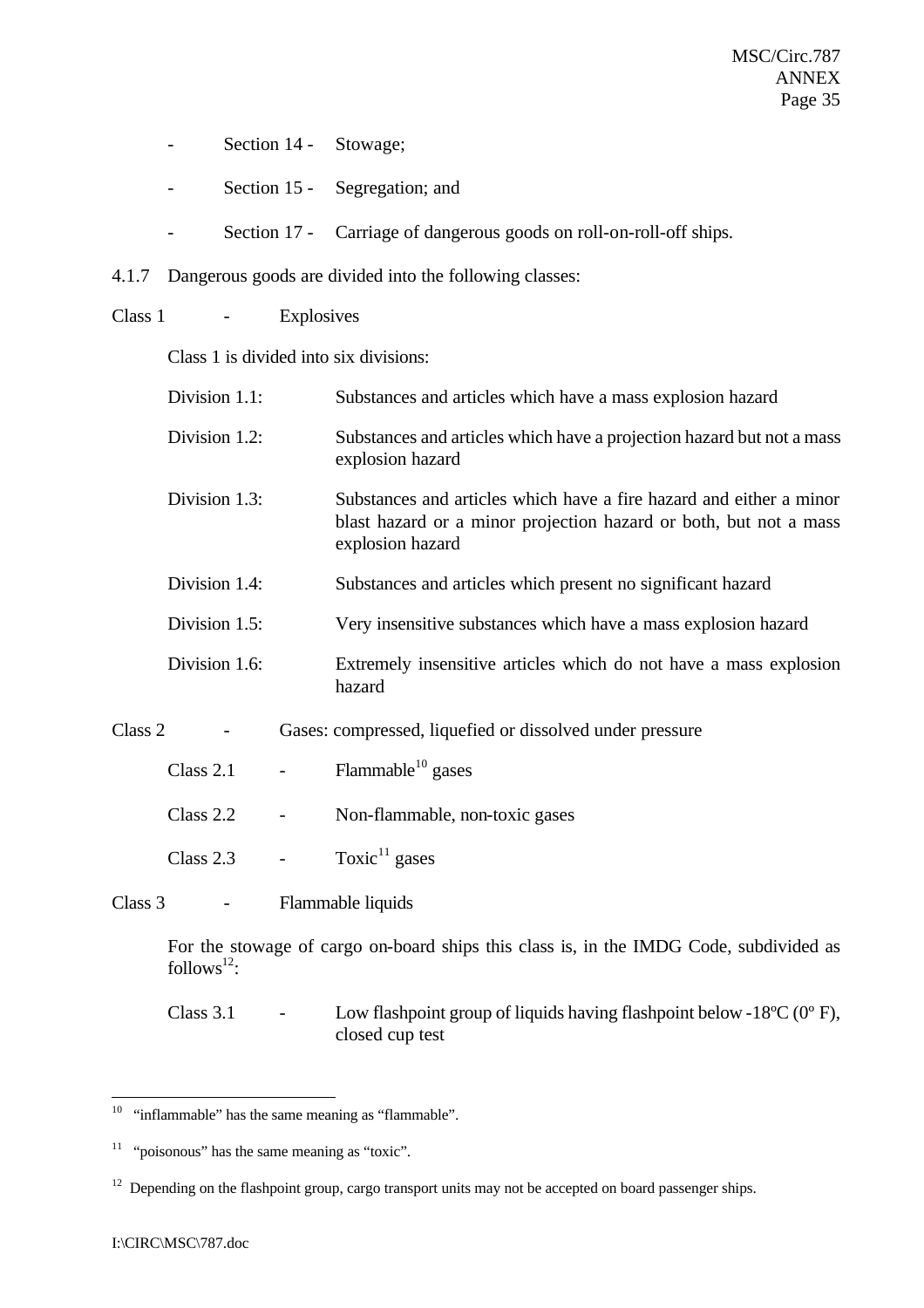- Section 14 - Stowage;
- Section 15 - Segregation; and
- Section 17 - Carriage of dangerous goods on roll-on-roll-off ships.

4.1.7 Dangerous goods are divided into the following classes:

Class 1 - Explosives

Class 1 is divided into six divisions:

Division 1.1: Substances and articles which have a mass explosion hazard

Division 1.2: Substances and articles which have a projection hazard but not a mass explosion hazard

Division 1.3: Substances and articles which have a fire hazard and either a minor blast hazard or a minor projection hazard or both, but not a mass explosion hazard

Division 1.4: Substances and articles which present no significant hazard

Division 1.5: Very insensitive substances which have a mass explosion hazard

Division 1.6: Extremely insensitive articles which do not have a mass explosion hazard

Class 2 - Gases: compressed, liquefied or dissolved under pressure

Class 2.1 - Flammable[10] gases

Class 2.2 - Non-flammable, non-toxic gases

Class 2.3 - Toxic[11] gases

Class 3 - Flammable liquids

For the stowage of cargo on-board ships this class is, in the IMDG Code, subdivided as follows[12]:

Class 3.1 - Low flashpoint group of liquids having flashpoint below -18ºC (0º F), closed cup test

---

[10] "inflammable" has the same meaning as "flammable".

[11] "poisonous" has the same meaning as "toxic".

[12] Depending on the flashpoint group, cargo transport units may not be accepted on board passenger ships.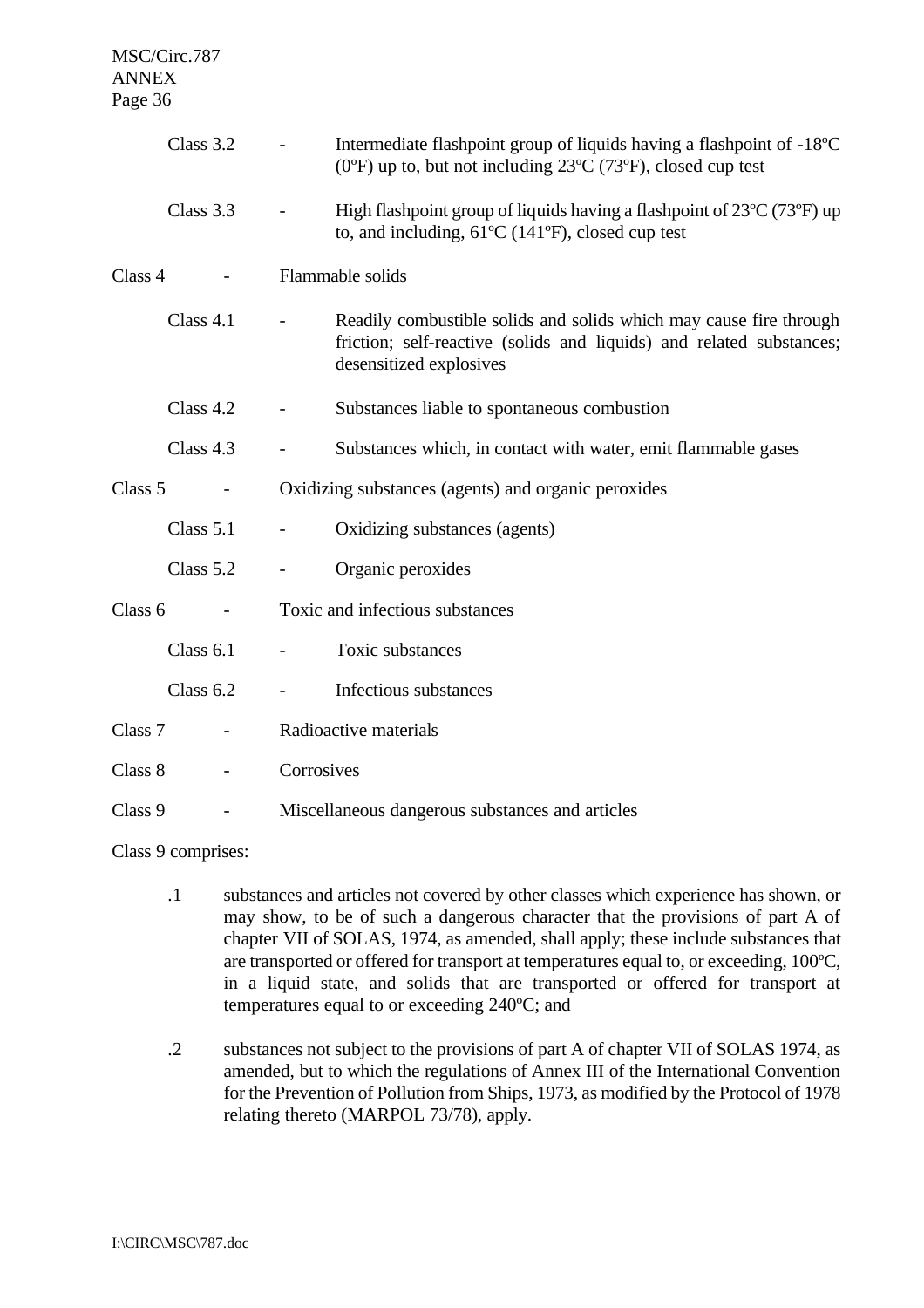Class 3.2 - Intermediate flashpoint group of liquids having a flashpoint of -18ºC (0ºF) up to, but not including 23ºC (73ºF), closed cup test

Class 3.3 - High flashpoint group of liquids having a flashpoint of 23ºC (73ºF) up to, and including, 61ºC (141ºF), closed cup test

Class 4 - Flammable solids

Class 4.1 - Readily combustible solids and solids which may cause fire through friction; self-reactive (solids and liquids) and related substances; desensitized explosives

Class 4.2 - Substances liable to spontaneous combustion

Class 4.3 - Substances which, in contact with water, emit flammable gases

Class 5 - Oxidizing substances (agents) and organic peroxides

Class 5.1 - Oxidizing substances (agents)

Class 5.2 - Organic peroxides

Class 6 - Toxic and infectious substances

Class 6.1 - Toxic substances

Class 6.2 - Infectious substances

Class 7 - Radioactive materials

Class 8 - Corrosives

Class 9 - Miscellaneous dangerous substances and articles

Class 9 comprises:

.1 substances and articles not covered by other classes which experience has shown, or may show, to be of such a dangerous character that the provisions of part A of chapter VII of SOLAS, 1974, as amended, shall apply; these include substances that are transported or offered for transport at temperatures equal to, or exceeding, 100ºC, in a liquid state, and solids that are transported or offered for transport at temperatures equal to or exceeding 240ºC; and

.2 substances not subject to the provisions of part A of chapter VII of SOLAS 1974, as amended, but to which the regulations of Annex III of the International Convention for the Prevention of Pollution from Ships, 1973, as modified by the Protocol of 1978 relating thereto (MARPOL 73/78), apply.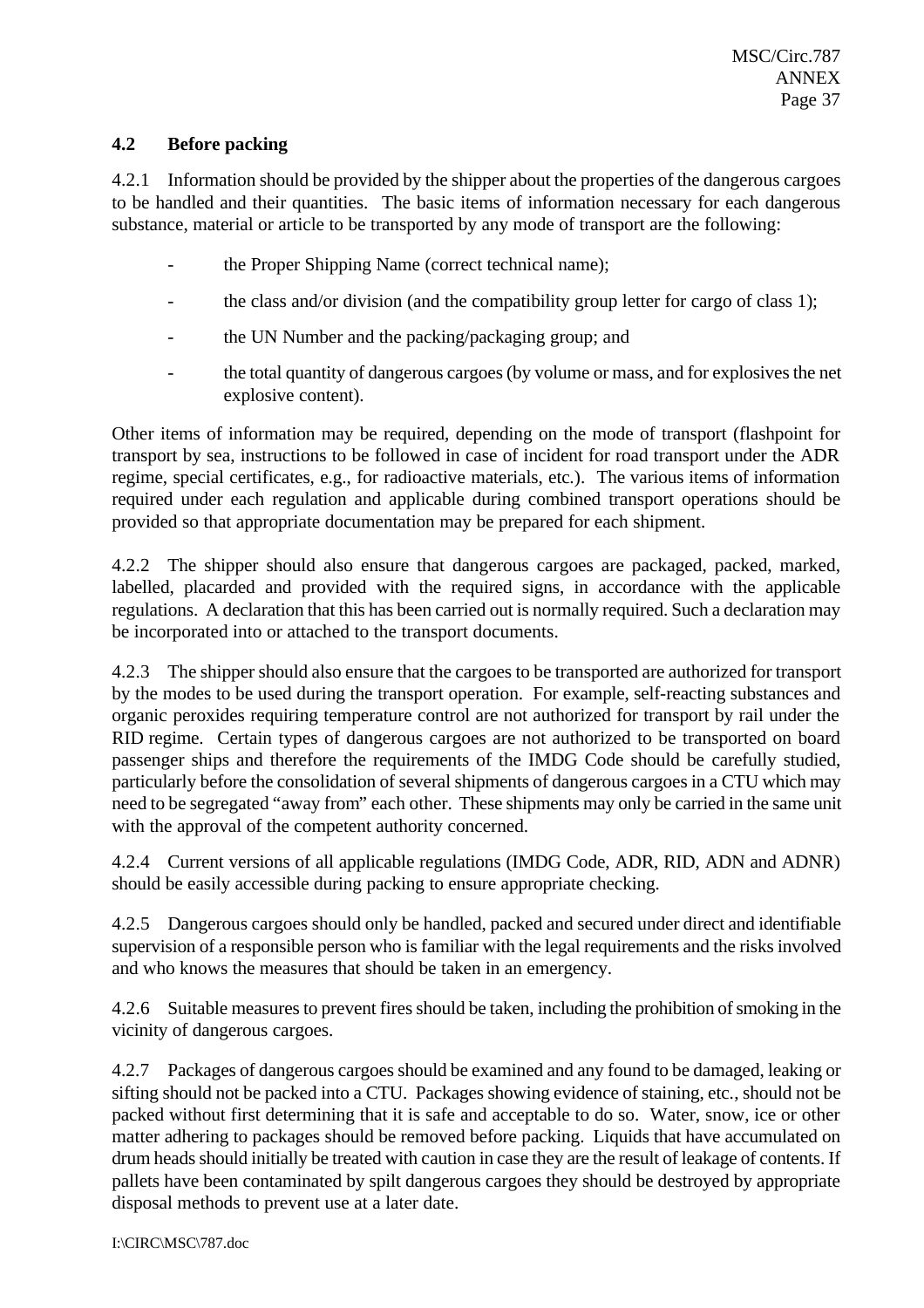### 4.2 Before packing

4.2.1 Information should be provided by the shipper about the properties of the dangerous cargoes to be handled and their quantities. The basic items of information necessary for each dangerous substance, material or article to be transported by any mode of transport are the following:

- the Proper Shipping Name (correct technical name);
- the class and/or division (and the compatibility group letter for cargo of class 1);
- the UN Number and the packing/packaging group; and
- the total quantity of dangerous cargoes (by volume or mass, and for explosives the net explosive content).

Other items of information may be required, depending on the mode of transport (flashpoint for transport by sea, instructions to be followed in case of incident for road transport under the ADR regime, special certificates, e.g., for radioactive materials, etc.). The various items of information required under each regulation and applicable during combined transport operations should be provided so that appropriate documentation may be prepared for each shipment.

4.2.2 The shipper should also ensure that dangerous cargoes are packaged, packed, marked, labelled, placarded and provided with the required signs, in accordance with the applicable regulations. A declaration that this has been carried out is normally required. Such a declaration may be incorporated into or attached to the transport documents.

4.2.3 The shipper should also ensure that the cargoes to be transported are authorized for transport by the modes to be used during the transport operation. For example, self-reacting substances and organic peroxides requiring temperature control are not authorized for transport by rail under the RID regime. Certain types of dangerous cargoes are not authorized to be transported on board passenger ships and therefore the requirements of the IMDG Code should be carefully studied, particularly before the consolidation of several shipments of dangerous cargoes in a CTU which may need to be segregated "away from" each other. These shipments may only be carried in the same unit with the approval of the competent authority concerned.

4.2.4 Current versions of all applicable regulations (IMDG Code, ADR, RID, ADN and ADNR) should be easily accessible during packing to ensure appropriate checking.

4.2.5 Dangerous cargoes should only be handled, packed and secured under direct and identifiable supervision of a responsible person who is familiar with the legal requirements and the risks involved and who knows the measures that should be taken in an emergency.

4.2.6 Suitable measures to prevent fires should be taken, including the prohibition of smoking in the vicinity of dangerous cargoes.

4.2.7 Packages of dangerous cargoes should be examined and any found to be damaged, leaking or sifting should not be packed into a CTU. Packages showing evidence of staining, etc., should not be packed without first determining that it is safe and acceptable to do so. Water, snow, ice or other matter adhering to packages should be removed before packing. Liquids that have accumulated on drum heads should initially be treated with caution in case they are the result of leakage of contents. If pallets have been contaminated by spilt dangerous cargoes they should be destroyed by appropriate disposal methods to prevent use at a later date.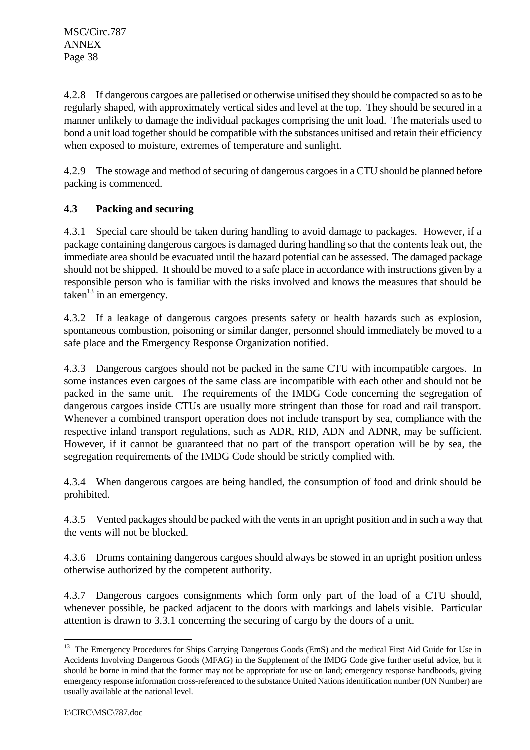4.2.8 If dangerous cargoes are palletised or otherwise unitised they should be compacted so as to be regularly shaped, with approximately vertical sides and level at the top. They should be secured in a manner unlikely to damage the individual packages comprising the unit load. The materials used to bond a unit load together should be compatible with the substances unitised and retain their efficiency when exposed to moisture, extremes of temperature and sunlight.

4.2.9 The stowage and method of securing of dangerous cargoes in a CTU should be planned before packing is commenced.

## 4.3 Packing and securing

4.3.1 Special care should be taken during handling to avoid damage to packages. However, if a package containing dangerous cargoes is damaged during handling so that the contents leak out, the immediate area should be evacuated until the hazard potential can be assessed. The damaged package should not be shipped. It should be moved to a safe place in accordance with instructions given by a responsible person who is familiar with the risks involved and knows the measures that should be taken[13] in an emergency.

4.3.2 If a leakage of dangerous cargoes presents safety or health hazards such as explosion, spontaneous combustion, poisoning or similar danger, personnel should immediately be moved to a safe place and the Emergency Response Organization notified.

4.3.3 Dangerous cargoes should not be packed in the same CTU with incompatible cargoes. In some instances even cargoes of the same class are incompatible with each other and should not be packed in the same unit. The requirements of the IMDG Code concerning the segregation of dangerous cargoes inside CTUs are usually more stringent than those for road and rail transport. Whenever a combined transport operation does not include transport by sea, compliance with the respective inland transport regulations, such as ADR, RID, ADN and ADNR, may be sufficient. However, if it cannot be guaranteed that no part of the transport operation will be by sea, the segregation requirements of the IMDG Code should be strictly complied with.

4.3.4 When dangerous cargoes are being handled, the consumption of food and drink should be prohibited.

4.3.5 Vented packages should be packed with the vents in an upright position and in such a way that the vents will not be blocked.

4.3.6 Drums containing dangerous cargoes should always be stowed in an upright position unless otherwise authorized by the competent authority.

4.3.7 Dangerous cargoes consignments which form only part of the load of a CTU should, whenever possible, be packed adjacent to the doors with markings and labels visible. Particular attention is drawn to 3.3.1 concerning the securing of cargo by the doors of a unit.

---

[13] The Emergency Procedures for Ships Carrying Dangerous Goods (EmS) and the medical First Aid Guide for Use in Accidents Involving Dangerous Goods (MFAG) in the Supplement of the IMDG Code give further useful advice, but it should be borne in mind that the former may not be appropriate for use on land; emergency response handboods, giving emergency response information cross-referenced to the substance United Nations identification number (UN Number) are usually available at the national level.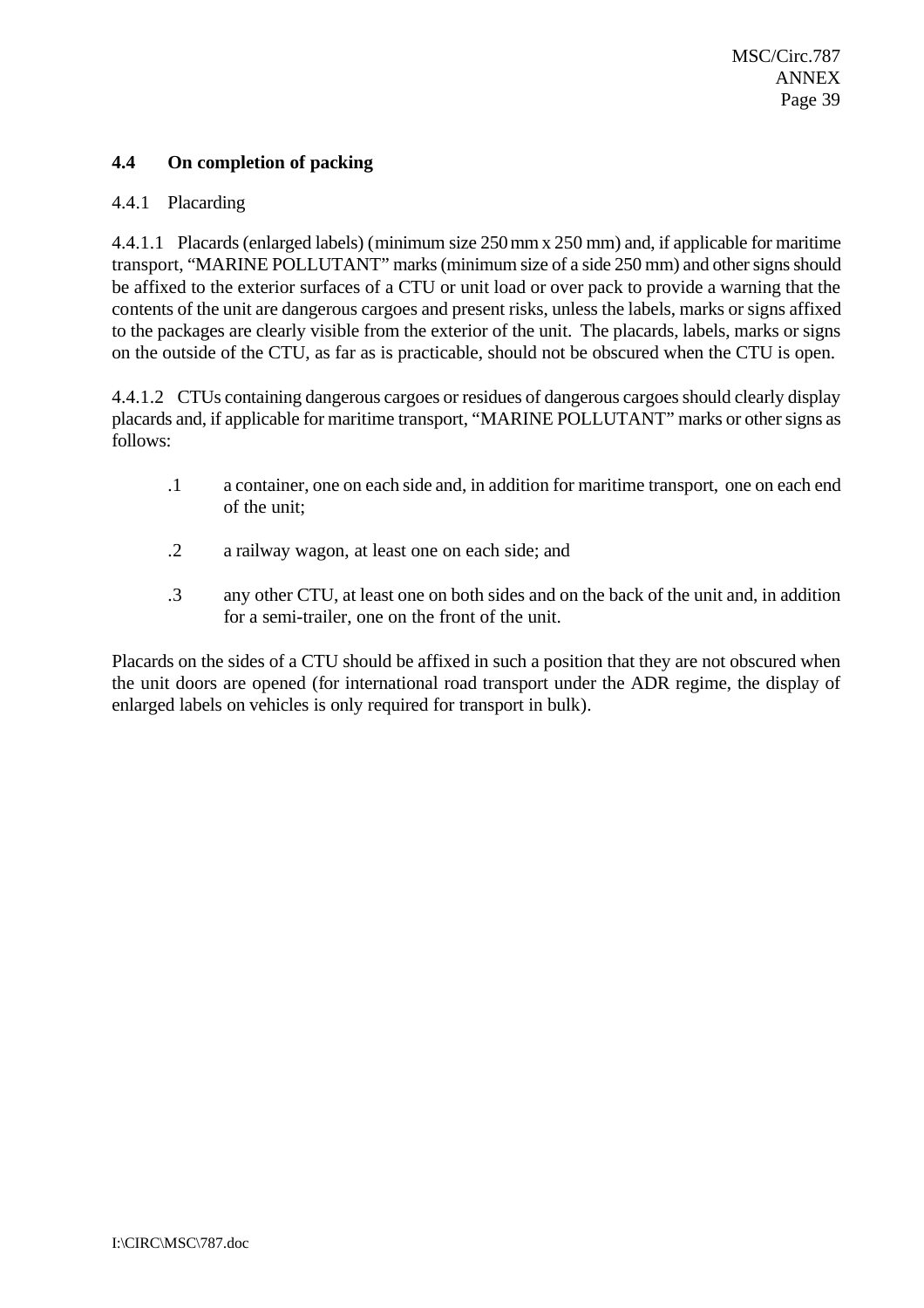**4.4 On completion of packing**

4.4.1 Placarding

4.4.1.1 Placards (enlarged labels) (minimum size 250 mm x 250 mm) and, if applicable for maritime transport, “MARINE POLLUTANT” marks (minimum size of a side 250 mm) and other signs should be affixed to the exterior surfaces of a CTU or unit load or over pack to provide a warning that the contents of the unit are dangerous cargoes and present risks, unless the labels, marks or signs affixed to the packages are clearly visible from the exterior of the unit. The placards, labels, marks or signs on the outside of the CTU, as far as is practicable, should not be obscured when the CTU is open.

4.4.1.2 CTUs containing dangerous cargoes or residues of dangerous cargoes should clearly display placards and, if applicable for maritime transport, “MARINE POLLUTANT” marks or other signs as follows:

- .1 a container, one on each side and, in addition for maritime transport, one on each end of the unit;
- .2 a railway wagon, at least one on each side; and
- .3 any other CTU, at least one on both sides and on the back of the unit and, in addition for a semi-trailer, one on the front of the unit.

Placards on the sides of a CTU should be affixed in such a position that they are not obscured when the unit doors are opened (for international road transport under the ADR regime, the display of enlarged labels on vehicles is only required for transport in bulk).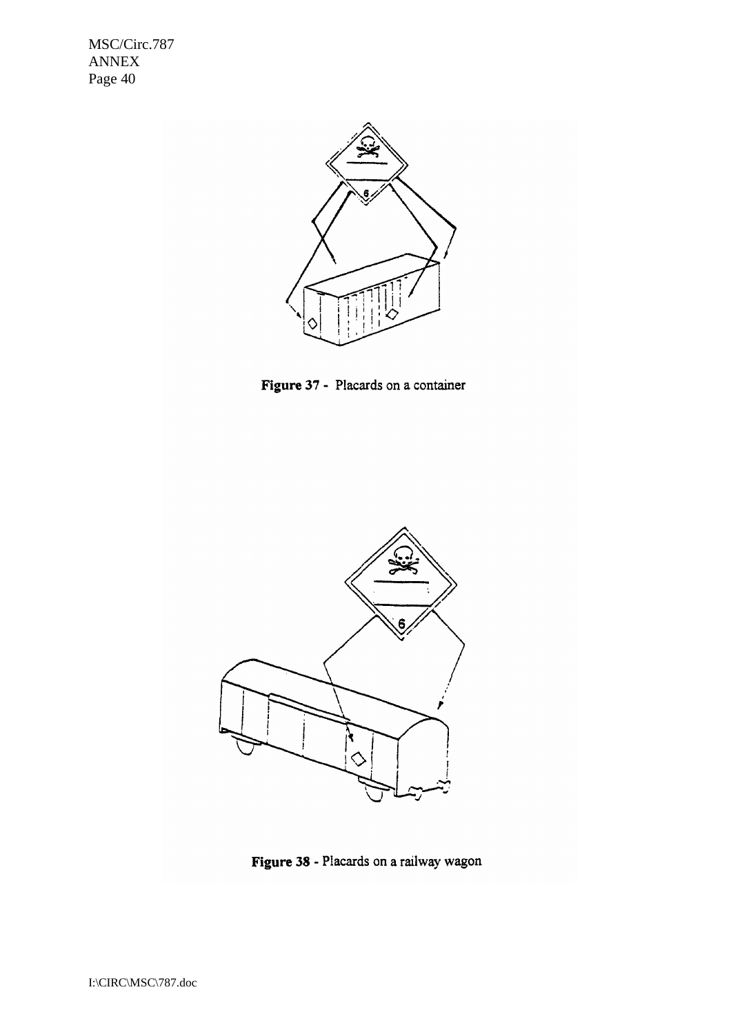**Figure 37** - Placards on a container

**Figure 38** - Placards on a railway wagon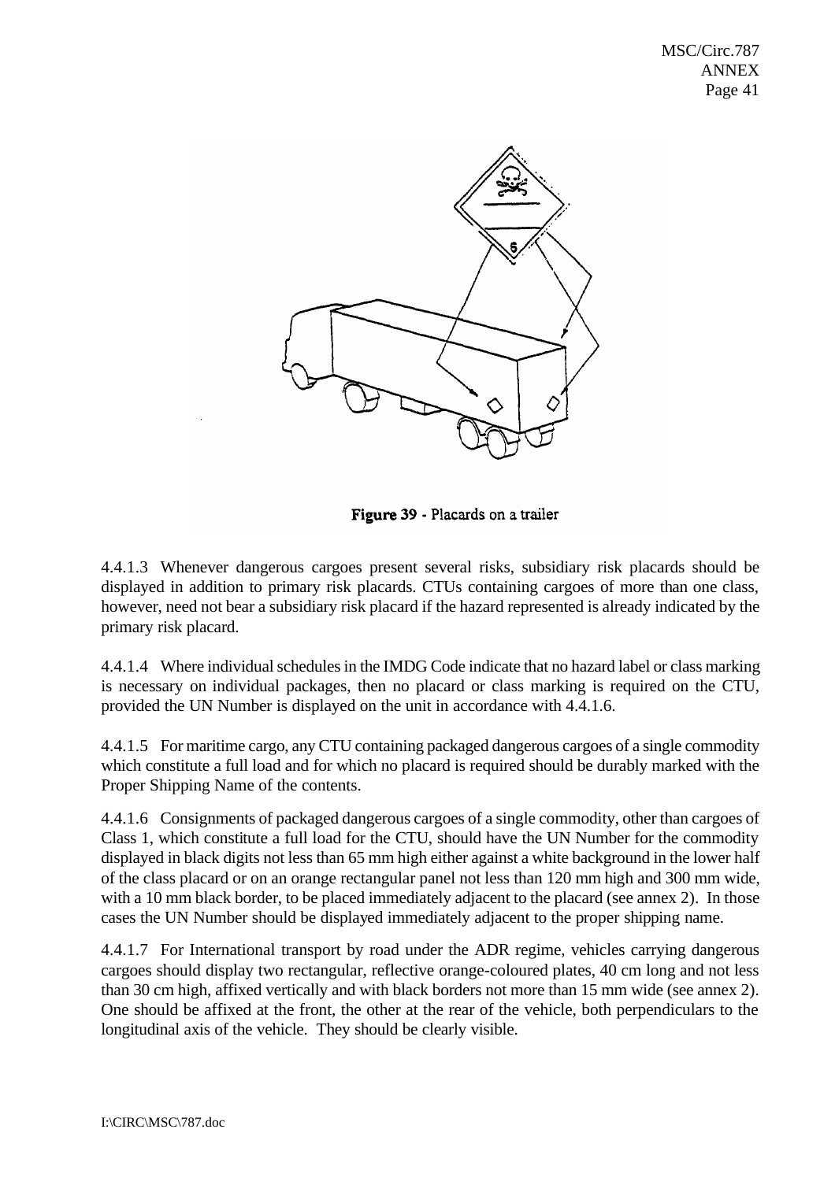Figure 39 - Placards on a trailer

4.4.1.3 Whenever dangerous cargoes present several risks, subsidiary risk placards should be displayed in addition to primary risk placards. CTUs containing cargoes of more than one class, however, need not bear a subsidiary risk placard if the hazard represented is already indicated by the primary risk placard.

4.4.1.4 Where individual schedules in the IMDG Code indicate that no hazard label or class marking is necessary on individual packages, then no placard or class marking is required on the CTU, provided the UN Number is displayed on the unit in accordance with 4.4.1.6.

4.4.1.5 For maritime cargo, any CTU containing packaged dangerous cargoes of a single commodity which constitute a full load and for which no placard is required should be durably marked with the Proper Shipping Name of the contents.

4.4.1.6 Consignments of packaged dangerous cargoes of a single commodity, other than cargoes of Class 1, which constitute a full load for the CTU, should have the UN Number for the commodity displayed in black digits not less than 65 mm high either against a white background in the lower half of the class placard or on an orange rectangular panel not less than 120 mm high and 300 mm wide, with a 10 mm black border, to be placed immediately adjacent to the placard (see annex 2). In those cases the UN Number should be displayed immediately adjacent to the proper shipping name.

4.4.1.7 For International transport by road under the ADR regime, vehicles carrying dangerous cargoes should display two rectangular, reflective orange-coloured plates, 40 cm long and not less than 30 cm high, affixed vertically and with black borders not more than 15 mm wide (see annex 2). One should be affixed at the front, the other at the rear of the vehicle, both perpendiculars to the longitudinal axis of the vehicle. They should be clearly visible.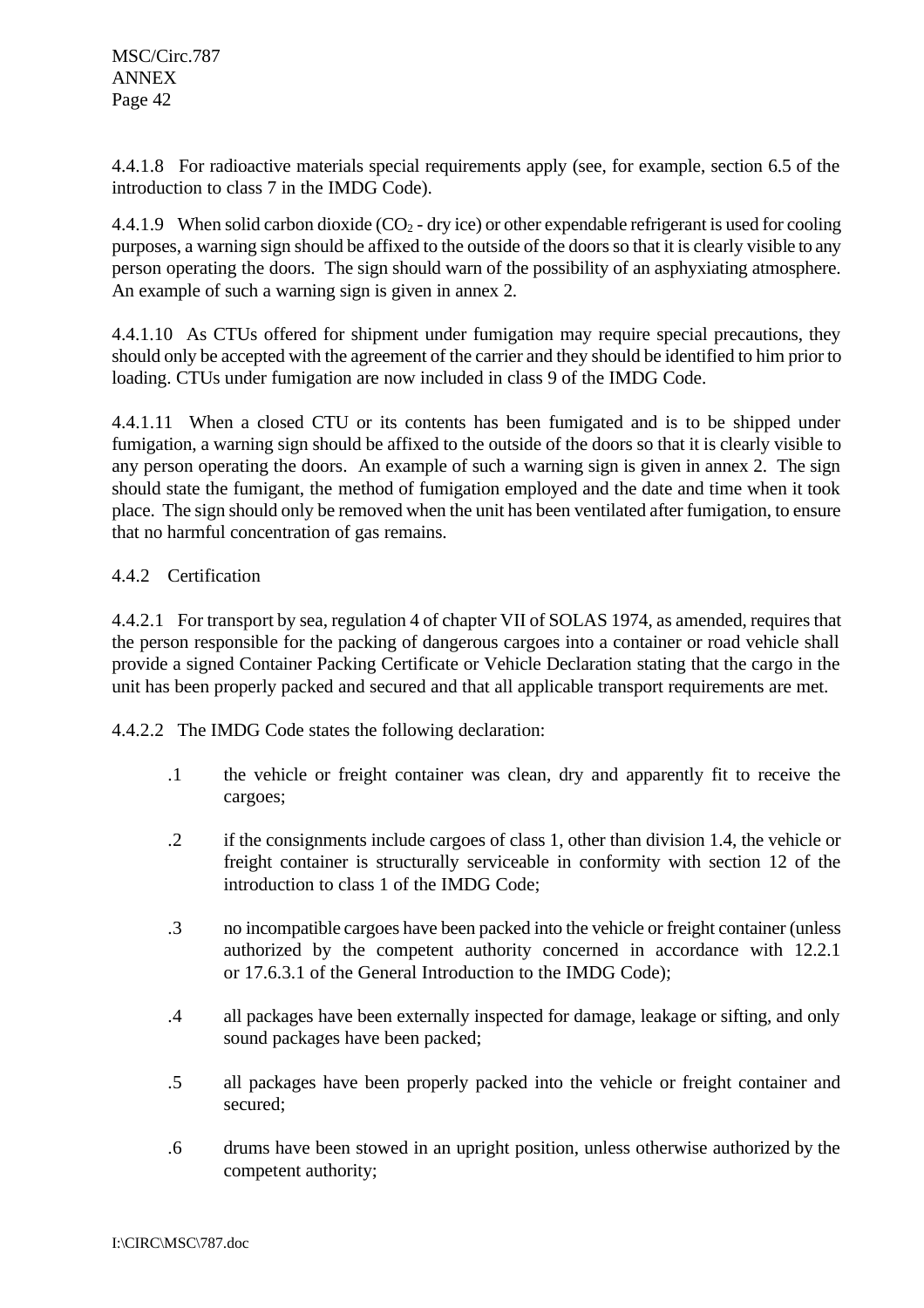4.4.1.8 For radioactive materials special requirements apply (see, for example, section 6.5 of the introduction to class 7 in the IMDG Code).

4.4.1.9 When solid carbon dioxide ($CO_2$ - dry ice) or other expendable refrigerant is used for cooling purposes, a warning sign should be affixed to the outside of the doors so that it is clearly visible to any person operating the doors. The sign should warn of the possibility of an asphyxiating atmosphere. An example of such a warning sign is given in annex 2.

4.4.1.10 As CTUs offered for shipment under fumigation may require special precautions, they should only be accepted with the agreement of the carrier and they should be identified to him prior to loading. CTUs under fumigation are now included in class 9 of the IMDG Code.

4.4.1.11 When a closed CTU or its contents has been fumigated and is to be shipped under fumigation, a warning sign should be affixed to the outside of the doors so that it is clearly visible to any person operating the doors. An example of such a warning sign is given in annex 2. The sign should state the fumigant, the method of fumigation employed and the date and time when it took place. The sign should only be removed when the unit has been ventilated after fumigation, to ensure that no harmful concentration of gas remains.

4.4.2 Certification

4.4.2.1 For transport by sea, regulation 4 of chapter VII of SOLAS 1974, as amended, requires that the person responsible for the packing of dangerous cargoes into a container or road vehicle shall provide a signed Container Packing Certificate or Vehicle Declaration stating that the cargo in the unit has been properly packed and secured and that all applicable transport requirements are met.

4.4.2.2 The IMDG Code states the following declaration:

.1 the vehicle or freight container was clean, dry and apparently fit to receive the cargoes;

.2 if the consignments include cargoes of class 1, other than division 1.4, the vehicle or freight container is structurally serviceable in conformity with section 12 of the introduction to class 1 of the IMDG Code;

.3 no incompatible cargoes have been packed into the vehicle or freight container (unless authorized by the competent authority concerned in accordance with 12.2.1 or 17.6.3.1 of the General Introduction to the IMDG Code);

.4 all packages have been externally inspected for damage, leakage or sifting, and only sound packages have been packed;

.5 all packages have been properly packed into the vehicle or freight container and secured;

.6 drums have been stowed in an upright position, unless otherwise authorized by the competent authority;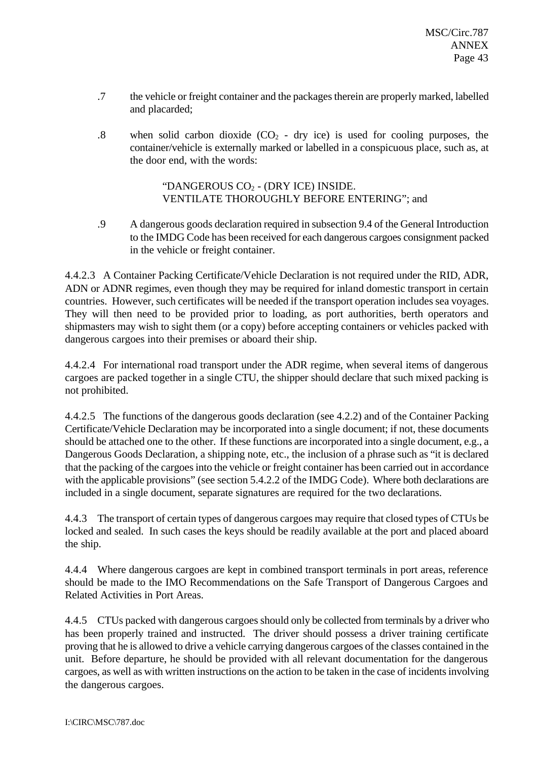.7 the vehicle or freight container and the packages therein are properly marked, labelled and placarded;

.8 when solid carbon dioxide ($CO_2$ - dry ice) is used for cooling purposes, the container/vehicle is externally marked or labelled in a conspicuous place, such as, at the door end, with the words:

> "DANGEROUS $CO_2$ - (DRY ICE) INSIDE.
> VENTILATE THOROUGHLY BEFORE ENTERING"; and

.9 A dangerous goods declaration required in subsection 9.4 of the General Introduction to the IMDG Code has been received for each dangerous cargoes consignment packed in the vehicle or freight container.

4.4.2.3 A Container Packing Certificate/Vehicle Declaration is not required under the RID, ADR, ADN or ADNR regimes, even though they may be required for inland domestic transport in certain countries. However, such certificates will be needed if the transport operation includes sea voyages. They will then need to be provided prior to loading, as port authorities, berth operators and shipmasters may wish to sight them (or a copy) before accepting containers or vehicles packed with dangerous cargoes into their premises or aboard their ship.

4.4.2.4 For international road transport under the ADR regime, when several items of dangerous cargoes are packed together in a single CTU, the shipper should declare that such mixed packing is not prohibited.

4.4.2.5 The functions of the dangerous goods declaration (see 4.2.2) and of the Container Packing Certificate/Vehicle Declaration may be incorporated into a single document; if not, these documents should be attached one to the other. If these functions are incorporated into a single document, e.g., a Dangerous Goods Declaration, a shipping note, etc., the inclusion of a phrase such as "it is declared that the packing of the cargoes into the vehicle or freight container has been carried out in accordance with the applicable provisions" (see section 5.4.2.2 of the IMDG Code). Where both declarations are included in a single document, separate signatures are required for the two declarations.

4.4.3 The transport of certain types of dangerous cargoes may require that closed types of CTUs be locked and sealed. In such cases the keys should be readily available at the port and placed aboard the ship.

4.4.4 Where dangerous cargoes are kept in combined transport terminals in port areas, reference should be made to the IMO Recommendations on the Safe Transport of Dangerous Cargoes and Related Activities in Port Areas.

4.4.5 CTUs packed with dangerous cargoes should only be collected from terminals by a driver who has been properly trained and instructed. The driver should possess a driver training certificate proving that he is allowed to drive a vehicle carrying dangerous cargoes of the classes contained in the unit. Before departure, he should be provided with all relevant documentation for the dangerous cargoes, as well as with written instructions on the action to be taken in the case of incidents involving the dangerous cargoes.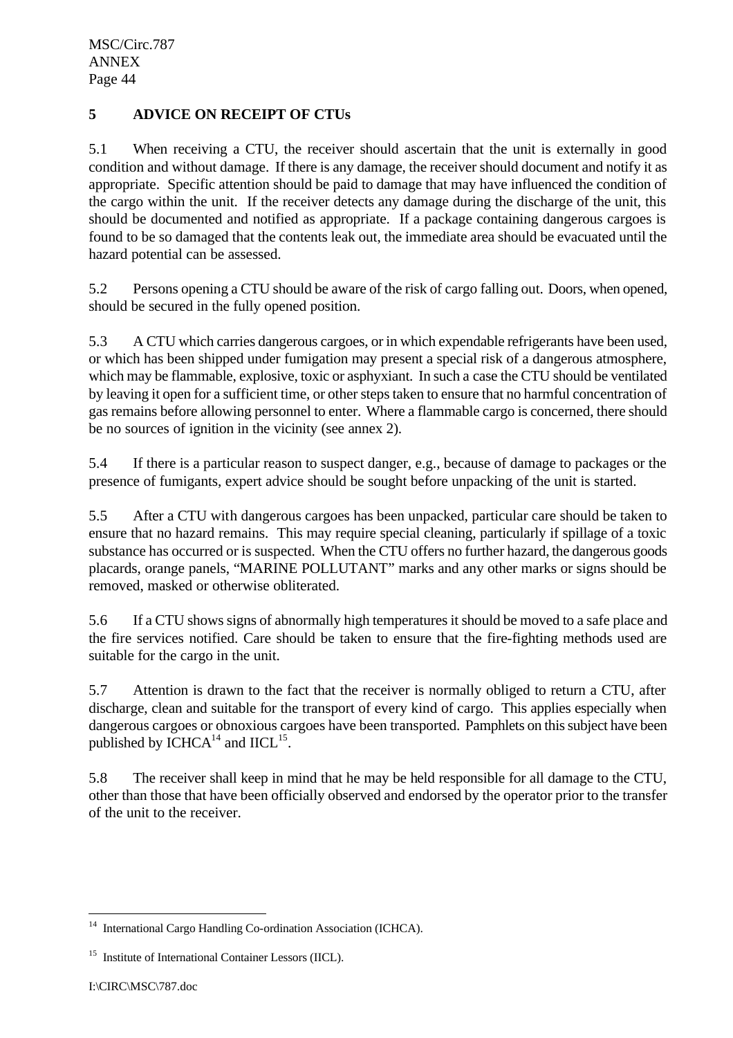## 5 ADVICE ON RECEIPT OF CTUs

5.1 When receiving a CTU, the receiver should ascertain that the unit is externally in good condition and without damage. If there is any damage, the receiver should document and notify it as appropriate. Specific attention should be paid to damage that may have influenced the condition of the cargo within the unit. If the receiver detects any damage during the discharge of the unit, this should be documented and notified as appropriate. If a package containing dangerous cargoes is found to be so damaged that the contents leak out, the immediate area should be evacuated until the hazard potential can be assessed.

5.2 Persons opening a CTU should be aware of the risk of cargo falling out. Doors, when opened, should be secured in the fully opened position.

5.3 A CTU which carries dangerous cargoes, or in which expendable refrigerants have been used, or which has been shipped under fumigation may present a special risk of a dangerous atmosphere, which may be flammable, explosive, toxic or asphyxiant. In such a case the CTU should be ventilated by leaving it open for a sufficient time, or other steps taken to ensure that no harmful concentration of gas remains before allowing personnel to enter. Where a flammable cargo is concerned, there should be no sources of ignition in the vicinity (see annex 2).

5.4 If there is a particular reason to suspect danger, e.g., because of damage to packages or the presence of fumigants, expert advice should be sought before unpacking of the unit is started.

5.5 After a CTU with dangerous cargoes has been unpacked, particular care should be taken to ensure that no hazard remains. This may require special cleaning, particularly if spillage of a toxic substance has occurred or is suspected. When the CTU offers no further hazard, the dangerous goods placards, orange panels, "MARINE POLLUTANT" marks and any other marks or signs should be removed, masked or otherwise obliterated.

5.6 If a CTU shows signs of abnormally high temperatures it should be moved to a safe place and the fire services notified. Care should be taken to ensure that the fire-fighting methods used are suitable for the cargo in the unit.

5.7 Attention is drawn to the fact that the receiver is normally obliged to return a CTU, after discharge, clean and suitable for the transport of every kind of cargo. This applies especially when dangerous cargoes or obnoxious cargoes have been transported. Pamphlets on this subject have been published by ICHCA[14] and IICL[15].

5.8 The receiver shall keep in mind that he may be held responsible for all damage to the CTU, other than those that have been officially observed and endorsed by the operator prior to the transfer of the unit to the receiver.

---

[14] International Cargo Handling Co-ordination Association (ICHCA).

[15] Institute of International Container Lessors (IICL).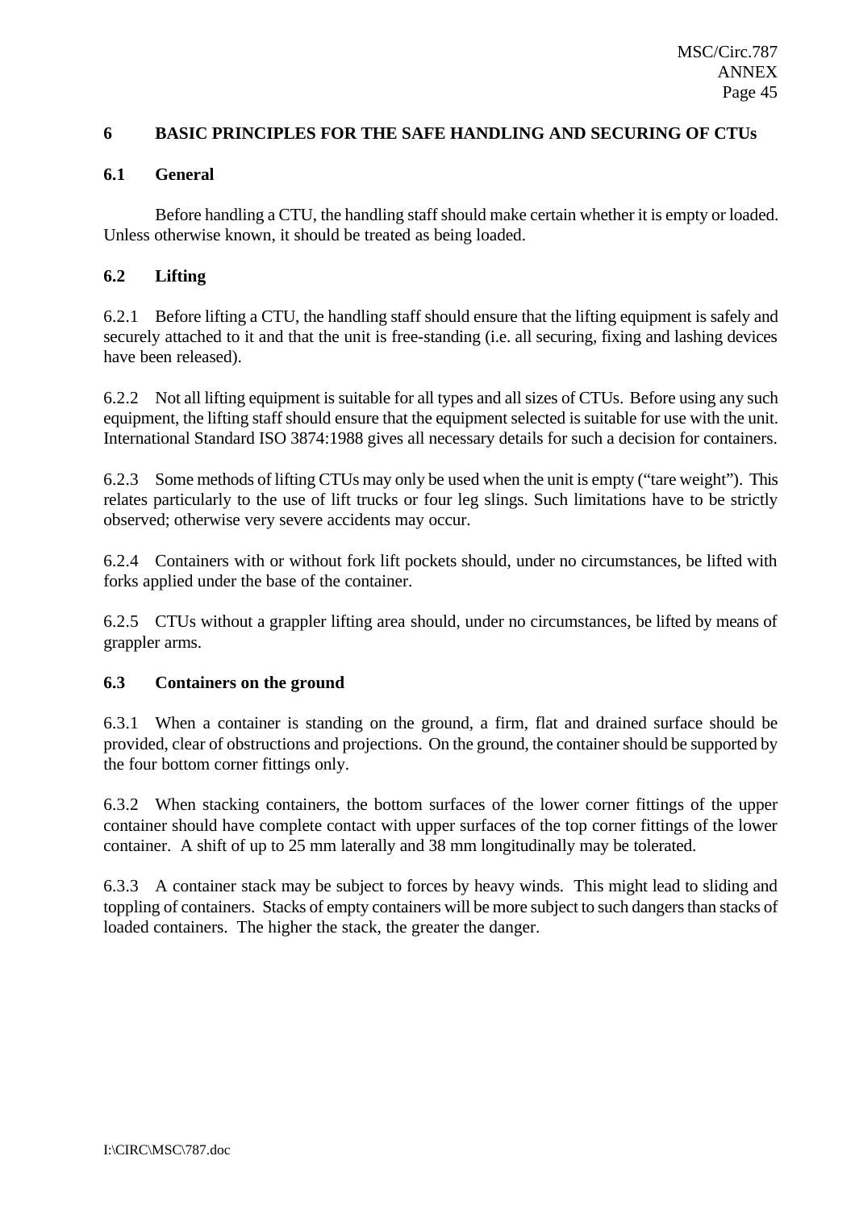## 6 BASIC PRINCIPLES FOR THE SAFE HANDLING AND SECURING OF CTUs

### 6.1 General

Before handling a CTU, the handling staff should make certain whether it is empty or loaded. Unless otherwise known, it should be treated as being loaded.

### 6.2 Lifting

6.2.1 Before lifting a CTU, the handling staff should ensure that the lifting equipment is safely and securely attached to it and that the unit is free-standing (i.e. all securing, fixing and lashing devices have been released).

6.2.2 Not all lifting equipment is suitable for all types and all sizes of CTUs. Before using any such equipment, the lifting staff should ensure that the equipment selected is suitable for use with the unit. International Standard ISO 3874:1988 gives all necessary details for such a decision for containers.

6.2.3 Some methods of lifting CTUs may only be used when the unit is empty ("tare weight"). This relates particularly to the use of lift trucks or four leg slings. Such limitations have to be strictly observed; otherwise very severe accidents may occur.

6.2.4 Containers with or without fork lift pockets should, under no circumstances, be lifted with forks applied under the base of the container.

6.2.5 CTUs without a grappler lifting area should, under no circumstances, be lifted by means of grappler arms.

### 6.3 Containers on the ground

6.3.1 When a container is standing on the ground, a firm, flat and drained surface should be provided, clear of obstructions and projections. On the ground, the container should be supported by the four bottom corner fittings only.

6.3.2 When stacking containers, the bottom surfaces of the lower corner fittings of the upper container should have complete contact with upper surfaces of the top corner fittings of the lower container. A shift of up to 25 mm laterally and 38 mm longitudinally may be tolerated.

6.3.3 A container stack may be subject to forces by heavy winds. This might lead to sliding and toppling of containers. Stacks of empty containers will be more subject to such dangers than stacks of loaded containers. The higher the stack, the greater the danger.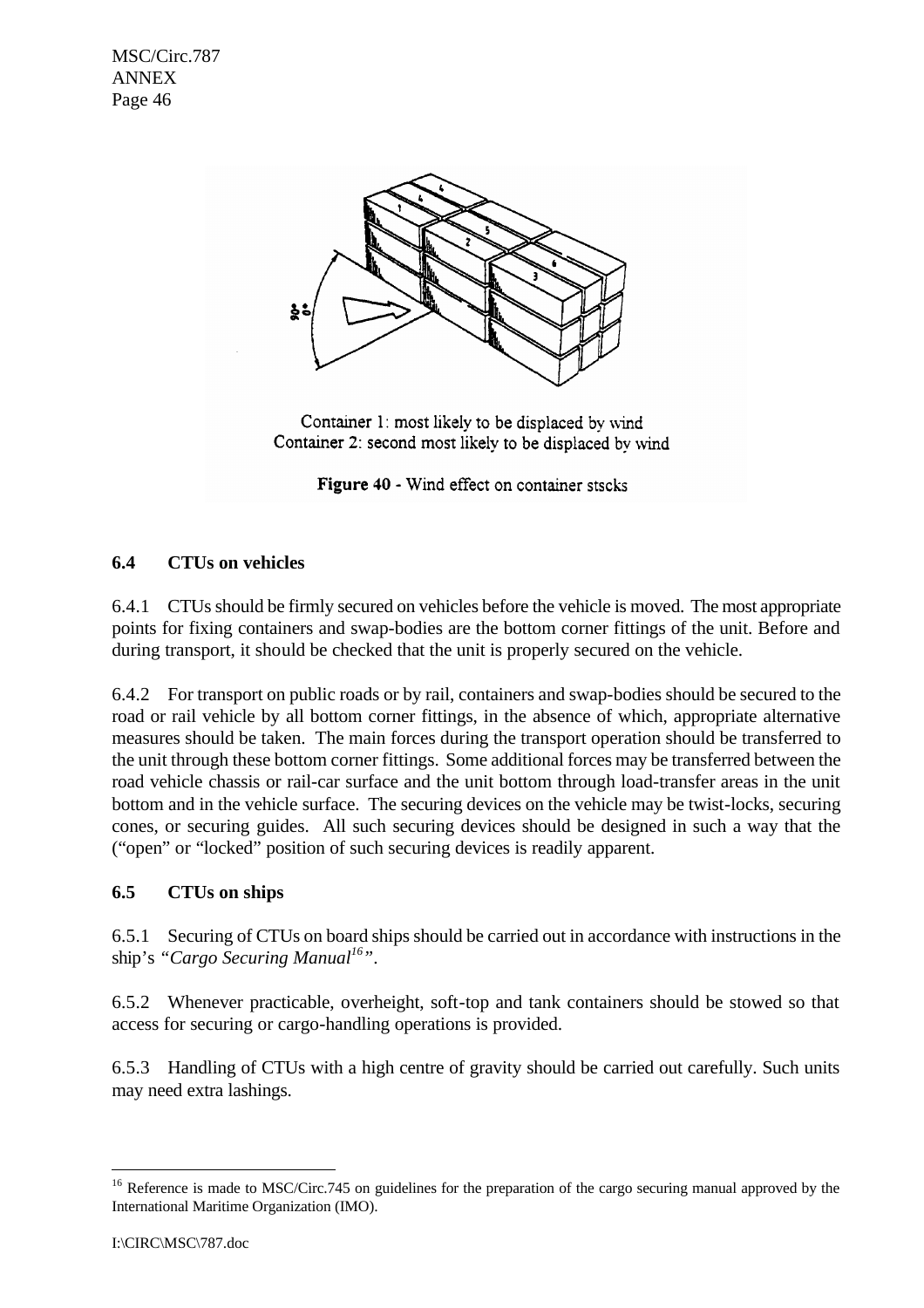Container 1: most likely to be displaced by wind
Container 2: second most likely to be displaced by wind

**Figure 40** - Wind effect on container stscks

### 6.4 CTUs on vehicles

6.4.1 CTUs should be firmly secured on vehicles before the vehicle is moved. The most appropriate points for fixing containers and swap-bodies are the bottom corner fittings of the unit. Before and during transport, it should be checked that the unit is properly secured on the vehicle.

6.4.2 For transport on public roads or by rail, containers and swap-bodies should be secured to the road or rail vehicle by all bottom corner fittings, in the absence of which, appropriate alternative measures should be taken. The main forces during the transport operation should be transferred to the unit through these bottom corner fittings. Some additional forces may be transferred between the road vehicle chassis or rail-car surface and the unit bottom through load-transfer areas in the unit bottom and in the vehicle surface. The securing devices on the vehicle may be twist-locks, securing cones, or securing guides. All such securing devices should be designed in such a way that the ("open" or "locked" position of such securing devices is readily apparent.

### 6.5 CTUs on ships

6.5.1 Securing of CTUs on board ships should be carried out in accordance with instructions in the ship's *"Cargo Securing Manual*[16]*"*.

6.5.2 Whenever practicable, overheight, soft-top and tank containers should be stowed so that access for securing or cargo-handling operations is provided.

6.5.3 Handling of CTUs with a high centre of gravity should be carried out carefully. Such units may need extra lashings.

---

[16] Reference is made to MSC/Circ.745 on guidelines for the preparation of the cargo securing manual approved by the International Maritime Organization (IMO).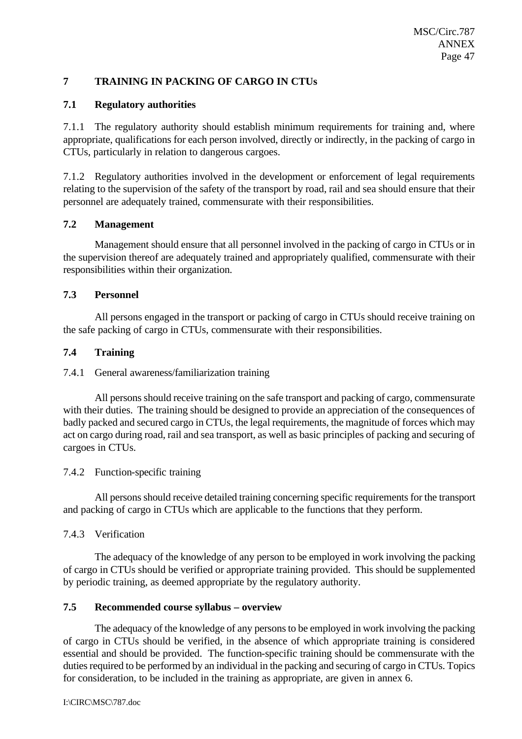## 7 TRAINING IN PACKING OF CARGO IN CTUs

### 7.1 Regulatory authorities

7.1.1 The regulatory authority should establish minimum requirements for training and, where appropriate, qualifications for each person involved, directly or indirectly, in the packing of cargo in CTUs, particularly in relation to dangerous cargoes.

7.1.2 Regulatory authorities involved in the development or enforcement of legal requirements relating to the supervision of the safety of the transport by road, rail and sea should ensure that their personnel are adequately trained, commensurate with their responsibilities.

### 7.2 Management

Management should ensure that all personnel involved in the packing of cargo in CTUs or in the supervision thereof are adequately trained and appropriately qualified, commensurate with their responsibilities within their organization.

### 7.3 Personnel

All persons engaged in the transport or packing of cargo in CTUs should receive training on the safe packing of cargo in CTUs, commensurate with their responsibilities.

### 7.4 Training

7.4.1 General awareness/familiarization training

All persons should receive training on the safe transport and packing of cargo, commensurate with their duties. The training should be designed to provide an appreciation of the consequences of badly packed and secured cargo in CTUs, the legal requirements, the magnitude of forces which may act on cargo during road, rail and sea transport, as well as basic principles of packing and securing of cargoes in CTUs.

7.4.2 Function-specific training

All persons should receive detailed training concerning specific requirements for the transport and packing of cargo in CTUs which are applicable to the functions that they perform.

7.4.3 Verification

The adequacy of the knowledge of any person to be employed in work involving the packing of cargo in CTUs should be verified or appropriate training provided. This should be supplemented by periodic training, as deemed appropriate by the regulatory authority.

### 7.5 Recommended course syllabus – overview

The adequacy of the knowledge of any persons to be employed in work involving the packing of cargo in CTUs should be verified, in the absence of which appropriate training is considered essential and should be provided. The function-specific training should be commensurate with the duties required to be performed by an individual in the packing and securing of cargo in CTUs. Topics for consideration, to be included in the training as appropriate, are given in annex 6.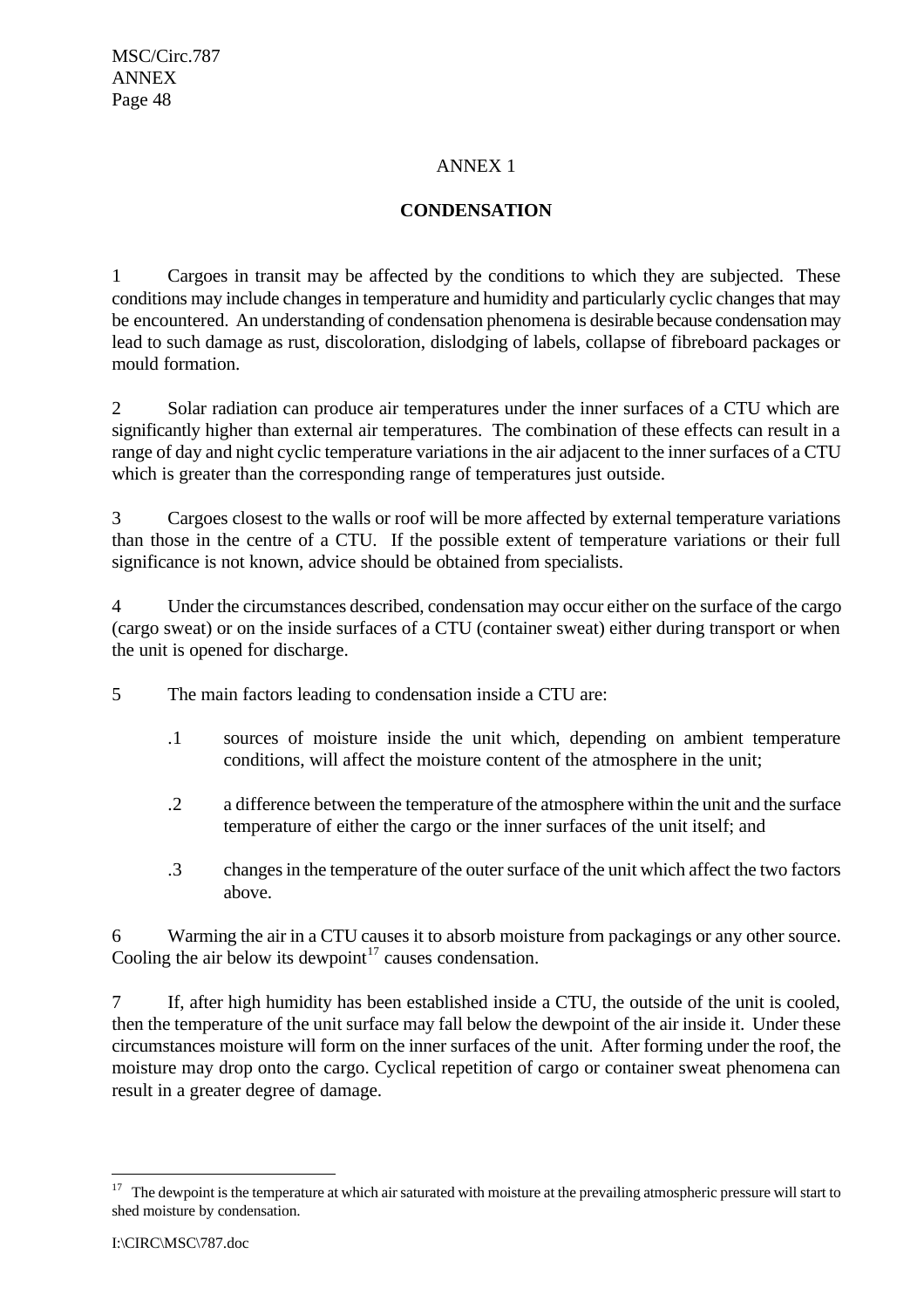# ANNEX 1

## CONDENSATION

1 Cargoes in transit may be affected by the conditions to which they are subjected. These conditions may include changes in temperature and humidity and particularly cyclic changes that may be encountered. An understanding of condensation phenomena is desirable because condensation may lead to such damage as rust, discoloration, dislodging of labels, collapse of fibreboard packages or mould formation.

2 Solar radiation can produce air temperatures under the inner surfaces of a CTU which are significantly higher than external air temperatures. The combination of these effects can result in a range of day and night cyclic temperature variations in the air adjacent to the inner surfaces of a CTU which is greater than the corresponding range of temperatures just outside.

3 Cargoes closest to the walls or roof will be more affected by external temperature variations than those in the centre of a CTU. If the possible extent of temperature variations or their full significance is not known, advice should be obtained from specialists.

4 Under the circumstances described, condensation may occur either on the surface of the cargo (cargo sweat) or on the inside surfaces of a CTU (container sweat) either during transport or when the unit is opened for discharge.

5 The main factors leading to condensation inside a CTU are:

.1 sources of moisture inside the unit which, depending on ambient temperature conditions, will affect the moisture content of the atmosphere in the unit;

.2 a difference between the temperature of the atmosphere within the unit and the surface temperature of either the cargo or the inner surfaces of the unit itself; and

.3 changes in the temperature of the outer surface of the unit which affect the two factors above.

6 Warming the air in a CTU causes it to absorb moisture from packagings or any other source. Cooling the air below its dewpoint[17] causes condensation.

7 If, after high humidity has been established inside a CTU, the outside of the unit is cooled, then the temperature of the unit surface may fall below the dewpoint of the air inside it. Under these circumstances moisture will form on the inner surfaces of the unit. After forming under the roof, the moisture may drop onto the cargo. Cyclical repetition of cargo or container sweat phenomena can result in a greater degree of damage.

---

[17] The dewpoint is the temperature at which air saturated with moisture at the prevailing atmospheric pressure will start to shed moisture by condensation.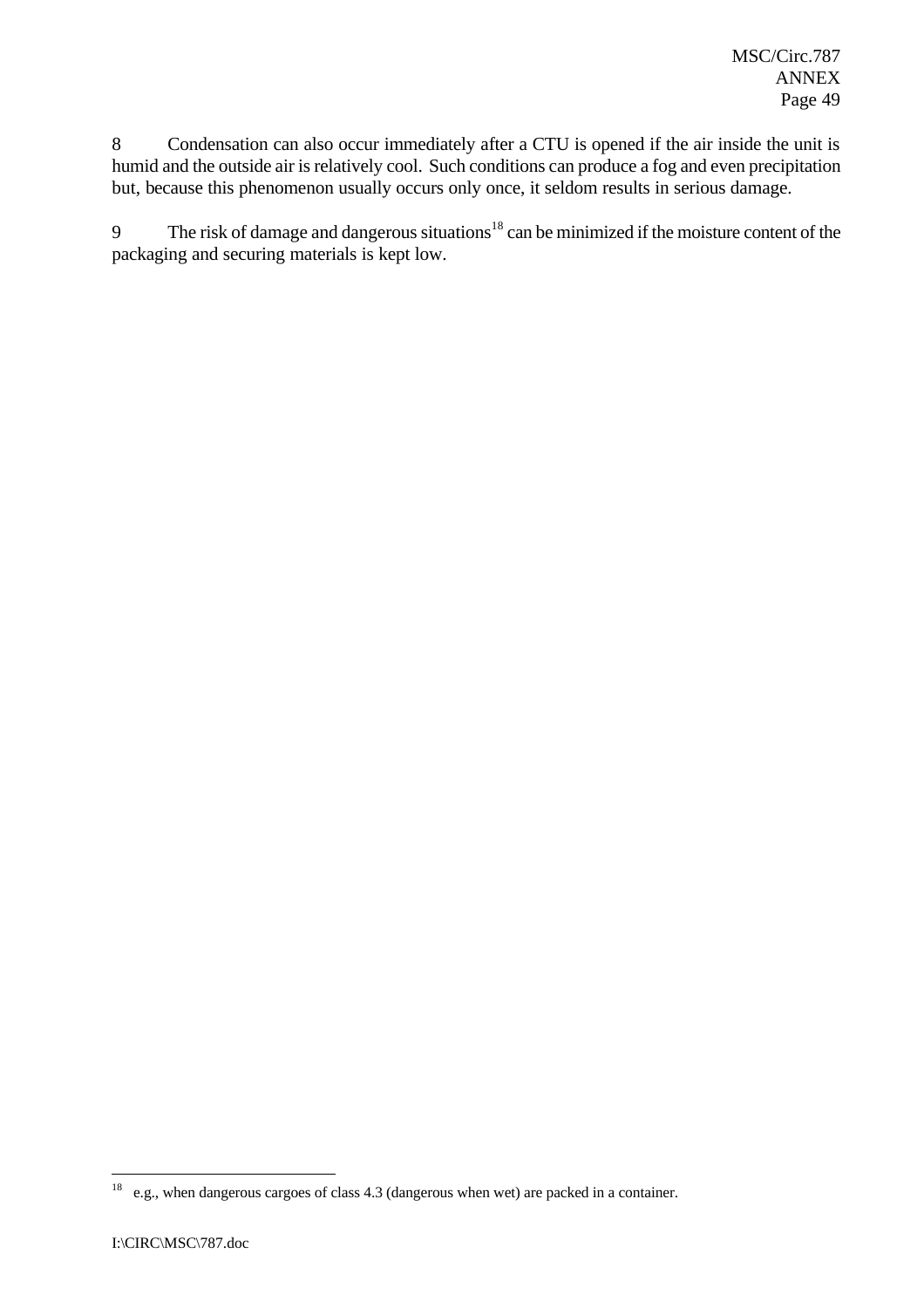8 Condensation can also occur immediately after a CTU is opened if the air inside the unit is humid and the outside air is relatively cool. Such conditions can produce a fog and even precipitation but, because this phenomenon usually occurs only once, it seldom results in serious damage.

9 The risk of damage and dangerous situations[18] can be minimized if the moisture content of the packaging and securing materials is kept low.

---

[18] e.g., when dangerous cargoes of class 4.3 (dangerous when wet) are packed in a container.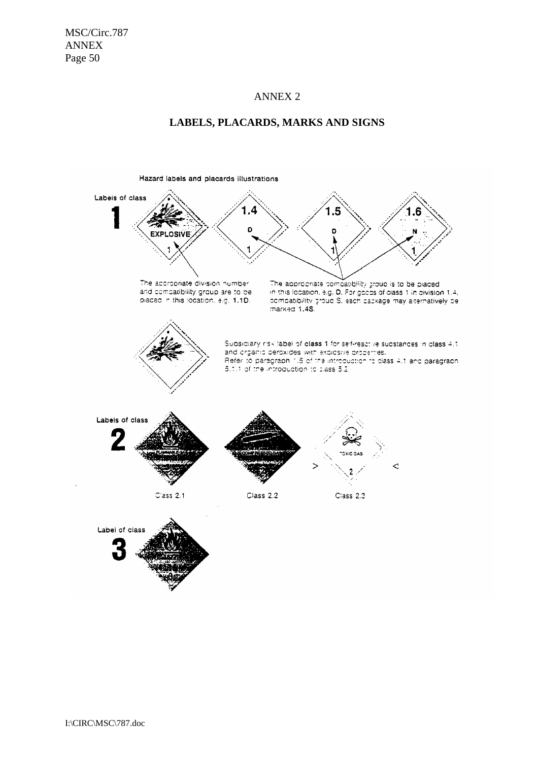ANNEX 2

## LABELS, PLACARDS, MARKS AND SIGNS

Hazard labels and placards illustrations

Labels of class **1**

EXPLOSIVE 1 | 1.4 D 1 | 1.5 D 1 | 1.6 N 1

The appropriate division number and compatibility group are to be placed in this location, e.g. **1.1D**.

The appropriate compatibility group is to be placed in this location, e.g. **D**. For goods of class 1 in division 1.4, compatibility group S, each package may alternatively be marked **1.4S**.

Subsidiary risk label of **class 1** for self-reactive substances in class 4.1 and organic peroxides with explosive properties.
Refer to paragraph 1.5 of the introduction to class 4.1 and paragraph 5.1.1 of the introduction to class 5.2.

Labels of class **2**

Class 2.1

Class 2.2

TOXIC GAS 2

Class 2.3

Label of class **3**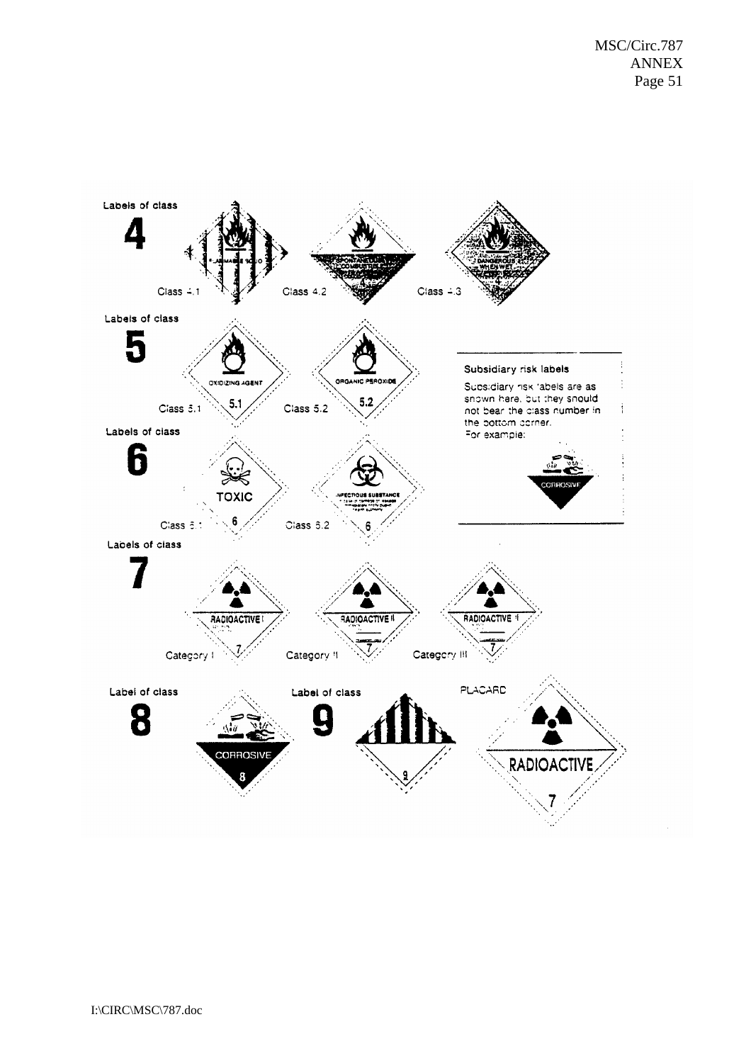Labels of class

**4**

Class 4.1 Class 4.2 Class 4.3

Labels of class

**5**

Class 5.1 Class 5.2

Labels of class

**6**

Class 6.1 Class 6.2

**Subsidiary risk labels**

Subsidiary risk labels are as shown here, but they should not bear the class number in the bottom corner.
For example:

Labels of class

**7**

Category I Category II Category III

Label of class

**8**

Label of class

**9**

PLACARD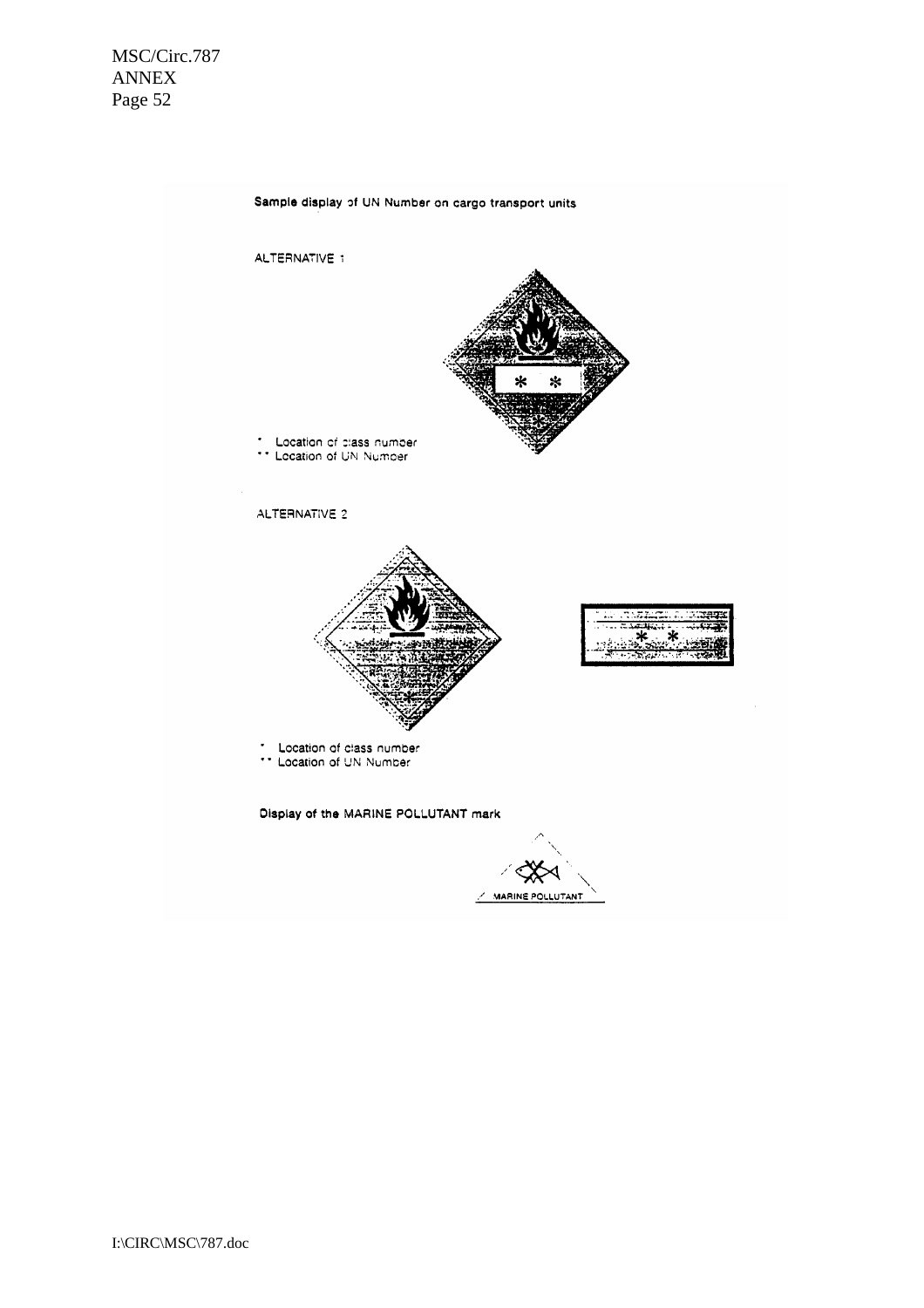**Sample display of UN Number on cargo transport units**

ALTERNATIVE 1

\* Location of class number
\*\* Location of UN Number

ALTERNATIVE 2

\* Location of class number
\*\* Location of UN Number

**Display of the MARINE POLLUTANT mark**

MARINE POLLUTANT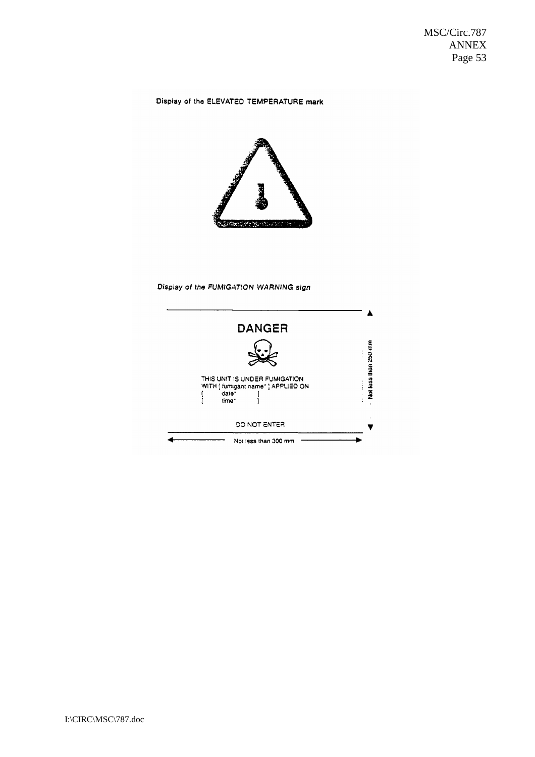Display of the ELEVATED TEMPERATURE mark

Display of the FUMIGATION WARNING sign

DANGER

THIS UNIT IS UNDER FUMIGATION
WITH [ fumigant name* ] APPLIED ON
[ date* ]
[ time* ]

DO NOT ENTER

Not less than 300 mm

Not less than 250 mm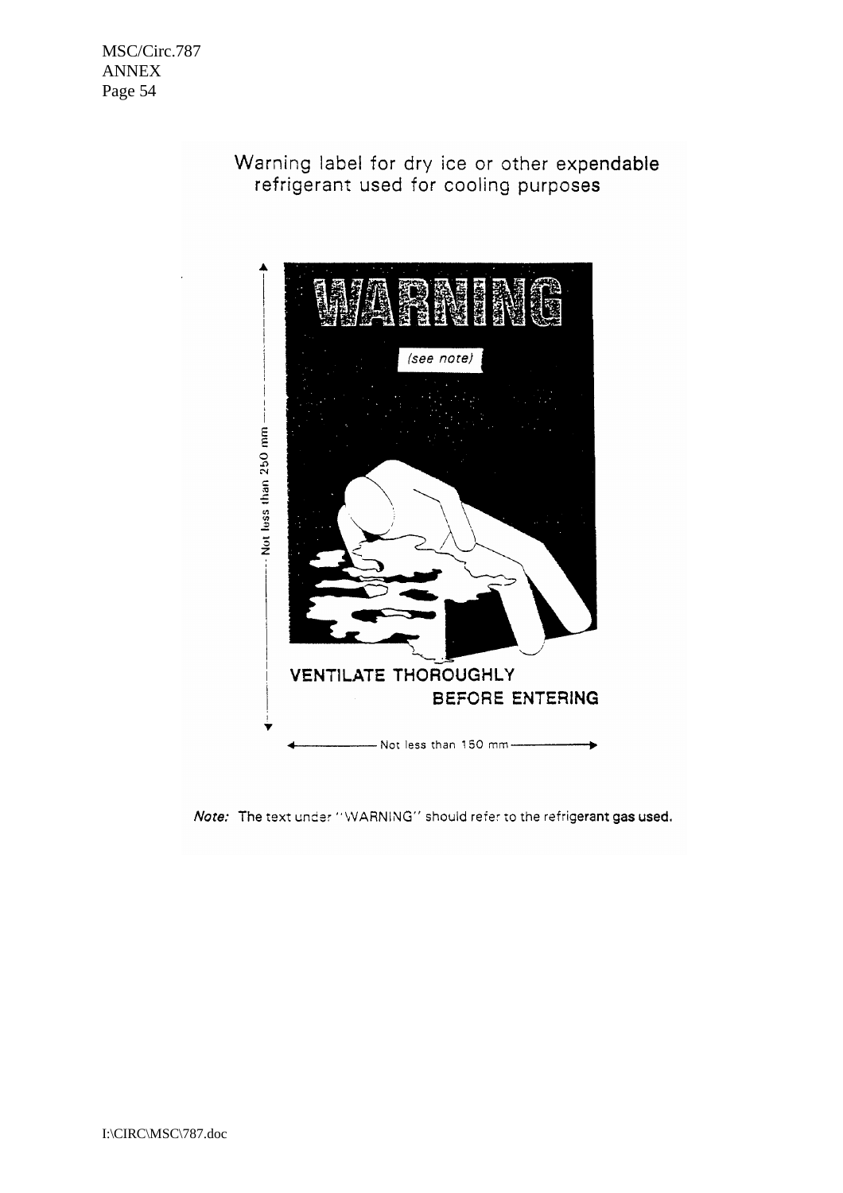Warning label for dry ice or other expendable refrigerant used for cooling purposes

WARNING

(see note)

VENTILATE THOROUGHLY BEFORE ENTERING

Not less than 250 mm

Not less than 150 mm

*Note:* The text under "WARNING" should refer to the refrigerant gas used.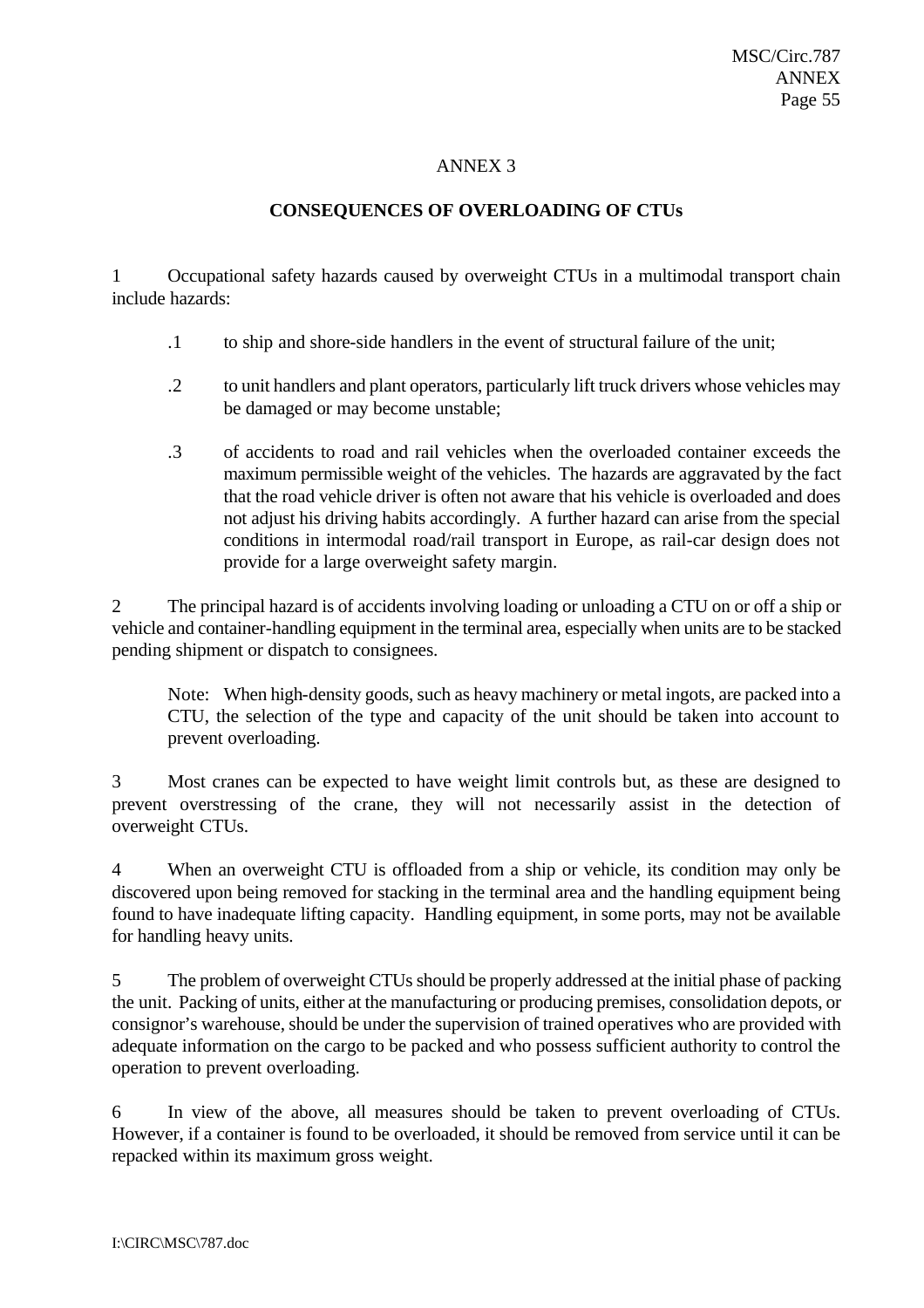# ANNEX 3

## CONSEQUENCES OF OVERLOADING OF CTUs

1 Occupational safety hazards caused by overweight CTUs in a multimodal transport chain include hazards:

.1 to ship and shore-side handlers in the event of structural failure of the unit;

.2 to unit handlers and plant operators, particularly lift truck drivers whose vehicles may be damaged or may become unstable;

.3 of accidents to road and rail vehicles when the overloaded container exceeds the maximum permissible weight of the vehicles. The hazards are aggravated by the fact that the road vehicle driver is often not aware that his vehicle is overloaded and does not adjust his driving habits accordingly. A further hazard can arise from the special conditions in intermodal road/rail transport in Europe, as rail-car design does not provide for a large overweight safety margin.

2 The principal hazard is of accidents involving loading or unloading a CTU on or off a ship or vehicle and container-handling equipment in the terminal area, especially when units are to be stacked pending shipment or dispatch to consignees.

> Note: When high-density goods, such as heavy machinery or metal ingots, are packed into a CTU, the selection of the type and capacity of the unit should be taken into account to prevent overloading.

3 Most cranes can be expected to have weight limit controls but, as these are designed to prevent overstressing of the crane, they will not necessarily assist in the detection of overweight CTUs.

4 When an overweight CTU is offloaded from a ship or vehicle, its condition may only be discovered upon being removed for stacking in the terminal area and the handling equipment being found to have inadequate lifting capacity. Handling equipment, in some ports, may not be available for handling heavy units.

5 The problem of overweight CTUs should be properly addressed at the initial phase of packing the unit. Packing of units, either at the manufacturing or producing premises, consolidation depots, or consignor's warehouse, should be under the supervision of trained operatives who are provided with adequate information on the cargo to be packed and who possess sufficient authority to control the operation to prevent overloading.

6 In view of the above, all measures should be taken to prevent overloading of CTUs. However, if a container is found to be overloaded, it should be removed from service until it can be repacked within its maximum gross weight.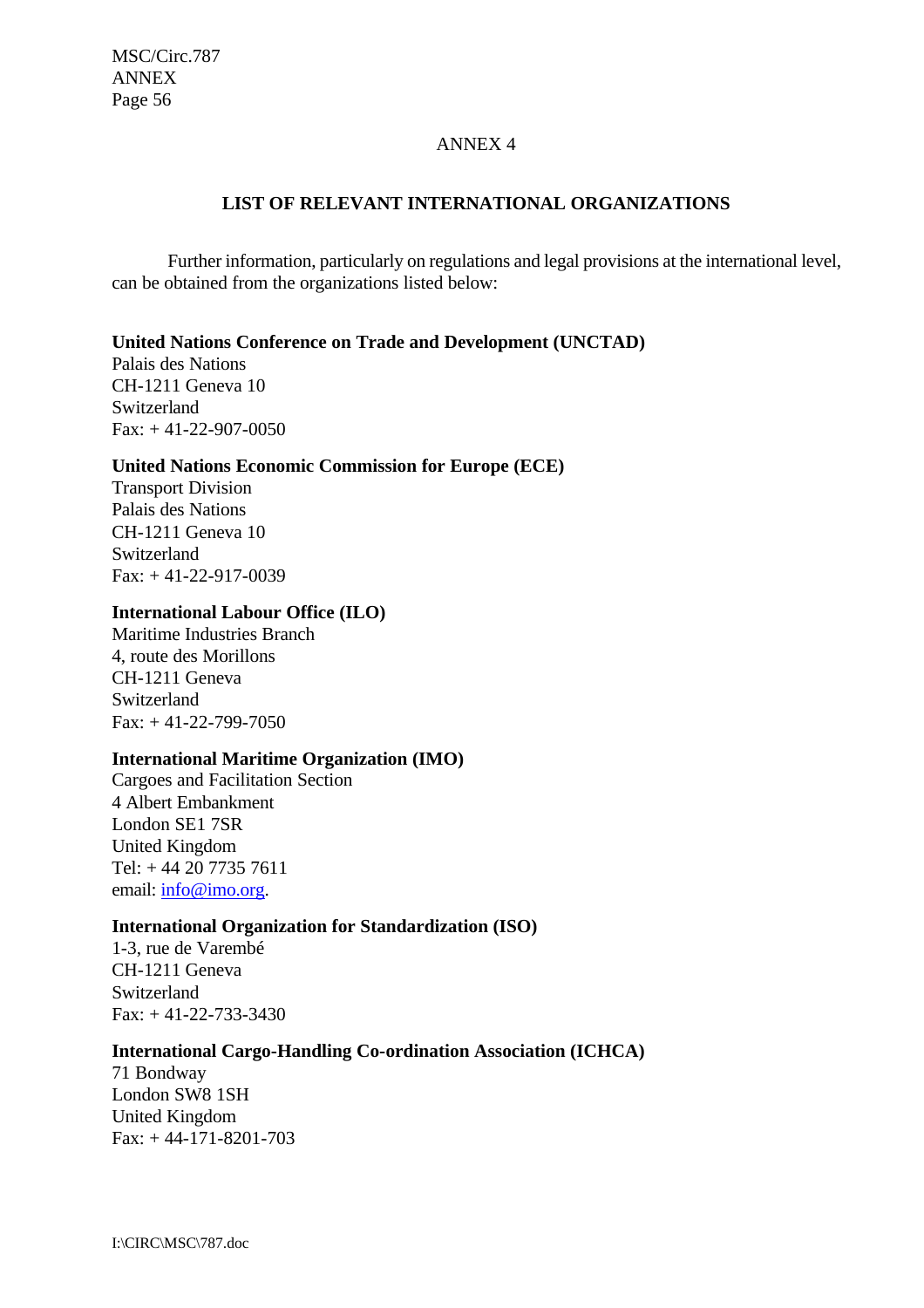## ANNEX 4

## LIST OF RELEVANT INTERNATIONAL ORGANIZATIONS

Further information, particularly on regulations and legal provisions at the international level, can be obtained from the organizations listed below:

**United Nations Conference on Trade and Development (UNCTAD)**
Palais des Nations
CH-1211 Geneva 10
Switzerland
Fax: + 41-22-907-0050

**United Nations Economic Commission for Europe (ECE)**
Transport Division
Palais des Nations
CH-1211 Geneva 10
Switzerland
Fax: + 41-22-917-0039

**International Labour Office (ILO)**
Maritime Industries Branch
4, route des Morillons
CH-1211 Geneva
Switzerland
Fax: + 41-22-799-7050

**International Maritime Organization (IMO)**
Cargoes and Facilitation Section
4 Albert Embankment
London SE1 7SR
United Kingdom
Tel: + 44 20 7735 7611
email: info@imo.org.

**International Organization for Standardization (ISO)**
1-3, rue de Varembé
CH-1211 Geneva
Switzerland
Fax: + 41-22-733-3430

**International Cargo-Handling Co-ordination Association (ICHCA)**
71 Bondway
London SW8 1SH
United Kingdom
Fax: + 44-171-8201-703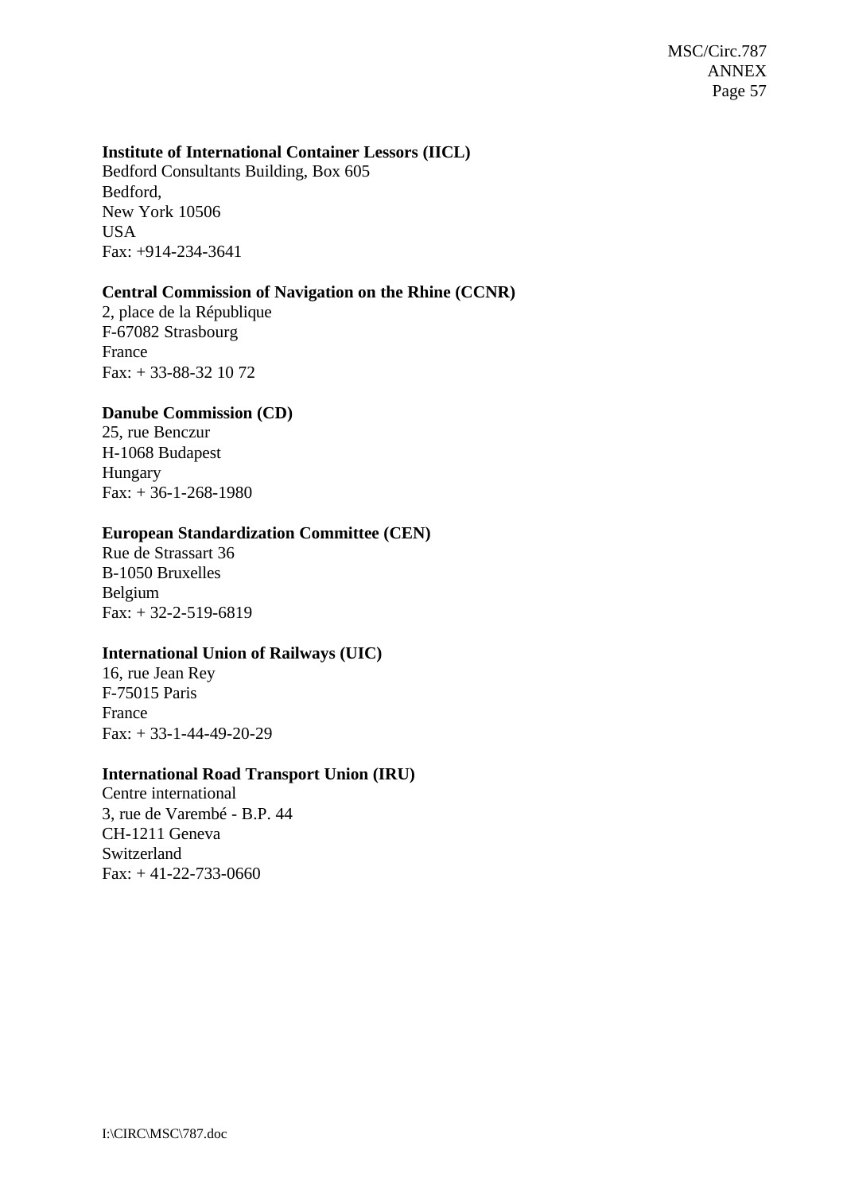**Institute of International Container Lessors (IICL)**
Bedford Consultants Building, Box 605
Bedford,
New York 10506
USA
Fax: +914-234-3641

**Central Commission of Navigation on the Rhine (CCNR)**
2, place de la République
F-67082 Strasbourg
France
Fax: + 33-88-32 10 72

**Danube Commission (CD)**
25, rue Benczur
H-1068 Budapest
Hungary
Fax: + 36-1-268-1980

**European Standardization Committee (CEN)**
Rue de Strassart 36
B-1050 Bruxelles
Belgium
Fax: + 32-2-519-6819

**International Union of Railways (UIC)**
16, rue Jean Rey
F-75015 Paris
France
Fax: + 33-1-44-49-20-29

**International Road Transport Union (IRU)**
Centre international
3, rue de Varembé - B.P. 44
CH-1211 Geneva
Switzerland
Fax: + 41-22-733-0660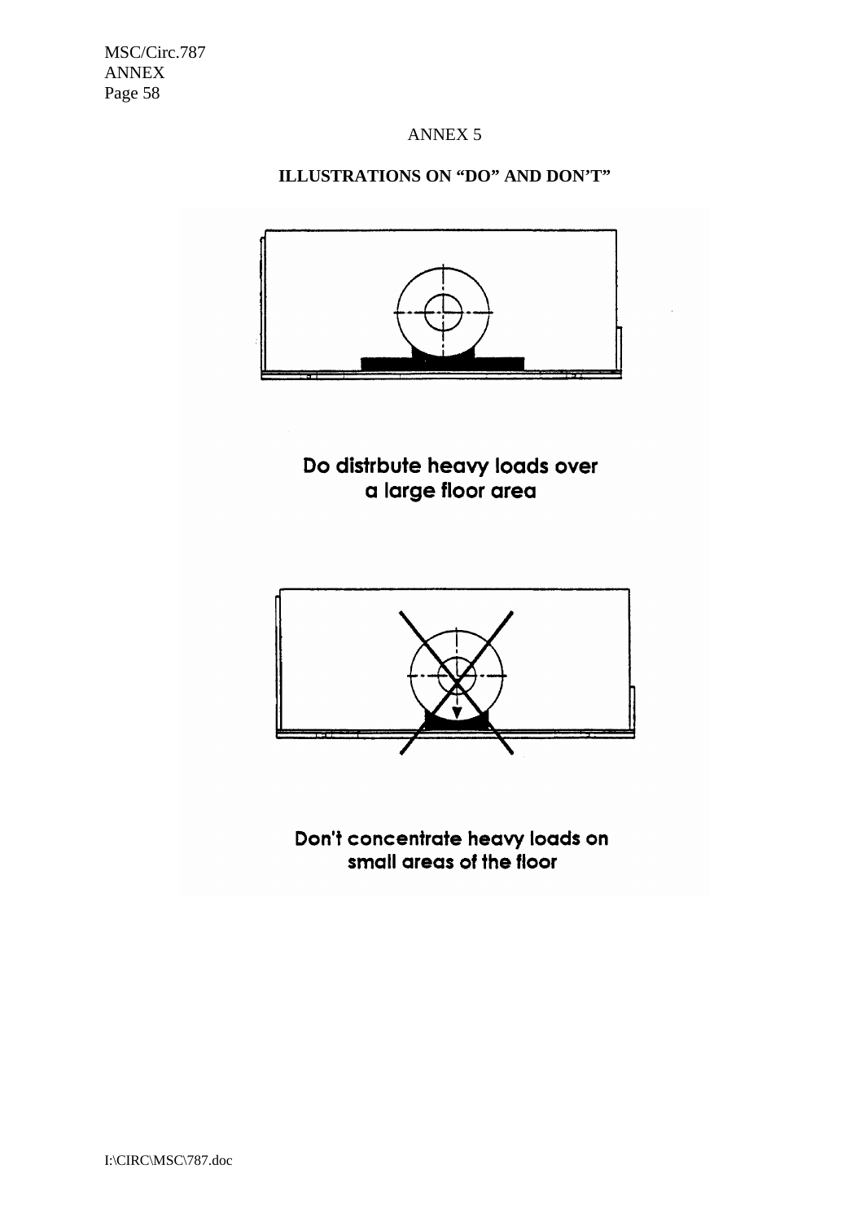ANNEX 5

**ILLUSTRATIONS ON "DO" AND DON'T"**

Do distrbute heavy loads over a large floor area

Don't concentrate heavy loads on small areas of the floor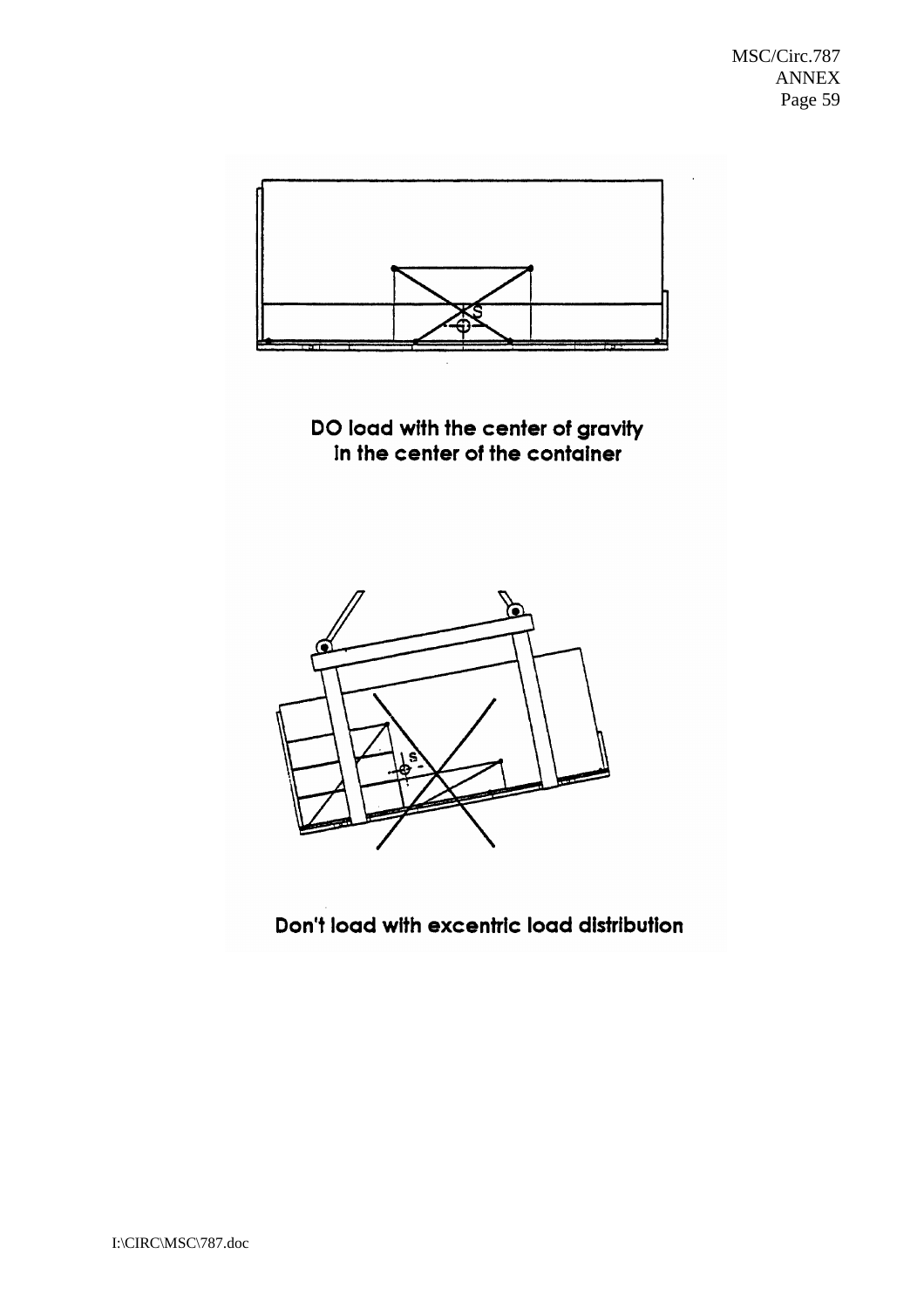DO load with the center of gravity in the center of the container

Don't load with excentric load distribution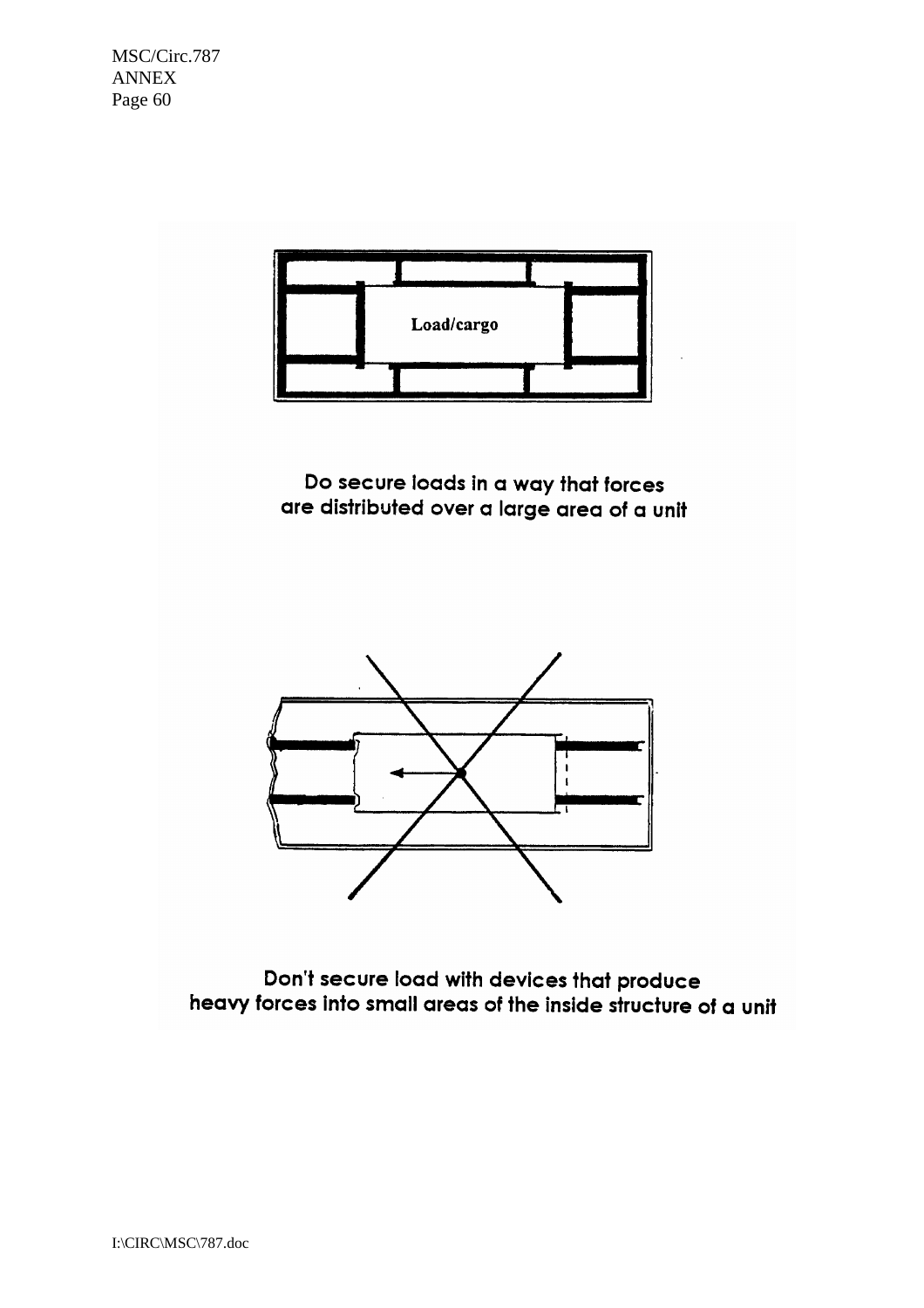Load/cargo

Do secure loads in a way that forces are distributed over a large area of a unit

Don't secure load with devices that produce heavy forces into small areas of the inside structure of a unit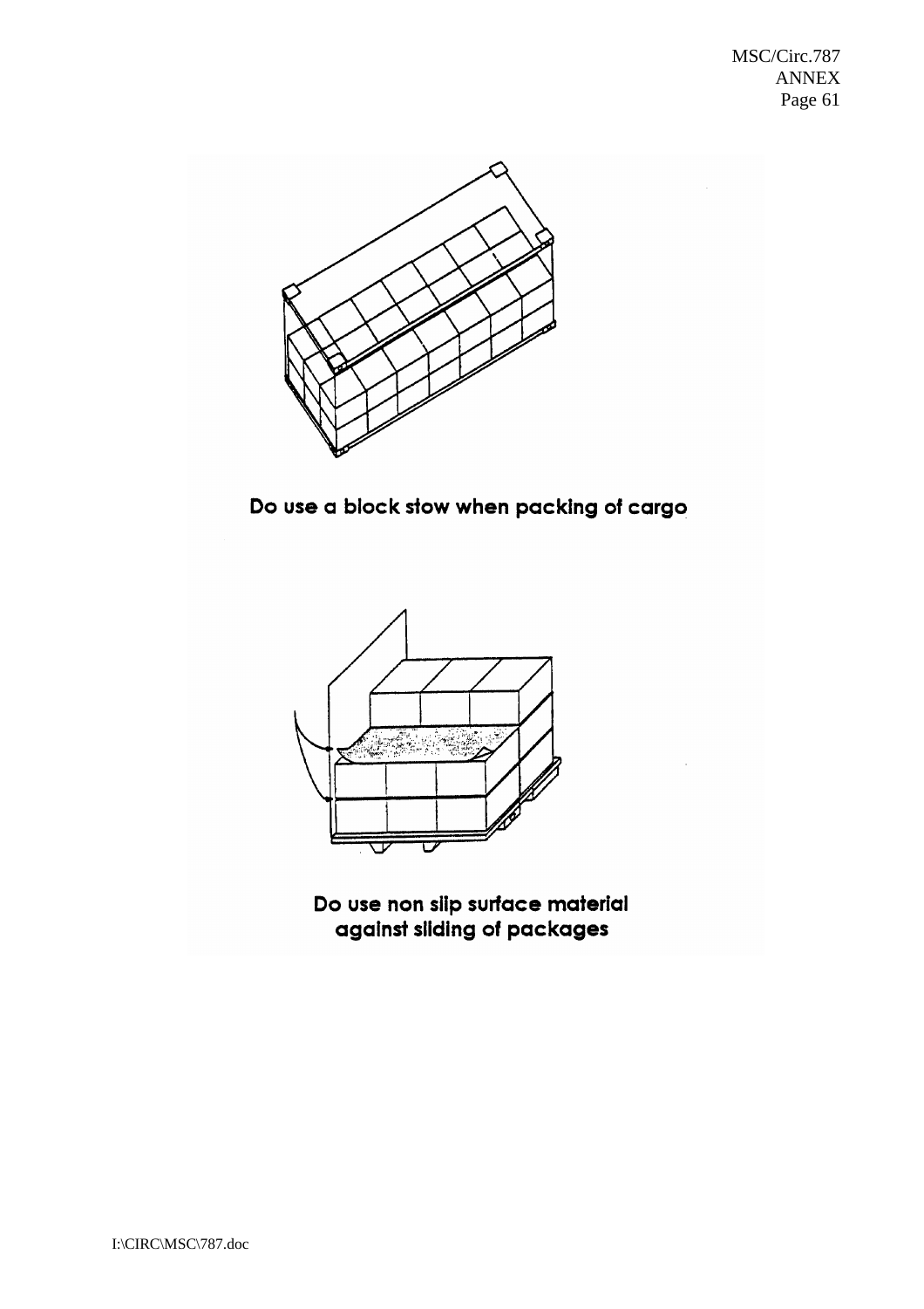Do use a block stow when packing of cargo

Do use non slip surface material against sliding of packages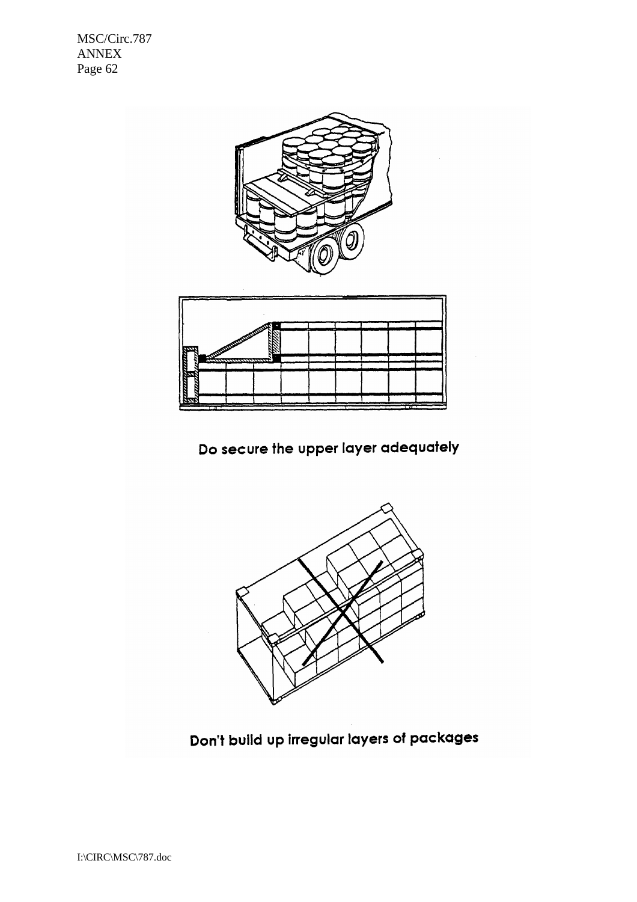Do secure the upper layer adequately

Don't build up irregular layers of packages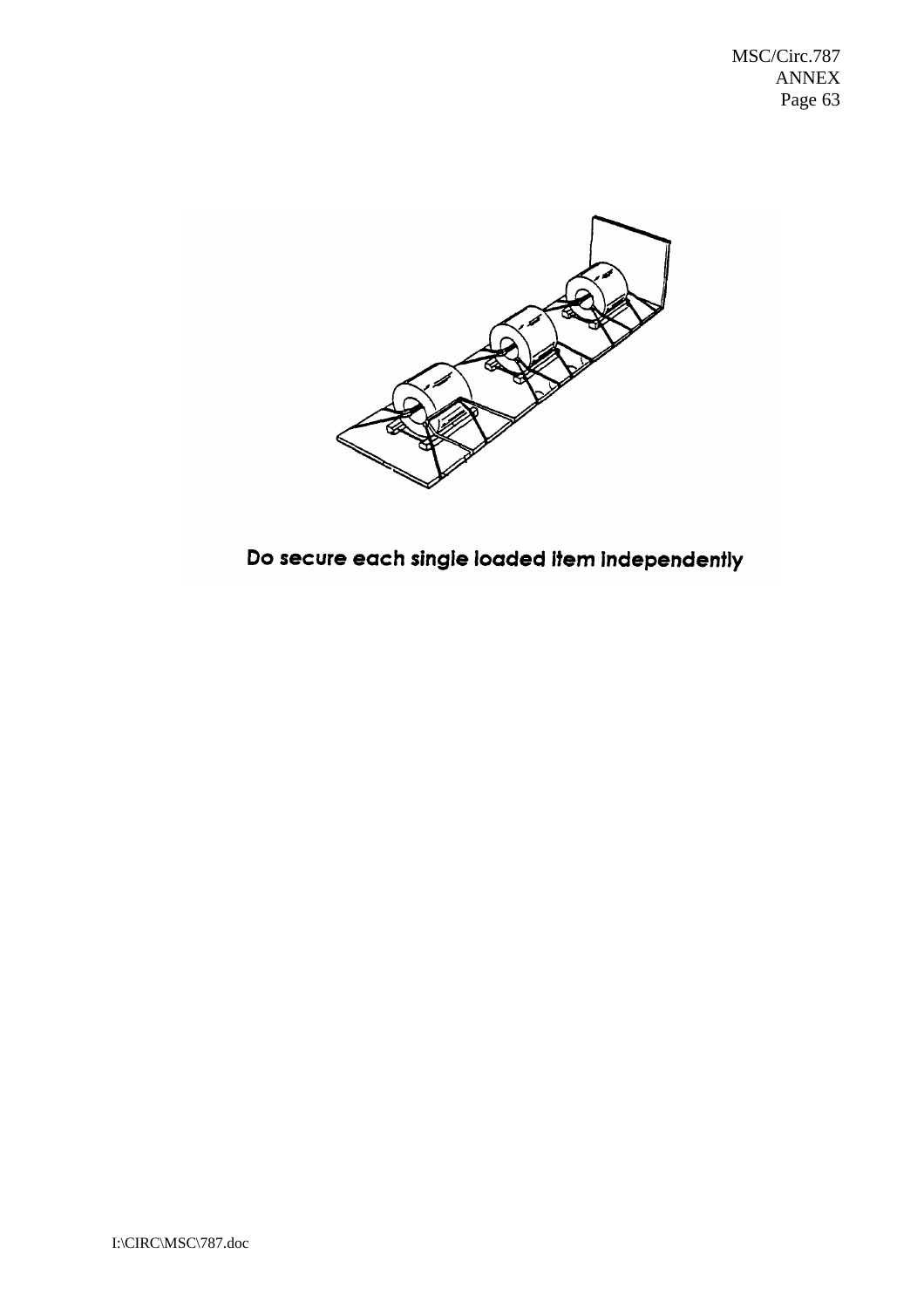Do secure each single loaded item independently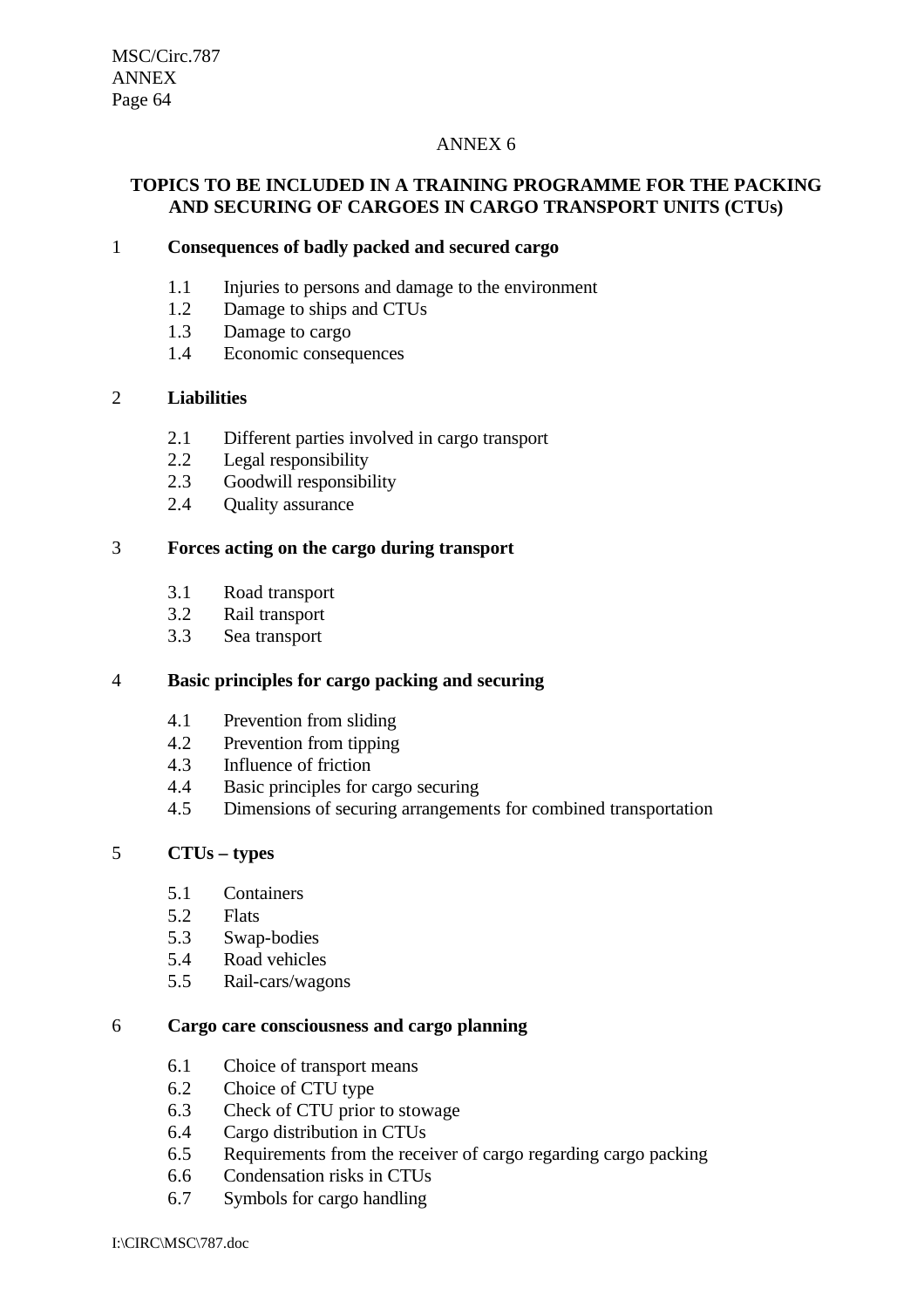ANNEX 6

**TOPICS TO BE INCLUDED IN A TRAINING PROGRAMME FOR THE PACKING AND SECURING OF CARGOES IN CARGO TRANSPORT UNITS (CTUs)**

1 **Consequences of badly packed and secured cargo**

- 1.1 Injuries to persons and damage to the environment
- 1.2 Damage to ships and CTUs
- 1.3 Damage to cargo
- 1.4 Economic consequences

2 **Liabilities**

- 2.1 Different parties involved in cargo transport
- 2.2 Legal responsibility
- 2.3 Goodwill responsibility
- 2.4 Quality assurance

3 **Forces acting on the cargo during transport**

- 3.1 Road transport
- 3.2 Rail transport
- 3.3 Sea transport

4 **Basic principles for cargo packing and securing**

- 4.1 Prevention from sliding
- 4.2 Prevention from tipping
- 4.3 Influence of friction
- 4.4 Basic principles for cargo securing
- 4.5 Dimensions of securing arrangements for combined transportation

5 **CTUs – types**

- 5.1 Containers
- 5.2 Flats
- 5.3 Swap-bodies
- 5.4 Road vehicles
- 5.5 Rail-cars/wagons

6 **Cargo care consciousness and cargo planning**

- 6.1 Choice of transport means
- 6.2 Choice of CTU type
- 6.3 Check of CTU prior to stowage
- 6.4 Cargo distribution in CTUs
- 6.5 Requirements from the receiver of cargo regarding cargo packing
- 6.6 Condensation risks in CTUs
- 6.7 Symbols for cargo handling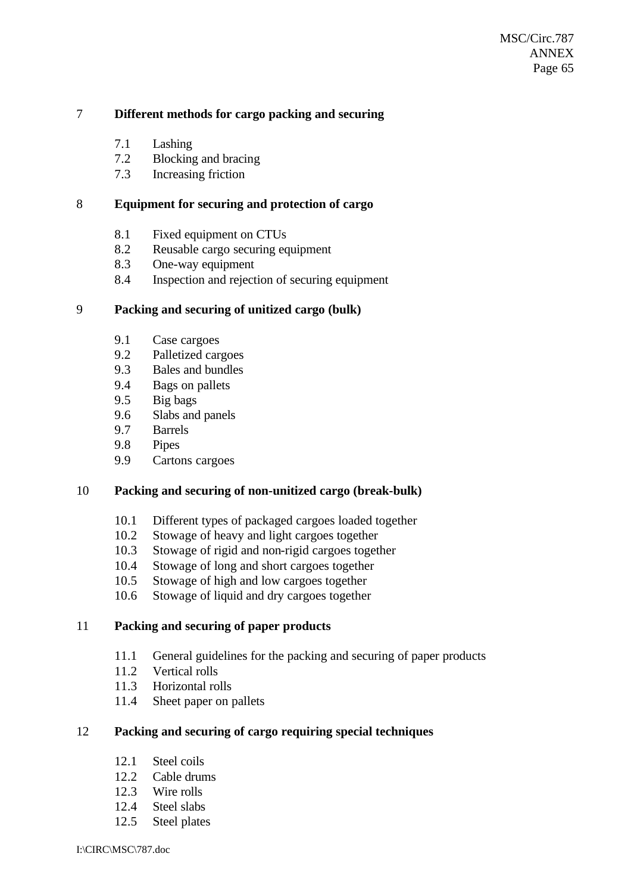## 7 Different methods for cargo packing and securing

7.1 Lashing
7.2 Blocking and bracing
7.3 Increasing friction

## 8 Equipment for securing and protection of cargo

8.1 Fixed equipment on CTUs
8.2 Reusable cargo securing equipment
8.3 One-way equipment
8.4 Inspection and rejection of securing equipment

## 9 Packing and securing of unitized cargo (bulk)

9.1 Case cargoes
9.2 Palletized cargoes
9.3 Bales and bundles
9.4 Bags on pallets
9.5 Big bags
9.6 Slabs and panels
9.7 Barrels
9.8 Pipes
9.9 Cartons cargoes

## 10 Packing and securing of non-unitized cargo (break-bulk)

10.1 Different types of packaged cargoes loaded together
10.2 Stowage of heavy and light cargoes together
10.3 Stowage of rigid and non-rigid cargoes together
10.4 Stowage of long and short cargoes together
10.5 Stowage of high and low cargoes together
10.6 Stowage of liquid and dry cargoes together

## 11 Packing and securing of paper products

11.1 General guidelines for the packing and securing of paper products
11.2 Vertical rolls
11.3 Horizontal rolls
11.4 Sheet paper on pallets

## 12 Packing and securing of cargo requiring special techniques

12.1 Steel coils
12.2 Cable drums
12.3 Wire rolls
12.4 Steel slabs
12.5 Steel plates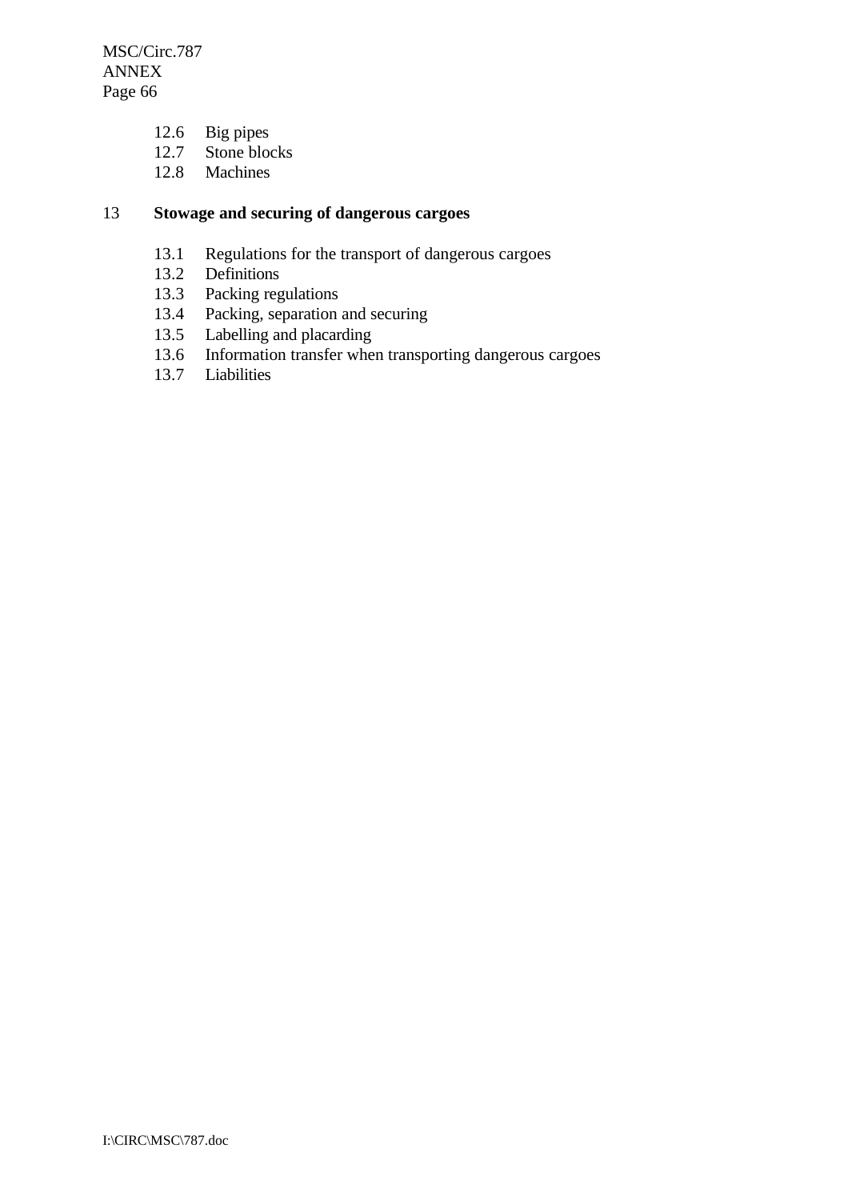12.6 Big pipes
12.7 Stone blocks
12.8 Machines

## 13 Stowage and securing of dangerous cargoes

13.1 Regulations for the transport of dangerous cargoes
13.2 Definitions
13.3 Packing regulations
13.4 Packing, separation and securing
13.5 Labelling and placarding
13.6 Information transfer when transporting dangerous cargoes
13.7 Liabilities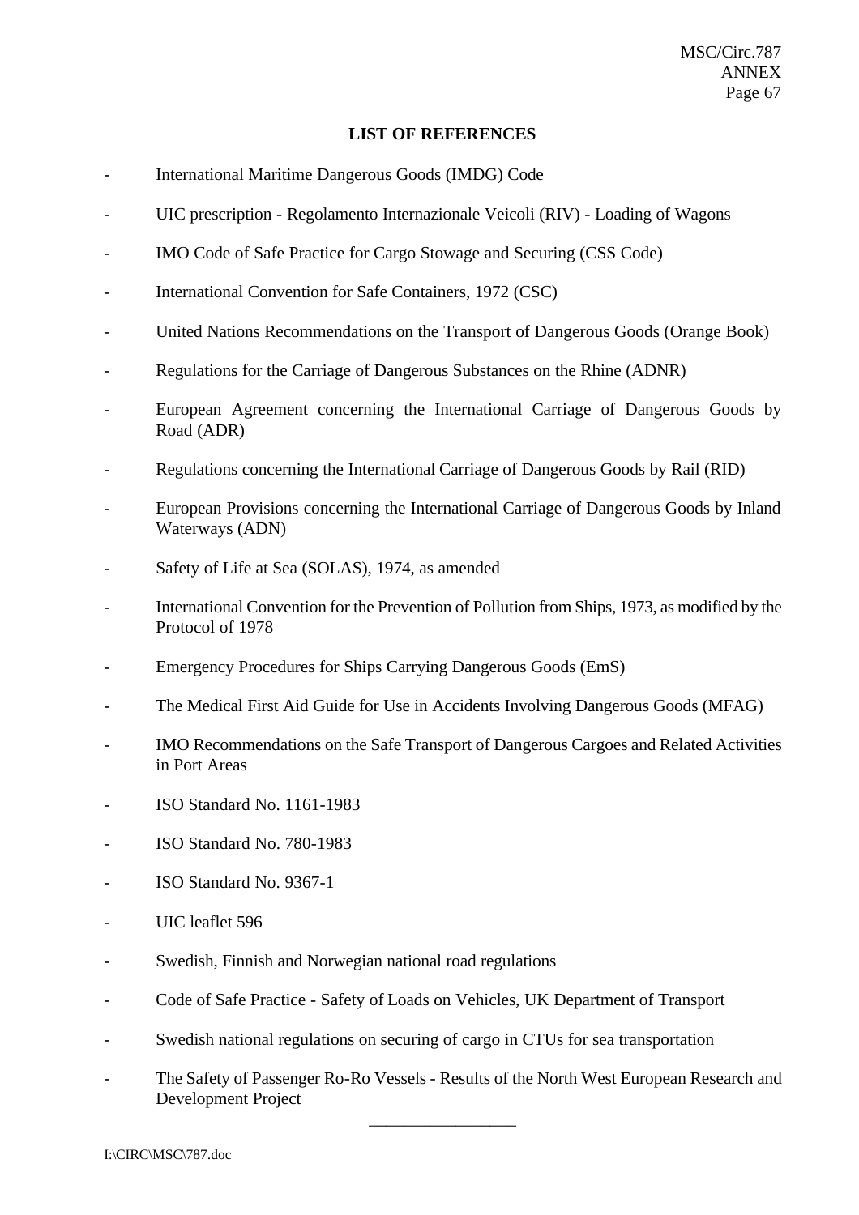## LIST OF REFERENCES

- International Maritime Dangerous Goods (IMDG) Code
- UIC prescription - Regolamento Internazionale Veicoli (RIV) - Loading of Wagons
- IMO Code of Safe Practice for Cargo Stowage and Securing (CSS Code)
- International Convention for Safe Containers, 1972 (CSC)
- United Nations Recommendations on the Transport of Dangerous Goods (Orange Book)
- Regulations for the Carriage of Dangerous Substances on the Rhine (ADNR)
- European Agreement concerning the International Carriage of Dangerous Goods by Road (ADR)
- Regulations concerning the International Carriage of Dangerous Goods by Rail (RID)
- European Provisions concerning the International Carriage of Dangerous Goods by Inland Waterways (ADN)
- Safety of Life at Sea (SOLAS), 1974, as amended
- International Convention for the Prevention of Pollution from Ships, 1973, as modified by the Protocol of 1978
- Emergency Procedures for Ships Carrying Dangerous Goods (EmS)
- The Medical First Aid Guide for Use in Accidents Involving Dangerous Goods (MFAG)
- IMO Recommendations on the Safe Transport of Dangerous Cargoes and Related Activities in Port Areas
- ISO Standard No. 1161-1983
- ISO Standard No. 780-1983
- ISO Standard No. 9367-1
- UIC leaflet 596
- Swedish, Finnish and Norwegian national road regulations
- Code of Safe Practice - Safety of Loads on Vehicles, UK Department of Transport
- Swedish national regulations on securing of cargo in CTUs for sea transportation
- The Safety of Passenger Ro-Ro Vessels - Results of the North West European Research and Development Project